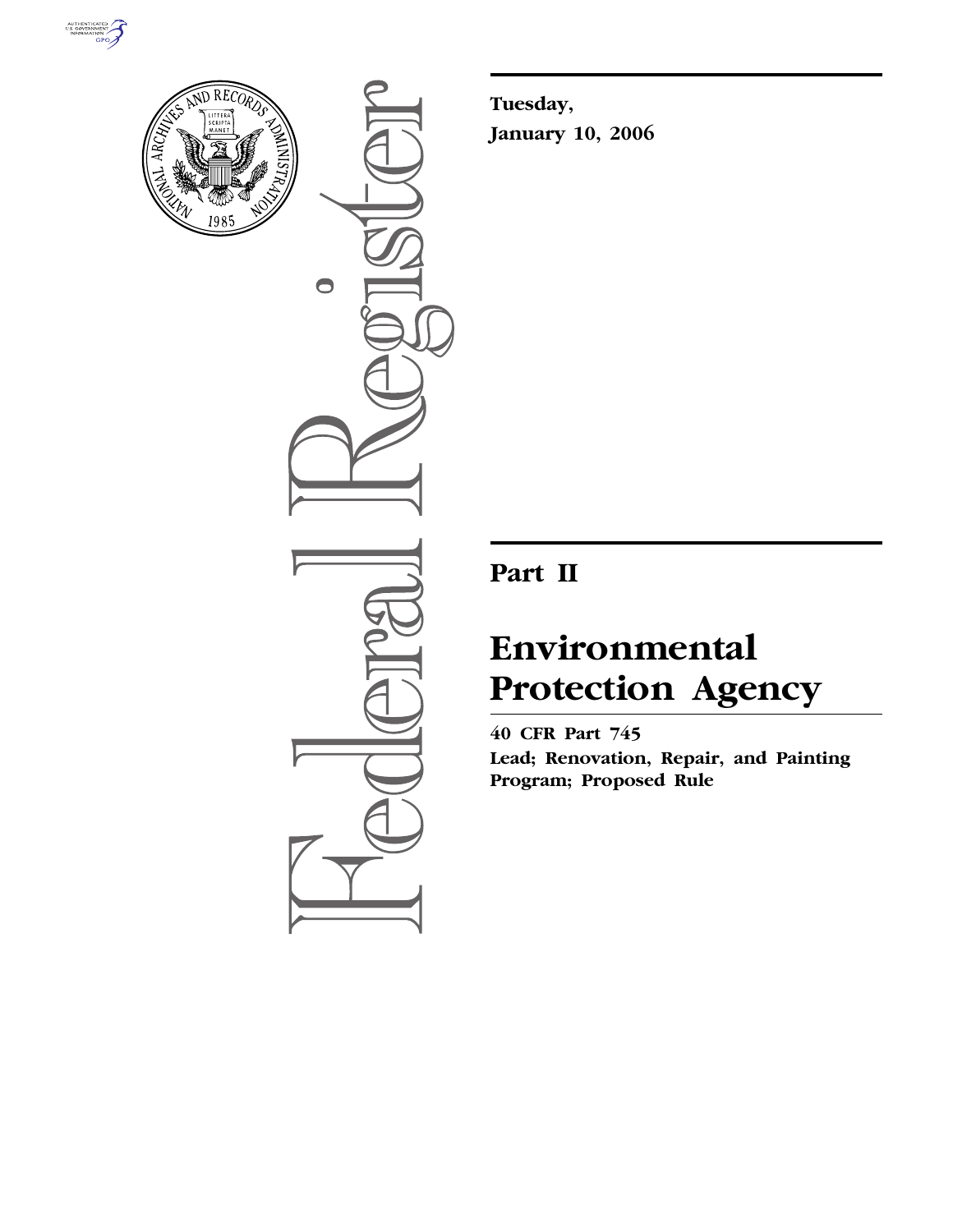Tuesday,

January 10, 2006

# Part II

# Environmental Protection Agency

**40 CFR Part 745**

**Lead; Renovation, Repair, and Painting Program; Proposed Rule**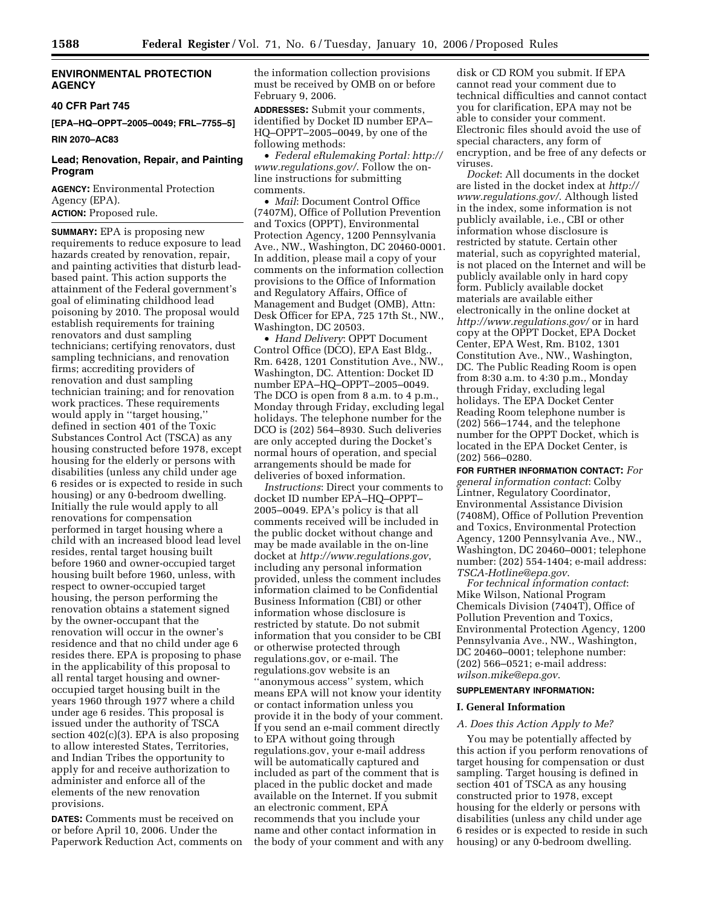## ENVIRONMENTAL PROTECTION AGENCY

### 40 CFR Part 745

**[EPA–HQ–OPPT–2005–0049; FRL–7755–5]**

**RIN 2070–AC83**

### Lead; Renovation, Repair, and Painting Program

**AGENCY:** Environmental Protection Agency (EPA).

**ACTION:** Proposed rule.

**SUMMARY:** EPA is proposing new requirements to reduce exposure to lead hazards created by renovation, repair, and painting activities that disturb lead-based paint. This action supports the attainment of the Federal government's goal of eliminating childhood lead poisoning by 2010. The proposal would establish requirements for training renovators and dust sampling technicians; certifying renovators, dust sampling technicians, and renovation firms; accrediting providers of renovation and dust sampling technician training; and for renovation work practices. These requirements would apply in ''target housing,'' defined in section 401 of the Toxic Substances Control Act (TSCA) as any housing constructed before 1978, except housing for the elderly or persons with disabilities (unless any child under age 6 resides or is expected to reside in such housing) or any 0-bedroom dwelling. Initially the rule would apply to all renovations for compensation performed in target housing where a child with an increased blood lead level resides, rental target housing built before 1960 and owner-occupied target housing built before 1960, unless, with respect to owner-occupied target housing, the person performing the renovation obtains a statement signed by the owner-occupant that the renovation will occur in the owner's residence and that no child under age 6 resides there. EPA is proposing to phase in the applicability of this proposal to all rental target housing and owner-occupied target housing built in the years 1960 through 1977 where a child under age 6 resides. This proposal is issued under the authority of TSCA section 402(c)(3). EPA is also proposing to allow interested States, Territories, and Indian Tribes the opportunity to apply for and receive authorization to administer and enforce all of the elements of the new renovation provisions.

**DATES:** Comments must be received on or before April 10, 2006. Under the Paperwork Reduction Act, comments on the information collection provisions must be received by OMB on or before February 9, 2006.

**ADDRESSES:** Submit your comments, identified by Docket ID number EPA–HQ–OPPT–2005–0049, by one of the following methods:

- *Federal eRulemaking Portal: http://www.regulations.gov/*. Follow the on-line instructions for submitting comments.
- *Mail*: Document Control Office (7407M), Office of Pollution Prevention and Toxics (OPPT), Environmental Protection Agency, 1200 Pennsylvania Ave., NW., Washington, DC 20460-0001. In addition, please mail a copy of your comments on the information collection provisions to the Office of Information and Regulatory Affairs, Office of Management and Budget (OMB), Attn: Desk Officer for EPA, 725 17th St., NW., Washington, DC 20503.
- *Hand Delivery*: OPPT Document Control Office (DCO), EPA East Bldg., Rm. 6428, 1201 Constitution Ave., NW., Washington, DC. Attention: Docket ID number EPA–HQ–OPPT–2005–0049. The DCO is open from 8 a.m. to 4 p.m., Monday through Friday, excluding legal holidays. The telephone number for the DCO is (202) 564–8930. Such deliveries are only accepted during the Docket's normal hours of operation, and special arrangements should be made for deliveries of boxed information.

*Instructions*: Direct your comments to docket ID number EPA–HQ–OPPT–2005–0049. EPA's policy is that all comments received will be included in the public docket without change and may be made available in the on-line docket at *http://www.regulations.gov*, including any personal information provided, unless the comment includes information claimed to be Confidential Business Information (CBI) or other information whose disclosure is restricted by statute. Do not submit information that you consider to be CBI or otherwise protected through regulations.gov, or e-mail. The regulations.gov website is an ''anonymous access'' system, which means EPA will not know your identity or contact information unless you provide it in the body of your comment. If you send an e-mail comment directly to EPA without going through regulations.gov, your e-mail address will be automatically captured and included as part of the comment that is placed in the public docket and made available on the Internet. If you submit an electronic comment, EPA recommends that you include your name and other contact information in the body of your comment and with any disk or CD ROM you submit. If EPA cannot read your comment due to technical difficulties and cannot contact you for clarification, EPA may not be able to consider your comment. Electronic files should avoid the use of special characters, any form of encryption, and be free of any defects or viruses.

*Docket*: All documents in the docket are listed in the docket index at *http://www.regulations.gov/*. Although listed in the index, some information is not publicly available, i.e., CBI or other information whose disclosure is restricted by statute. Certain other material, such as copyrighted material, is not placed on the Internet and will be publicly available only in hard copy form. Publicly available docket materials are available either electronically in the online docket at *http://www.regulations.gov/* or in hard copy at the OPPT Docket, EPA Docket Center, EPA West, Rm. B102, 1301 Constitution Ave., NW., Washington, DC. The Public Reading Room is open from 8:30 a.m. to 4:30 p.m., Monday through Friday, excluding legal holidays. The EPA Docket Center Reading Room telephone number is (202) 566–1744, and the telephone number for the OPPT Docket, which is located in the EPA Docket Center, is (202) 566–0280.

**FOR FURTHER INFORMATION CONTACT:** *For general information contact*: Colby Lintner, Regulatory Coordinator, Environmental Assistance Division (7408M), Office of Pollution Prevention and Toxics, Environmental Protection Agency, 1200 Pennsylvania Ave., NW., Washington, DC 20460–0001; telephone number: (202) 554-1404; e-mail address: *TSCA-Hotline@epa.gov*.

*For technical information contact*: Mike Wilson, National Program Chemicals Division (7404T), Office of Pollution Prevention and Toxics, Environmental Protection Agency, 1200 Pennsylvania Ave., NW., Washington, DC 20460–0001; telephone number: (202) 566–0521; e-mail address: *wilson.mike@epa.gov*.

**SUPPLEMENTARY INFORMATION:**

### I. General Information

*A. Does this Action Apply to Me?*

You may be potentially affected by this action if you perform renovations of target housing for compensation or dust sampling. Target housing is defined in section 401 of TSCA as any housing constructed prior to 1978, except housing for the elderly or persons with disabilities (unless any child under age 6 resides or is expected to reside in such housing) or any 0-bedroom dwelling.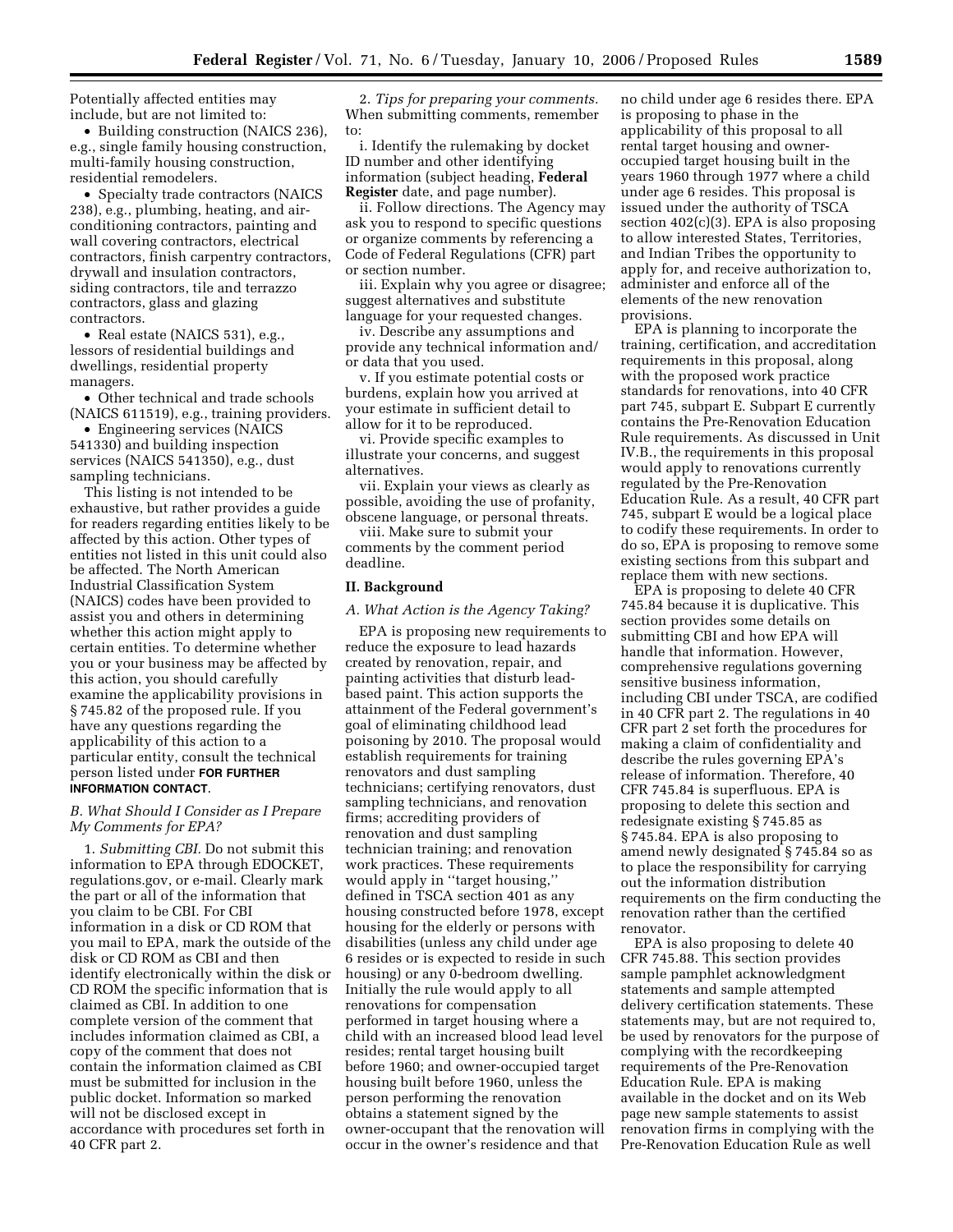Potentially affected entities may include, but are not limited to:

- Building construction (NAICS 236), e.g., single family housing construction, multi-family housing construction, residential remodelers.
- Specialty trade contractors (NAICS 238), e.g., plumbing, heating, and air-conditioning contractors, painting and wall covering contractors, electrical contractors, finish carpentry contractors, drywall and insulation contractors, siding contractors, tile and terrazzo contractors, glass and glazing contractors.
- Real estate (NAICS 531), e.g., lessors of residential buildings and dwellings, residential property managers.
- Other technical and trade schools (NAICS 611519), e.g., training providers.
- Engineering services (NAICS 541330) and building inspection services (NAICS 541350), e.g., dust sampling technicians.

This listing is not intended to be exhaustive, but rather provides a guide for readers regarding entities likely to be affected by this action. Other types of entities not listed in this unit could also be affected. The North American Industrial Classification System (NAICS) codes have been provided to assist you and others in determining whether this action might apply to certain entities. To determine whether you or your business may be affected by this action, you should carefully examine the applicability provisions in § 745.82 of the proposed rule. If you have any questions regarding the applicability of this action to a particular entity, consult the technical person listed under **FOR FURTHER INFORMATION CONTACT**.

### *B. What Should I Consider as I Prepare My Comments for EPA?*

1. *Submitting CBI.* Do not submit this information to EPA through EDOCKET, regulations.gov, or e-mail. Clearly mark the part or all of the information that you claim to be CBI. For CBI information in a disk or CD ROM that you mail to EPA, mark the outside of the disk or CD ROM as CBI and then identify electronically within the disk or CD ROM the specific information that is claimed as CBI. In addition to one complete version of the comment that includes information claimed as CBI, a copy of the comment that does not contain the information claimed as CBI must be submitted for inclusion in the public docket. Information so marked will not be disclosed except in accordance with procedures set forth in 40 CFR part 2.

2. *Tips for preparing your comments.* When submitting comments, remember to:

i. Identify the rulemaking by docket ID number and other identifying information (subject heading, **Federal Register** date, and page number).

ii. Follow directions. The Agency may ask you to respond to specific questions or organize comments by referencing a Code of Federal Regulations (CFR) part or section number.

iii. Explain why you agree or disagree; suggest alternatives and substitute language for your requested changes.

iv. Describe any assumptions and provide any technical information and/or data that you used.

v. If you estimate potential costs or burdens, explain how you arrived at your estimate in sufficient detail to allow for it to be reproduced.

vi. Provide specific examples to illustrate your concerns, and suggest alternatives.

vii. Explain your views as clearly as possible, avoiding the use of profanity, obscene language, or personal threats.

viii. Make sure to submit your comments by the comment period deadline.

## II. Background

### *A. What Action is the Agency Taking?*

EPA is proposing new requirements to reduce the exposure to lead hazards created by renovation, repair, and painting activities that disturb lead-based paint. This action supports the attainment of the Federal government's goal of eliminating childhood lead poisoning by 2010. The proposal would establish requirements for training renovators and dust sampling technicians; certifying renovators, dust sampling technicians, and renovation firms; accrediting providers of renovation and dust sampling technician training; and renovation work practices. These requirements would apply in "target housing," defined in TSCA section 401 as any housing constructed before 1978, except housing for the elderly or persons with disabilities (unless any child under age 6 resides or is expected to reside in such housing) or any 0-bedroom dwelling. Initially the rule would apply to all renovations for compensation performed in target housing where a child with an increased blood lead level resides; rental target housing built before 1960; and owner-occupied target housing built before 1960, unless the person performing the renovation obtains a statement signed by the owner-occupant that the renovation will occur in the owner's residence and that no child under age 6 resides there. EPA is proposing to phase in the applicability of this proposal to all rental target housing and owner-occupied target housing built in the years 1960 through 1977 where a child under age 6 resides. This proposal is issued under the authority of TSCA section 402(c)(3). EPA is also proposing to allow interested States, Territories, and Indian Tribes the opportunity to apply for, and receive authorization to, administer and enforce all of the elements of the new renovation provisions.

EPA is planning to incorporate the training, certification, and accreditation requirements in this proposal, along with the proposed work practice standards for renovations, into 40 CFR part 745, subpart E. Subpart E currently contains the Pre-Renovation Education Rule requirements. As discussed in Unit IV.B., the requirements in this proposal would apply to renovations currently regulated by the Pre-Renovation Education Rule. As a result, 40 CFR part 745, subpart E would be a logical place to codify these requirements. In order to do so, EPA is proposing to remove some existing sections from this subpart and replace them with new sections.

EPA is proposing to delete 40 CFR 745.84 because it is duplicative. This section provides some details on submitting CBI and how EPA will handle that information. However, comprehensive regulations governing sensitive business information, including CBI under TSCA, are codified in 40 CFR part 2. The regulations in 40 CFR part 2 set forth the procedures for making a claim of confidentiality and describe the rules governing EPA's release of information. Therefore, 40 CFR 745.84 is superfluous. EPA is proposing to delete this section and redesignate existing § 745.85 as § 745.84. EPA is also proposing to amend newly designated § 745.84 so as to place the responsibility for carrying out the information distribution requirements on the firm conducting the renovation rather than the certified renovator.

EPA is also proposing to delete 40 CFR 745.88. This section provides sample pamphlet acknowledgment statements and sample attempted delivery certification statements. These statements may, but are not required to, be used by renovators for the purpose of complying with the recordkeeping requirements of the Pre-Renovation Education Rule. EPA is making available in the docket and on its Web page new sample statements to assist renovation firms in complying with the Pre-Renovation Education Rule as well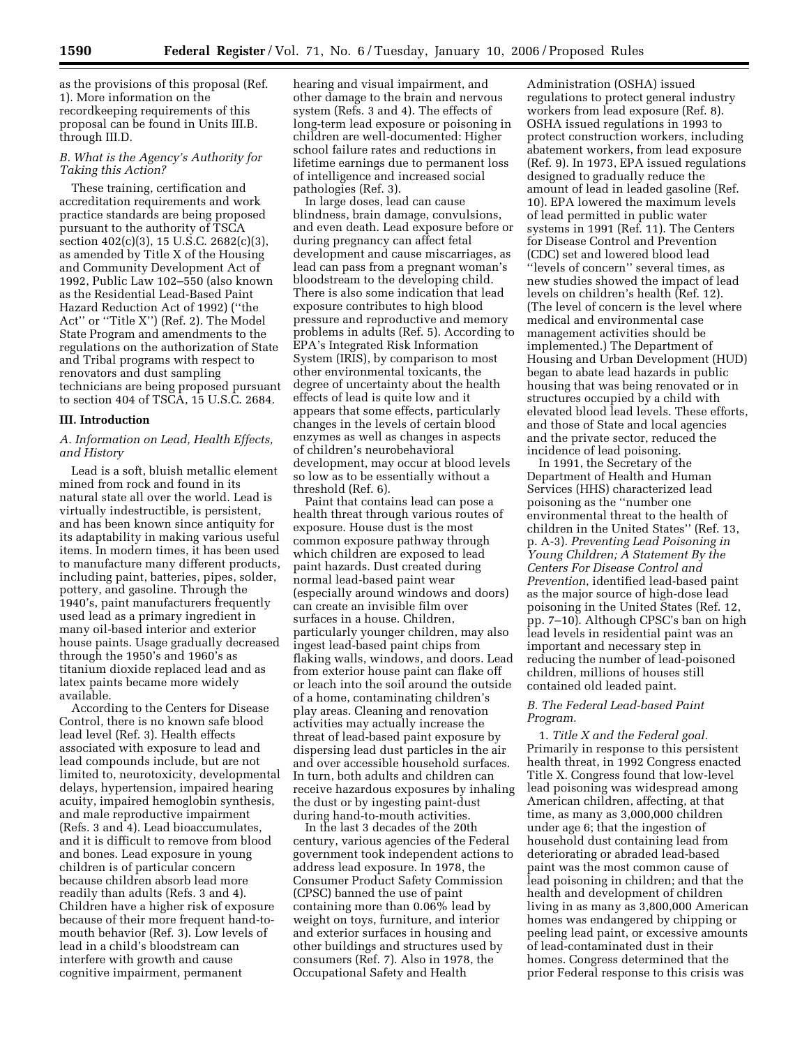as the provisions of this proposal (Ref. 1). More information on the recordkeeping requirements of this proposal can be found in Units III.B. through III.D.

### *B. What is the Agency's Authority for Taking this Action?*

These training, certification and accreditation requirements and work practice standards are being proposed pursuant to the authority of TSCA section 402(c)(3), 15 U.S.C. 2682(c)(3), as amended by Title X of the Housing and Community Development Act of 1992, Public Law 102–550 (also known as the Residential Lead-Based Paint Hazard Reduction Act of 1992) (''the Act'' or ''Title X'') (Ref. 2). The Model State Program and amendments to the regulations on the authorization of State and Tribal programs with respect to renovators and dust sampling technicians are being proposed pursuant to section 404 of TSCA, 15 U.S.C. 2684.

## III. Introduction

### *A. Information on Lead, Health Effects, and History*

Lead is a soft, bluish metallic element mined from rock and found in its natural state all over the world. Lead is virtually indestructible, is persistent, and has been known since antiquity for its adaptability in making various useful items. In modern times, it has been used to manufacture many different products, including paint, batteries, pipes, solder, pottery, and gasoline. Through the 1940's, paint manufacturers frequently used lead as a primary ingredient in many oil-based interior and exterior house paints. Usage gradually decreased through the 1950's and 1960's as titanium dioxide replaced lead and as latex paints became more widely available.

According to the Centers for Disease Control, there is no known safe blood lead level (Ref. 3). Health effects associated with exposure to lead and lead compounds include, but are not limited to, neurotoxicity, developmental delays, hypertension, impaired hearing acuity, impaired hemoglobin synthesis, and male reproductive impairment (Refs. 3 and 4). Lead bioaccumulates, and it is difficult to remove from blood and bones. Lead exposure in young children is of particular concern because children absorb lead more readily than adults (Refs. 3 and 4). Children have a higher risk of exposure because of their more frequent hand-to-mouth behavior (Ref. 3). Low levels of lead in a child's bloodstream can interfere with growth and cause cognitive impairment, permanent hearing and visual impairment, and other damage to the brain and nervous system (Refs. 3 and 4). The effects of long-term lead exposure or poisoning in children are well-documented: Higher school failure rates and reductions in lifetime earnings due to permanent loss of intelligence and increased social pathologies (Ref. 3).

In large doses, lead can cause blindness, brain damage, convulsions, and even death. Lead exposure before or during pregnancy can affect fetal development and cause miscarriages, as lead can pass from a pregnant woman's bloodstream to the developing child. There is also some indication that lead exposure contributes to high blood pressure and reproductive and memory problems in adults (Ref. 5). According to EPA's Integrated Risk Information System (IRIS), by comparison to most other environmental toxicants, the degree of uncertainty about the health effects of lead is quite low and it appears that some effects, particularly changes in the levels of certain blood enzymes as well as changes in aspects of children's neurobehavioral development, may occur at blood levels so low as to be essentially without a threshold (Ref. 6).

Paint that contains lead can pose a health threat through various routes of exposure. House dust is the most common exposure pathway through which children are exposed to lead paint hazards. Dust created during normal lead-based paint wear (especially around windows and doors) can create an invisible film over surfaces in a house. Children, particularly younger children, may also ingest lead-based paint chips from flaking walls, windows, and doors. Lead from exterior house paint can flake off or leach into the soil around the outside of a home, contaminating children's play areas. Cleaning and renovation activities may actually increase the threat of lead-based paint exposure by dispersing lead dust particles in the air and over accessible household surfaces. In turn, both adults and children can receive hazardous exposures by inhaling the dust or by ingesting paint-dust during hand-to-mouth activities.

In the last 3 decades of the 20th century, various agencies of the Federal government took independent actions to address lead exposure. In 1978, the Consumer Product Safety Commission (CPSC) banned the use of paint containing more than 0.06% lead by weight on toys, furniture, and interior and exterior surfaces in housing and other buildings and structures used by consumers (Ref. 7). Also in 1978, the Occupational Safety and Health Administration (OSHA) issued regulations to protect general industry workers from lead exposure (Ref. 8). OSHA issued regulations in 1993 to protect construction workers, including abatement workers, from lead exposure (Ref. 9). In 1973, EPA issued regulations designed to gradually reduce the amount of lead in leaded gasoline (Ref. 10). EPA lowered the maximum levels of lead permitted in public water systems in 1991 (Ref. 11). The Centers for Disease Control and Prevention (CDC) set and lowered blood lead ''levels of concern'' several times, as new studies showed the impact of lead levels on children's health (Ref. 12). (The level of concern is the level where medical and environmental case management activities should be implemented.) The Department of Housing and Urban Development (HUD) began to abate lead hazards in public housing that was being renovated or in structures occupied by a child with elevated blood lead levels. These efforts, and those of State and local agencies and the private sector, reduced the incidence of lead poisoning.

In 1991, the Secretary of the Department of Health and Human Services (HHS) characterized lead poisoning as the ''number one environmental threat to the health of children in the United States'' (Ref. 13, p. A-3). *Preventing Lead Poisoning in Young Children; A Statement By the Centers For Disease Control and Prevention*, identified lead-based paint as the major source of high-dose lead poisoning in the United States (Ref. 12, pp. 7–10). Although CPSC's ban on high lead levels in residential paint was an important and necessary step in reducing the number of lead-poisoned children, millions of houses still contained old leaded paint.

### *B. The Federal Lead-based Paint Program.*

1. *Title X and the Federal goal.* Primarily in response to this persistent health threat, in 1992 Congress enacted Title X. Congress found that low-level lead poisoning was widespread among American children, affecting, at that time, as many as 3,000,000 children under age 6; that the ingestion of household dust containing lead from deteriorating or abraded lead-based paint was the most common cause of lead poisoning in children; and that the health and development of children living in as many as 3,800,000 American homes was endangered by chipping or peeling lead paint, or excessive amounts of lead-contaminated dust in their homes. Congress determined that the prior Federal response to this crisis was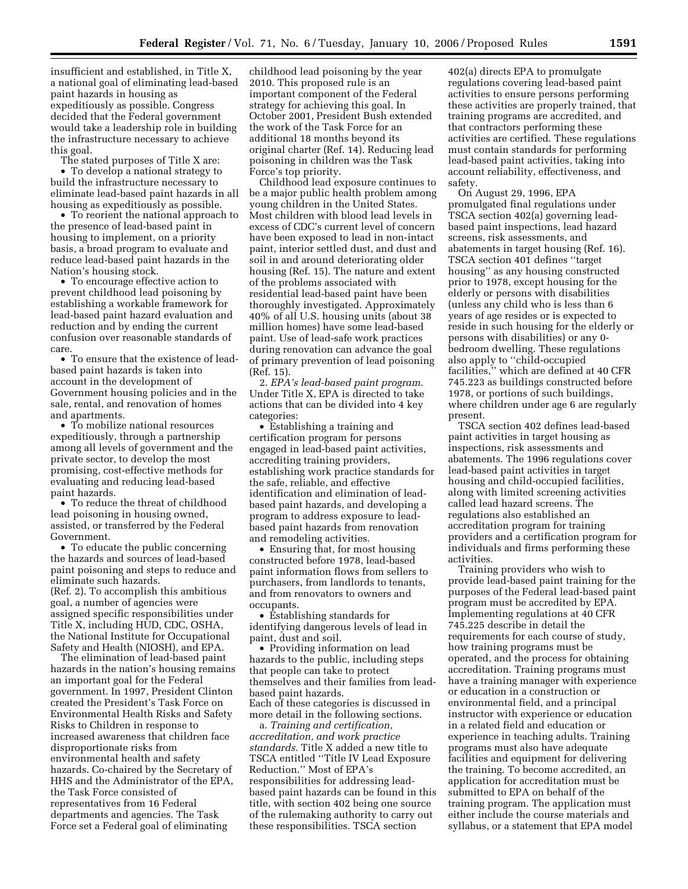insufficient and established, in Title X, a national goal of eliminating lead-based paint hazards in housing as expeditiously as possible. Congress decided that the Federal government would take a leadership role in building the infrastructure necessary to achieve this goal.

The stated purposes of Title X are:

- To develop a national strategy to build the infrastructure necessary to eliminate lead-based paint hazards in all housing as expeditiously as possible.
- To reorient the national approach to the presence of lead-based paint in housing to implement, on a priority basis, a broad program to evaluate and reduce lead-based paint hazards in the Nation's housing stock.
- To encourage effective action to prevent childhood lead poisoning by establishing a workable framework for lead-based paint hazard evaluation and reduction and by ending the current confusion over reasonable standards of care.
- To ensure that the existence of lead-based paint hazards is taken into account in the development of Government housing policies and in the sale, rental, and renovation of homes and apartments.
- To mobilize national resources expeditiously, through a partnership among all levels of government and the private sector, to develop the most promising, cost-effective methods for evaluating and reducing lead-based paint hazards.
- To reduce the threat of childhood lead poisoning in housing owned, assisted, or transferred by the Federal Government.
- To educate the public concerning the hazards and sources of lead-based paint poisoning and steps to reduce and eliminate such hazards.

(Ref. 2). To accomplish this ambitious goal, a number of agencies were assigned specific responsibilities under Title X, including HUD, CDC, OSHA, the National Institute for Occupational Safety and Health (NIOSH), and EPA.

The elimination of lead-based paint hazards in the nation's housing remains an important goal for the Federal government. In 1997, President Clinton created the President's Task Force on Environmental Health Risks and Safety Risks to Children in response to increased awareness that children face disproportionate risks from environmental health and safety hazards. Co-chaired by the Secretary of HHS and the Administrator of the EPA, the Task Force consisted of representatives from 16 Federal departments and agencies. The Task Force set a Federal goal of eliminating childhood lead poisoning by the year 2010. This proposed rule is an important component of the Federal strategy for achieving this goal. In October 2001, President Bush extended the work of the Task Force for an additional 18 months beyond its original charter (Ref. 14). Reducing lead poisoning in children was the Task Force's top priority.

Childhood lead exposure continues to be a major public health problem among young children in the United States. Most children with blood lead levels in excess of CDC's current level of concern have been exposed to lead in non-intact paint, interior settled dust, and dust and soil in and around deteriorating older housing (Ref. 15). The nature and extent of the problems associated with residential lead-based paint have been thoroughly investigated. Approximately 40% of all U.S. housing units (about 38 million homes) have some lead-based paint. Use of lead-safe work practices during renovation can advance the goal of primary prevention of lead poisoning (Ref. 15).

2. *EPA's lead-based paint program.* Under Title X, EPA is directed to take actions that can be divided into 4 key categories:

- Establishing a training and certification program for persons engaged in lead-based paint activities, accrediting training providers, establishing work practice standards for the safe, reliable, and effective identification and elimination of lead-based paint hazards, and developing a program to address exposure to lead-based paint hazards from renovation and remodeling activities.
- Ensuring that, for most housing constructed before 1978, lead-based paint information flows from sellers to purchasers, from landlords to tenants, and from renovators to owners and occupants.
- Establishing standards for identifying dangerous levels of lead in paint, dust and soil.
- Providing information on lead hazards to the public, including steps that people can take to protect themselves and their families from lead-based paint hazards.

Each of these categories is discussed in more detail in the following sections.

a. *Training and certification, accreditation, and work practice standards.* Title X added a new title to TSCA entitled ''Title IV Lead Exposure Reduction.'' Most of EPA's responsibilities for addressing lead-based paint hazards can be found in this title, with section 402 being one source of the rulemaking authority to carry out these responsibilities. TSCA section 402(a) directs EPA to promulgate regulations covering lead-based paint activities to ensure persons performing these activities are properly trained, that training programs are accredited, and that contractors performing these activities are certified. These regulations must contain standards for performing lead-based paint activities, taking into account reliability, effectiveness, and safety.

On August 29, 1996, EPA promulgated final regulations under TSCA section 402(a) governing lead-based paint inspections, lead hazard screens, risk assessments, and abatements in target housing (Ref. 16). TSCA section 401 defines ''target housing'' as any housing constructed prior to 1978, except housing for the elderly or persons with disabilities (unless any child who is less than 6 years of age resides or is expected to reside in such housing for the elderly or persons with disabilities) or any 0-bedroom dwelling. These regulations also apply to ''child-occupied facilities,'' which are defined at 40 CFR 745.223 as buildings constructed before 1978, or portions of such buildings, where children under age 6 are regularly present.

TSCA section 402 defines lead-based paint activities in target housing as inspections, risk assessments and abatements. The 1996 regulations cover lead-based paint activities in target housing and child-occupied facilities, along with limited screening activities called lead hazard screens. The regulations also established an accreditation program for training providers and a certification program for individuals and firms performing these activities.

Training providers who wish to provide lead-based paint training for the purposes of the Federal lead-based paint program must be accredited by EPA. Implementing regulations at 40 CFR 745.225 describe in detail the requirements for each course of study, how training programs must be operated, and the process for obtaining accreditation. Training programs must have a training manager with experience or education in a construction or environmental field, and a principal instructor with experience or education in a related field and education or experience in teaching adults. Training programs must also have adequate facilities and equipment for delivering the training. To become accredited, an application for accreditation must be submitted to EPA on behalf of the training program. The application must either include the course materials and syllabus, or a statement that EPA model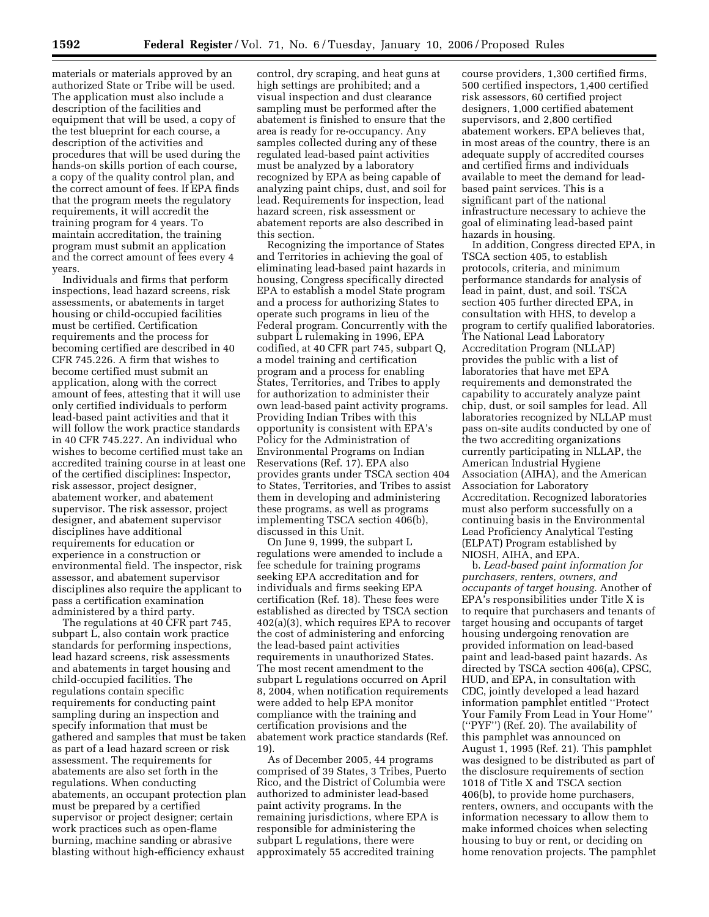materials or materials approved by an authorized State or Tribe will be used. The application must also include a description of the facilities and equipment that will be used, a copy of the test blueprint for each course, a description of the activities and procedures that will be used during the hands-on skills portion of each course, a copy of the quality control plan, and the correct amount of fees. If EPA finds that the program meets the regulatory requirements, it will accredit the training program for 4 years. To maintain accreditation, the training program must submit an application and the correct amount of fees every 4 years.

Individuals and firms that perform inspections, lead hazard screens, risk assessments, or abatements in target housing or child-occupied facilities must be certified. Certification requirements and the process for becoming certified are described in 40 CFR 745.226. A firm that wishes to become certified must submit an application, along with the correct amount of fees, attesting that it will use only certified individuals to perform lead-based paint activities and that it will follow the work practice standards in 40 CFR 745.227. An individual who wishes to become certified must take an accredited training course in at least one of the certified disciplines: Inspector, risk assessor, project designer, abatement worker, and abatement supervisor. The risk assessor, project designer, and abatement supervisor disciplines have additional requirements for education or experience in a construction or environmental field. The inspector, risk assessor, and abatement supervisor disciplines also require the applicant to pass a certification examination administered by a third party.

The regulations at 40 CFR part 745, subpart L, also contain work practice standards for performing inspections, lead hazard screens, risk assessments and abatements in target housing and child-occupied facilities. The regulations contain specific requirements for conducting paint sampling during an inspection and specify information that must be gathered and samples that must be taken as part of a lead hazard screen or risk assessment. The requirements for abatements are also set forth in the regulations. When conducting abatements, an occupant protection plan must be prepared by a certified supervisor or project designer; certain work practices such as open-flame burning, machine sanding or abrasive blasting without high-efficiency exhaust control, dry scraping, and heat guns at high settings are prohibited; and a visual inspection and dust clearance sampling must be performed after the abatement is finished to ensure that the area is ready for re-occupancy. Any samples collected during any of these regulated lead-based paint activities must be analyzed by a laboratory recognized by EPA as being capable of analyzing paint chips, dust, and soil for lead. Requirements for inspection, lead hazard screen, risk assessment or abatement reports are also described in this section.

Recognizing the importance of States and Territories in achieving the goal of eliminating lead-based paint hazards in housing, Congress specifically directed EPA to establish a model State program and a process for authorizing States to operate such programs in lieu of the Federal program. Concurrently with the subpart L rulemaking in 1996, EPA codified, at 40 CFR part 745, subpart Q, a model training and certification program and a process for enabling States, Territories, and Tribes to apply for authorization to administer their own lead-based paint activity programs. Providing Indian Tribes with this opportunity is consistent with EPA's Policy for the Administration of Environmental Programs on Indian Reservations (Ref. 17). EPA also provides grants under TSCA section 404 to States, Territories, and Tribes to assist them in developing and administering these programs, as well as programs implementing TSCA section 406(b), discussed in this Unit.

On June 9, 1999, the subpart L regulations were amended to include a fee schedule for training programs seeking EPA accreditation and for individuals and firms seeking EPA certification (Ref. 18). These fees were established as directed by TSCA section 402(a)(3), which requires EPA to recover the cost of administering and enforcing the lead-based paint activities requirements in unauthorized States. The most recent amendment to the subpart L regulations occurred on April 8, 2004, when notification requirements were added to help EPA monitor compliance with the training and certification provisions and the abatement work practice standards (Ref. 19).

As of December 2005, 44 programs comprised of 39 States, 3 Tribes, Puerto Rico, and the District of Columbia were authorized to administer lead-based paint activity programs. In the remaining jurisdictions, where EPA is responsible for administering the subpart L regulations, there were approximately 55 accredited training course providers, 1,300 certified firms, 500 certified inspectors, 1,400 certified risk assessors, 60 certified project designers, 1,000 certified abatement supervisors, and 2,800 certified abatement workers. EPA believes that, in most areas of the country, there is an adequate supply of accredited courses and certified firms and individuals available to meet the demand for lead-based paint services. This is a significant part of the national infrastructure necessary to achieve the goal of eliminating lead-based paint hazards in housing.

In addition, Congress directed EPA, in TSCA section 405, to establish protocols, criteria, and minimum performance standards for analysis of lead in paint, dust, and soil. TSCA section 405 further directed EPA, in consultation with HHS, to develop a program to certify qualified laboratories. The National Lead Laboratory Accreditation Program (NLLAP) provides the public with a list of laboratories that have met EPA requirements and demonstrated the capability to accurately analyze paint chip, dust, or soil samples for lead. All laboratories recognized by NLLAP must pass on-site audits conducted by one of the two accrediting organizations currently participating in NLLAP, the American Industrial Hygiene Association (AIHA), and the American Association for Laboratory Accreditation. Recognized laboratories must also perform successfully on a continuing basis in the Environmental Lead Proficiency Analytical Testing (ELPAT) Program established by NIOSH, AIHA, and EPA.

b. *Lead-based paint information for purchasers, renters, owners, and occupants of target housing.* Another of EPA's responsibilities under Title X is to require that purchasers and tenants of target housing and occupants of target housing undergoing renovation are provided information on lead-based paint and lead-based paint hazards. As directed by TSCA section 406(a), CPSC, HUD, and EPA, in consultation with CDC, jointly developed a lead hazard information pamphlet entitled ''Protect Your Family From Lead in Your Home'' (''PYF'') (Ref. 20). The availability of this pamphlet was announced on August 1, 1995 (Ref. 21). This pamphlet was designed to be distributed as part of the disclosure requirements of section 1018 of Title X and TSCA section 406(b), to provide home purchasers, renters, owners, and occupants with the information necessary to allow them to make informed choices when selecting housing to buy or rent, or deciding on home renovation projects. The pamphlet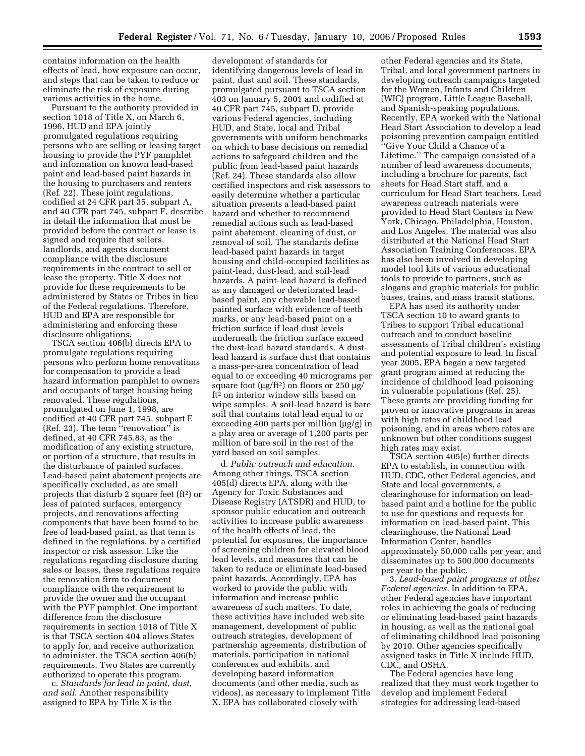contains information on the health effects of lead, how exposure can occur, and steps that can be taken to reduce or eliminate the risk of exposure during various activities in the home.

Pursuant to the authority provided in section 1018 of Title X, on March 6, 1996, HUD and EPA jointly promulgated regulations requiring persons who are selling or leasing target housing to provide the PYF pamphlet and information on known lead-based paint and lead-based paint hazards in the housing to purchasers and renters (Ref. 22). These joint regulations, codified at 24 CFR part 35, subpart A, and 40 CFR part 745, subpart F, describe in detail the information that must be provided before the contract or lease is signed and require that sellers, landlords, and agents document compliance with the disclosure requirements in the contract to sell or lease the property. Title X does not provide for these requirements to be administered by States or Tribes in lieu of the Federal regulations. Therefore, HUD and EPA are responsible for administering and enforcing these disclosure obligations.

TSCA section 406(b) directs EPA to promulgate regulations requiring persons who perform home renovations for compensation to provide a lead hazard information pamphlet to owners and occupants of target housing being renovated. These regulations, promulgated on June 1, 1998, are codified at 40 CFR part 745, subpart E (Ref. 23). The term ''renovation'' is defined, at 40 CFR 745.83, as the modification of any existing structure, or portion of a structure, that results in the disturbance of painted surfaces. Lead-based paint abatement projects are specifically excluded, as are small projects that disturb 2 square feet (ft$^2$) or less of painted surfaces, emergency projects, and renovations affecting components that have been found to be free of lead-based paint, as that term is defined in the regulations, by a certified inspector or risk assessor. Like the regulations regarding disclosure during sales or leases, these regulations require the renovation firm to document compliance with the requirement to provide the owner and the occupant with the PYF pamphlet. One important difference from the disclosure requirements in section 1018 of Title X is that TSCA section 404 allows States to apply for, and receive authorization to administer, the TSCA section 406(b) requirements. Two States are currently authorized to operate this program.

c. *Standards for lead in paint, dust, and soil*. Another responsibility assigned to EPA by Title X is the development of standards for identifying dangerous levels of lead in paint, dust and soil. These standards, promulgated pursuant to TSCA section 403 on January 5, 2001 and codified at 40 CFR part 745, subpart D, provide various Federal agencies, including HUD, and State, local and Tribal governments with uniform benchmarks on which to base decisions on remedial actions to safeguard children and the public from lead-based paint hazards (Ref. 24). These standards also allow certified inspectors and risk assessors to easily determine whether a particular situation presents a lead-based paint hazard and whether to recommend remedial actions such as lead-based paint abatement, cleaning of dust, or removal of soil. The standards define lead-based paint hazards in target housing and child-occupied facilities as paint-lead, dust-lead, and soil-lead hazards. A paint-lead hazard is defined as any damaged or deteriorated lead-based paint, any chewable lead-based painted surface with evidence of teeth marks, or any lead-based paint on a friction surface if lead dust levels underneath the friction surface exceed the dust-lead hazard standards. A dust-lead hazard is surface dust that contains a mass-per-area concentration of lead equal to or exceeding 40 micrograms per square foot (μg/ft$^2$) on floors or 250 μg/ft$^2$ on interior window sills based on wipe samples. A soil-lead hazard is bare soil that contains total lead equal to or exceeding 400 parts per million (μg/g) in a play area or average of 1,200 parts per million of bare soil in the rest of the yard based on soil samples.

d. *Public outreach and education*. Among other things, TSCA section 405(d) directs EPA, along with the Agency for Toxic Substances and Disease Registry (ATSDR) and HUD, to sponsor public education and outreach activities to increase public awareness of the health effects of lead, the potential for exposures, the importance of screening children for elevated blood lead levels, and measures that can be taken to reduce or eliminate lead-based paint hazards. Accordingly, EPA has worked to provide the public with information and increase public awareness of such matters. To date, these activities have included web site management, development of public outreach strategies, development of partnership agreements, distribution of materials, participation in national conferences and exhibits, and developing hazard information documents (and other media, such as videos), as necessary to implement Title X. EPA has collaborated closely with other Federal agencies and its State, Tribal, and local government partners in developing outreach campaigns targeted for the Women, Infants and Children (WIC) program, Little League Baseball, and Spanish-speaking populations. Recently, EPA worked with the National Head Start Association to develop a lead poisoning prevention campaign entitled ''Give Your Child a Chance of a Lifetime.'' The campaign consisted of a number of lead awareness documents, including a brochure for parents, fact sheets for Head Start staff, and a curriculum for Head Start teachers. Lead awareness outreach materials were provided to Head Start Centers in New York, Chicago, Philadelphia, Houston, and Los Angeles. The material was also distributed at the National Head Start Association Training Conferences. EPA has also been involved in developing model tool kits of various educational tools to provide to partners, such as slogans and graphic materials for public buses, trains, and mass transit stations.

EPA has used its authority under TSCA section 10 to award grants to Tribes to support Tribal educational outreach and to conduct baseline assessments of Tribal children's existing and potential exposure to lead. In fiscal year 2005, EPA began a new targeted grant program aimed at reducing the incidence of childhood lead poisoning in vulnerable populations (Ref. 25). These grants are providing funding for proven or innovative programs in areas with high rates of childhood lead poisoning, and in areas where rates are unknown but other conditions suggest high rates may exist.

TSCA section 405(e) further directs EPA to establish, in connection with HUD, CDC, other Federal agencies, and State and local governments, a clearinghouse for information on lead-based paint and a hotline for the public to use for questions and requests for information on lead-based paint. This clearinghouse, the National Lead Information Center, handles approximately 50,000 calls per year, and disseminates up to 500,000 documents per year to the public.

3. *Lead-based paint programs at other Federal agencies*. In addition to EPA, other Federal agencies have important roles in achieving the goals of reducing or eliminating lead-based paint hazards in housing, as well as the national goal of eliminating childhood lead poisoning by 2010. Other agencies specifically assigned tasks in Title X include HUD, CDC, and OSHA.

The Federal agencies have long realized that they must work together to develop and implement Federal strategies for addressing lead-based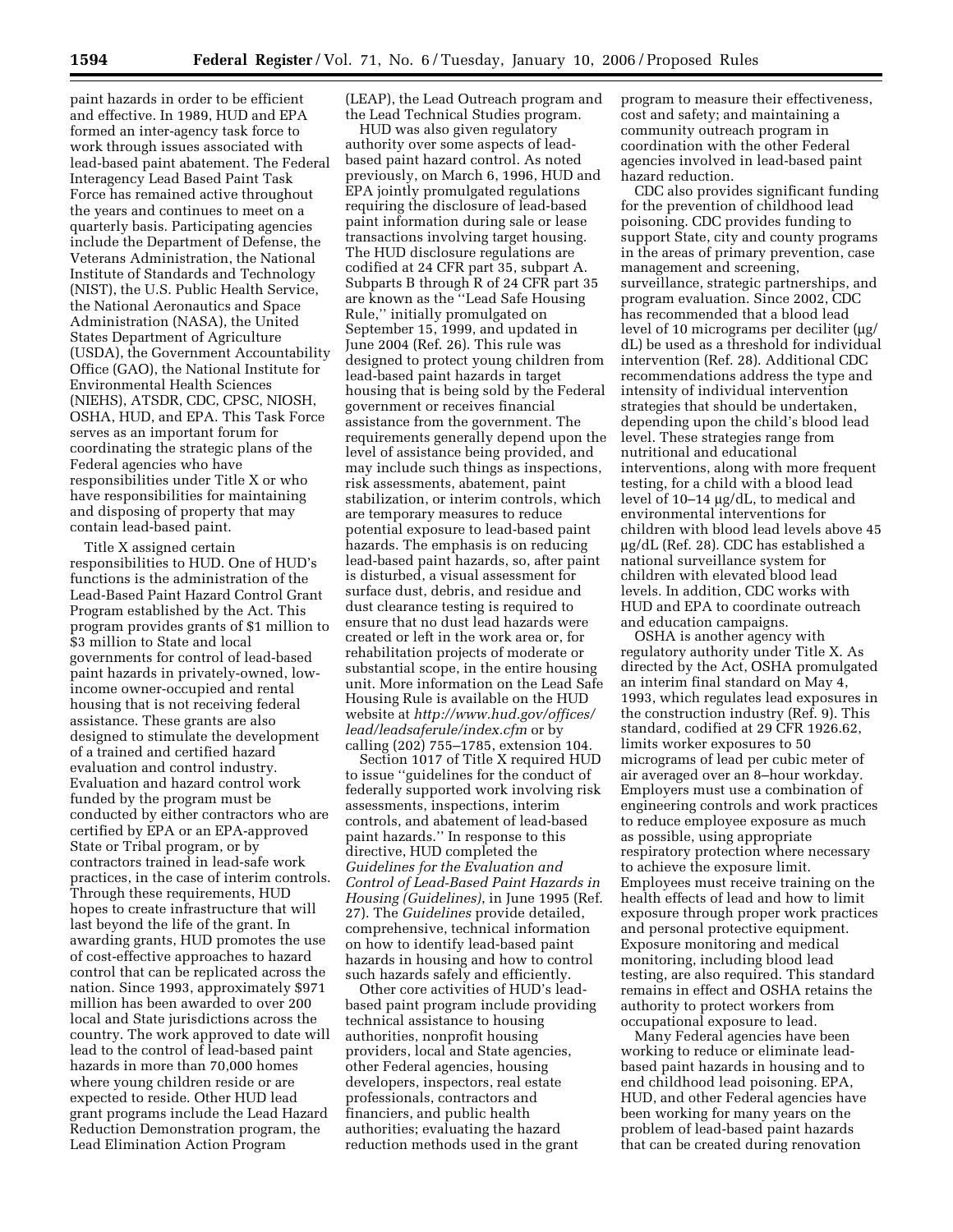paint hazards in order to be efficient and effective. In 1989, HUD and EPA formed an inter-agency task force to work through issues associated with lead-based paint abatement. The Federal Interagency Lead Based Paint Task Force has remained active throughout the years and continues to meet on a quarterly basis. Participating agencies include the Department of Defense, the Veterans Administration, the National Institute of Standards and Technology (NIST), the U.S. Public Health Service, the National Aeronautics and Space Administration (NASA), the United States Department of Agriculture (USDA), the Government Accountability Office (GAO), the National Institute for Environmental Health Sciences (NIEHS), ATSDR, CDC, CPSC, NIOSH, OSHA, HUD, and EPA. This Task Force serves as an important forum for coordinating the strategic plans of the Federal agencies who have responsibilities under Title X or who have responsibilities for maintaining and disposing of property that may contain lead-based paint.

Title X assigned certain responsibilities to HUD. One of HUD's functions is the administration of the Lead-Based Paint Hazard Control Grant Program established by the Act. This program provides grants of $1 million to $3 million to State and local governments for control of lead-based paint hazards in privately-owned, low-income owner-occupied and rental housing that is not receiving federal assistance. These grants are also designed to stimulate the development of a trained and certified hazard evaluation and control industry. Evaluation and hazard control work funded by the program must be conducted by either contractors who are certified by EPA or an EPA-approved State or Tribal program, or by contractors trained in lead-safe work practices, in the case of interim controls. Through these requirements, HUD hopes to create infrastructure that will last beyond the life of the grant. In awarding grants, HUD promotes the use of cost-effective approaches to hazard control that can be replicated across the nation. Since 1993, approximately $971 million has been awarded to over 200 local and State jurisdictions across the country. The work approved to date will lead to the control of lead-based paint hazards in more than 70,000 homes where young children reside or are expected to reside. Other HUD lead grant programs include the Lead Hazard Reduction Demonstration program, the Lead Elimination Action Program (LEAP), the Lead Outreach program and the Lead Technical Studies program.

HUD was also given regulatory authority over some aspects of lead-based paint hazard control. As noted previously, on March 6, 1996, HUD and EPA jointly promulgated regulations requiring the disclosure of lead-based paint information during sale or lease transactions involving target housing. The HUD disclosure regulations are codified at 24 CFR part 35, subpart A. Subparts B through R of 24 CFR part 35 are known as the ''Lead Safe Housing Rule,'' initially promulgated on September 15, 1999, and updated in June 2004 (Ref. 26). This rule was designed to protect young children from lead-based paint hazards in target housing that is being sold by the Federal government or receives financial assistance from the government. The requirements generally depend upon the level of assistance being provided, and may include such things as inspections, risk assessments, abatement, paint stabilization, or interim controls, which are temporary measures to reduce potential exposure to lead-based paint hazards. The emphasis is on reducing lead-based paint hazards, so, after paint is disturbed, a visual assessment for surface dust, debris, and residue and dust clearance testing is required to ensure that no dust lead hazards were created or left in the work area or, for rehabilitation projects of moderate or substantial scope, in the entire housing unit. More information on the Lead Safe Housing Rule is available on the HUD website at *http://www.hud.gov/offices/lead/leadsaferule/index.cfm* or by calling (202) 755–1785, extension 104.

Section 1017 of Title X required HUD to issue ''guidelines for the conduct of federally supported work involving risk assessments, inspections, interim controls, and abatement of lead-based paint hazards.'' In response to this directive, HUD completed the *Guidelines for the Evaluation and Control of Lead-Based Paint Hazards in Housing (Guidelines)*, in June 1995 (Ref. 27). The *Guidelines* provide detailed, comprehensive, technical information on how to identify lead-based paint hazards in housing and how to control such hazards safely and efficiently.

Other core activities of HUD's lead-based paint program include providing technical assistance to housing authorities, nonprofit housing providers, local and State agencies, other Federal agencies, housing developers, inspectors, real estate professionals, contractors and financiers, and public health authorities; evaluating the hazard reduction methods used in the grant program to measure their effectiveness, cost and safety; and maintaining a community outreach program in coordination with the other Federal agencies involved in lead-based paint hazard reduction.

CDC also provides significant funding for the prevention of childhood lead poisoning. CDC provides funding to support State, city and county programs in the areas of primary prevention, case management and screening, surveillance, strategic partnerships, and program evaluation. Since 2002, CDC has recommended that a blood lead level of 10 micrograms per deciliter (μg/dL) be used as a threshold for individual intervention (Ref. 28). Additional CDC recommendations address the type and intensity of individual intervention strategies that should be undertaken, depending upon the child's blood lead level. These strategies range from nutritional and educational interventions, along with more frequent testing, for a child with a blood lead level of 10–14 μg/dL, to medical and environmental interventions for children with blood lead levels above 45 μg/dL (Ref. 28). CDC has established a national surveillance system for children with elevated blood lead levels. In addition, CDC works with HUD and EPA to coordinate outreach and education campaigns.

OSHA is another agency with regulatory authority under Title X. As directed by the Act, OSHA promulgated an interim final standard on May 4, 1993, which regulates lead exposures in the construction industry (Ref. 9). This standard, codified at 29 CFR 1926.62, limits worker exposures to 50 micrograms of lead per cubic meter of air averaged over an 8–hour workday. Employers must use a combination of engineering controls and work practices to reduce employee exposure as much as possible, using appropriate respiratory protection where necessary to achieve the exposure limit. Employees must receive training on the health effects of lead and how to limit exposure through proper work practices and personal protective equipment. Exposure monitoring and medical monitoring, including blood lead testing, are also required. This standard remains in effect and OSHA retains the authority to protect workers from occupational exposure to lead.

Many Federal agencies have been working to reduce or eliminate lead-based paint hazards in housing and to end childhood lead poisoning. EPA, HUD, and other Federal agencies have been working for many years on the problem of lead-based paint hazards that can be created during renovation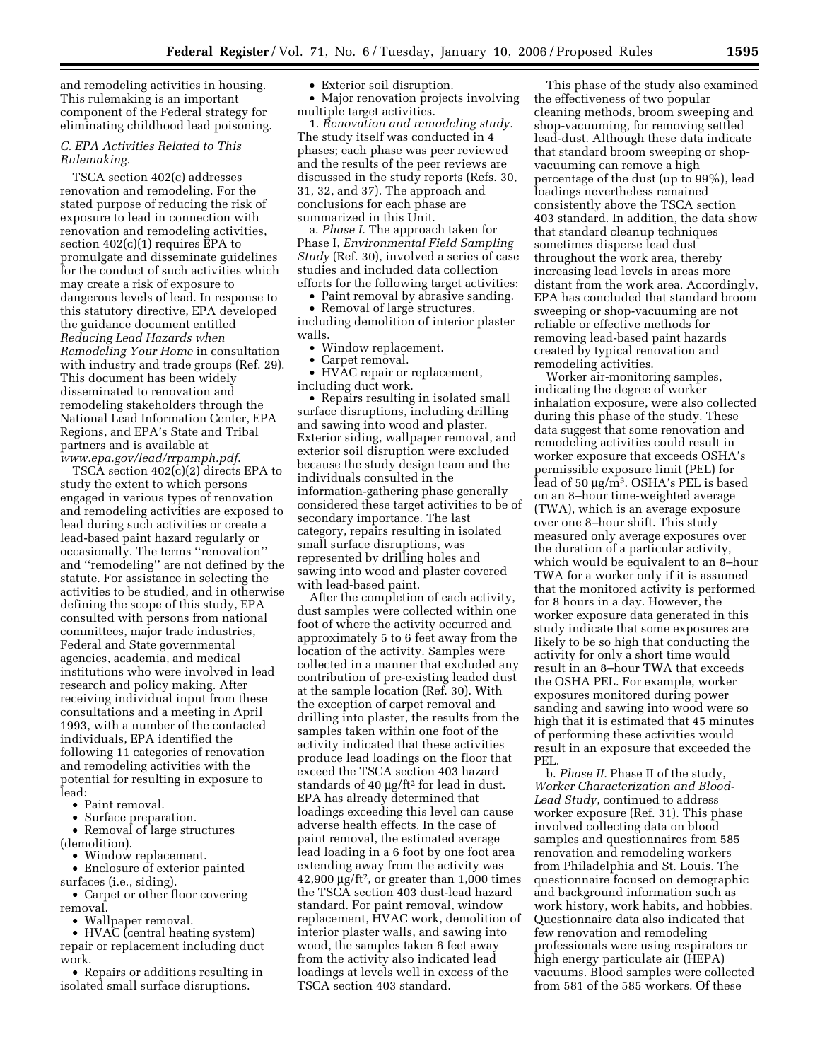and remodeling activities in housing. This rulemaking is an important component of the Federal strategy for eliminating childhood lead poisoning.

### *C. EPA Activities Related to This Rulemaking.*

TSCA section 402(c) addresses renovation and remodeling. For the stated purpose of reducing the risk of exposure to lead in connection with renovation and remodeling activities, section 402(c)(1) requires EPA to promulgate and disseminate guidelines for the conduct of such activities which may create a risk of exposure to dangerous levels of lead. In response to this statutory directive, EPA developed the guidance document entitled *Reducing Lead Hazards when Remodeling Your Home* in consultation with industry and trade groups (Ref. 29). This document has been widely disseminated to renovation and remodeling stakeholders through the National Lead Information Center, EPA Regions, and EPA's State and Tribal partners and is available at *www.epa.gov/lead/rrpamph.pdf*.

TSCA section 402(c)(2) directs EPA to study the extent to which persons engaged in various types of renovation and remodeling activities are exposed to lead during such activities or create a lead-based paint hazard regularly or occasionally. The terms ''renovation'' and ''remodeling'' are not defined by the statute. For assistance in selecting the activities to be studied, and in otherwise defining the scope of this study, EPA consulted with persons from national committees, major trade industries, Federal and State governmental agencies, academia, and medical institutions who were involved in lead research and policy making. After receiving individual input from these consultations and a meeting in April 1993, with a number of the contacted individuals, EPA identified the following 11 categories of renovation and remodeling activities with the potential for resulting in exposure to lead:

- Paint removal.
- Surface preparation.
- Removal of large structures (demolition).
- Window replacement.
- Enclosure of exterior painted surfaces (i.e., siding).
- Carpet or other floor covering removal.
- Wallpaper removal.
- HVAC (central heating system) repair or replacement including duct work.
- Repairs or additions resulting in isolated small surface disruptions.
- Exterior soil disruption.
- Major renovation projects involving multiple target activities.

1. *Renovation and remodeling study.* The study itself was conducted in 4 phases; each phase was peer reviewed and the results of the peer reviews are discussed in the study reports (Refs. 30, 31, 32, and 37). The approach and conclusions for each phase are summarized in this Unit.

a. *Phase I.* The approach taken for Phase I, *Environmental Field Sampling Study* (Ref. 30), involved a series of case studies and included data collection efforts for the following target activities:

- Paint removal by abrasive sanding.
- Removal of large structures, including demolition of interior plaster walls.
- Window replacement.
- Carpet removal.
- HVAC repair or replacement, including duct work.
- Repairs resulting in isolated small surface disruptions, including drilling and sawing into wood and plaster.

Exterior siding, wallpaper removal, and exterior soil disruption were excluded because the study design team and the individuals consulted in the information-gathering phase generally considered these target activities to be of secondary importance. The last category, repairs resulting in isolated small surface disruptions, was represented by drilling holes and sawing into wood and plaster covered with lead-based paint.

After the completion of each activity, dust samples were collected within one foot of where the activity occurred and approximately 5 to 6 feet away from the location of the activity. Samples were collected in a manner that excluded any contribution of pre-existing leaded dust at the sample location (Ref. 30). With the exception of carpet removal and drilling into plaster, the results from the samples taken within one foot of the activity indicated that these activities produce lead loadings on the floor that exceed the TSCA section 403 hazard standards of 40 $\mu g/ft^2$ for lead in dust. EPA has already determined that loadings exceeding this level can cause adverse health effects. In the case of paint removal, the estimated average lead loading in a 6 foot by one foot area extending away from the activity was 42,900 $\mu g/ft^2$, or greater than 1,000 times the TSCA section 403 dust-lead hazard standard. For paint removal, window replacement, HVAC work, demolition of interior plaster walls, and sawing into wood, the samples taken 6 feet away from the activity also indicated lead loadings at levels well in excess of the TSCA section 403 standard.

This phase of the study also examined the effectiveness of two popular cleaning methods, broom sweeping and shop-vacuuming, for removing settled lead-dust. Although these data indicate that standard broom sweeping or shop-vacuuming can remove a high percentage of the dust (up to 99%), lead loadings nevertheless remained consistently above the TSCA section 403 standard. In addition, the data show that standard cleanup techniques sometimes disperse lead dust throughout the work area, thereby increasing lead levels in areas more distant from the work area. Accordingly, EPA has concluded that standard broom sweeping or shop-vacuuming are not reliable or effective methods for removing lead-based paint hazards created by typical renovation and remodeling activities.

Worker air-monitoring samples, indicating the degree of worker inhalation exposure, were also collected during this phase of the study. These data suggest that some renovation and remodeling activities could result in worker exposure that exceeds OSHA's permissible exposure limit (PEL) for lead of 50 $\mu g/m^3$. OSHA's PEL is based on an 8–hour time-weighted average (TWA), which is an average exposure over one 8–hour shift. This study measured only average exposures over the duration of a particular activity, which would be equivalent to an 8–hour TWA for a worker only if it is assumed that the monitored activity is performed for 8 hours in a day. However, the worker exposure data generated in this study indicate that some exposures are likely to be so high that conducting the activity for only a short time would result in an 8–hour TWA that exceeds the OSHA PEL. For example, worker exposures monitored during power sanding and sawing into wood were so high that it is estimated that 45 minutes of performing these activities would result in an exposure that exceeded the PEL.

b. *Phase II.* Phase II of the study, *Worker Characterization and Blood-Lead Study*, continued to address worker exposure (Ref. 31). This phase involved collecting data on blood samples and questionnaires from 585 renovation and remodeling workers from Philadelphia and St. Louis. The questionnaire focused on demographic and background information such as work history, work habits, and hobbies. Questionnaire data also indicated that few renovation and remodeling professionals were using respirators or high energy particulate air (HEPA) vacuums. Blood samples were collected from 581 of the 585 workers. Of these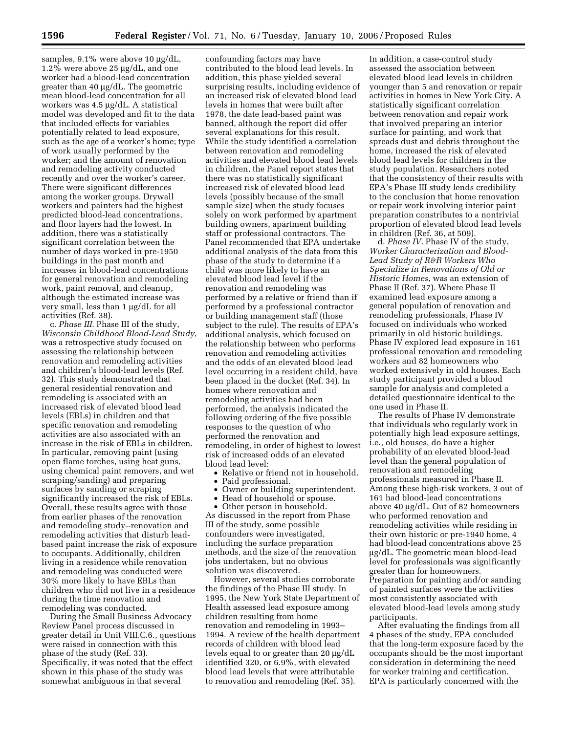samples, 9.1% were above 10 µg/dL, 1.2% were above 25 µg/dL, and one worker had a blood-lead concentration greater than 40 µg/dL. The geometric mean blood-lead concentration for all workers was 4.5 µg/dL. A statistical model was developed and fit to the data that included effects for variables potentially related to lead exposure, such as the age of a worker's home; type of work usually performed by the worker; and the amount of renovation and remodeling activity conducted recently and over the worker's career. There were significant differences among the worker groups. Drywall workers and painters had the highest predicted blood-lead concentrations, and floor layers had the lowest. In addition, there was a statistically significant correlation between the number of days worked in pre-1950 buildings in the past month and increases in blood-lead concentrations for general renovation and remodeling work, paint removal, and cleanup, although the estimated increase was very small, less than 1 µg/dL for all activities (Ref. 38).

c. *Phase III.* Phase III of the study, *Wisconsin Childhood Blood-Lead Study*, was a retrospective study focused on assessing the relationship between renovation and remodeling activities and children's blood-lead levels (Ref. 32). This study demonstrated that general residential renovation and remodeling is associated with an increased risk of elevated blood lead levels (EBLs) in children and that specific renovation and remodeling activities are also associated with an increase in the risk of EBLs in children. In particular, removing paint (using open flame torches, using heat guns, using chemical paint removers, and wet scraping/sanding) and preparing surfaces by sanding or scraping significantly increased the risk of EBLs. Overall, these results agree with those from earlier phases of the renovation and remodeling study--renovation and remodeling activities that disturb lead-based paint increase the risk of exposure to occupants. Additionally, children living in a residence while renovation and remodeling was conducted were 30% more likely to have EBLs than children who did not live in a residence during the time renovation and remodeling was conducted.

During the Small Business Advocacy Review Panel process discussed in greater detail in Unit VIII.C.6., questions were raised in connection with this phase of the study (Ref. 33). Specifically, it was noted that the effect shown in this phase of the study was somewhat ambiguous in that several confounding factors may have contributed to the blood lead levels. In addition, this phase yielded several surprising results, including evidence of an increased risk of elevated blood lead levels in homes that were built after 1978, the date lead-based paint was banned, although the report did offer several explanations for this result. While the study identified a correlation between renovation and remodeling activities and elevated blood lead levels in children, the Panel report states that there was no statistically significant increased risk of elevated blood lead levels (possibly because of the small sample size) when the study focuses solely on work performed by apartment building owners, apartment building staff or professional contractors. The Panel recommended that EPA undertake additional analysis of the data from this phase of the study to determine if a child was more likely to have an elevated blood lead level if the renovation and remodeling was performed by a relative or friend than if performed by a professional contractor or building management staff (those subject to the rule). The results of EPA's additional analysis, which focused on the relationship between who performs renovation and remodeling activities and the odds of an elevated blood lead level occurring in a resident child, have been placed in the docket (Ref. 34). In homes where renovation and remodeling activities had been performed, the analysis indicated the following ordering of the five possible responses to the question of who performed the renovation and remodeling, in order of highest to lowest risk of increased odds of an elevated blood lead level:

- Relative or friend not in household.
- Paid professional.
- Owner or building superintendent.
- Head of household or spouse.
- Other person in household.

As discussed in the report from Phase III of the study, some possible confounders were investigated, including the surface preparation methods, and the size of the renovation jobs undertaken, but no obvious solution was discovered.

However, several studies corroborate the findings of the Phase III study. In 1995, the New York State Department of Health assessed lead exposure among children resulting from home renovation and remodeling in 1993–1994. A review of the health department records of children with blood lead levels equal to or greater than 20 µg/dL identified 320, or 6.9%, with elevated blood lead levels that were attributable to renovation and remodeling (Ref. 35). In addition, a case-control study assessed the association between elevated blood lead levels in children younger than 5 and renovation or repair activities in homes in New York City. A statistically significant correlation between renovation and repair work that involved preparing an interior surface for painting, and work that spreads dust and debris throughout the home, increased the risk of elevated blood lead levels for children in the study population. Researchers noted that the consistency of their results with EPA's Phase III study lends credibility to the conclusion that home renovation or repair work involving interior paint preparation contributes to a nontrivial proportion of elevated blood lead levels in children (Ref. 36, at 509).

d. *Phase IV.* Phase IV of the study, *Worker Characterization and Blood-Lead Study of R&R Workers Who Specialize in Renovations of Old or Historic Homes*, was an extension of Phase II (Ref. 37). Where Phase II examined lead exposure among a general population of renovation and remodeling professionals, Phase IV focused on individuals who worked primarily in old historic buildings. Phase IV explored lead exposure in 161 professional renovation and remodeling workers and 82 homeowners who worked extensively in old houses. Each study participant provided a blood sample for analysis and completed a detailed questionnaire identical to the one used in Phase II.

The results of Phase IV demonstrate that individuals who regularly work in potentially high lead exposure settings, i.e., old houses, do have a higher probability of an elevated blood-lead level than the general population of renovation and remodeling professionals measured in Phase II. Among these high-risk workers, 3 out of 161 had blood-lead concentrations above 40 µg/dL. Out of 82 homeowners who performed renovation and remodeling activities while residing in their own historic or pre-1940 home, 4 had blood-lead concentrations above 25 µg/dL. The geometric mean blood-lead level for professionals was significantly greater than for homeowners. Preparation for painting and/or sanding of painted surfaces were the activities most consistently associated with elevated blood-lead levels among study participants.

After evaluating the findings from all 4 phases of the study, EPA concluded that the long-term exposure faced by the occupants should be the most important consideration in determining the need for worker training and certification. EPA is particularly concerned with the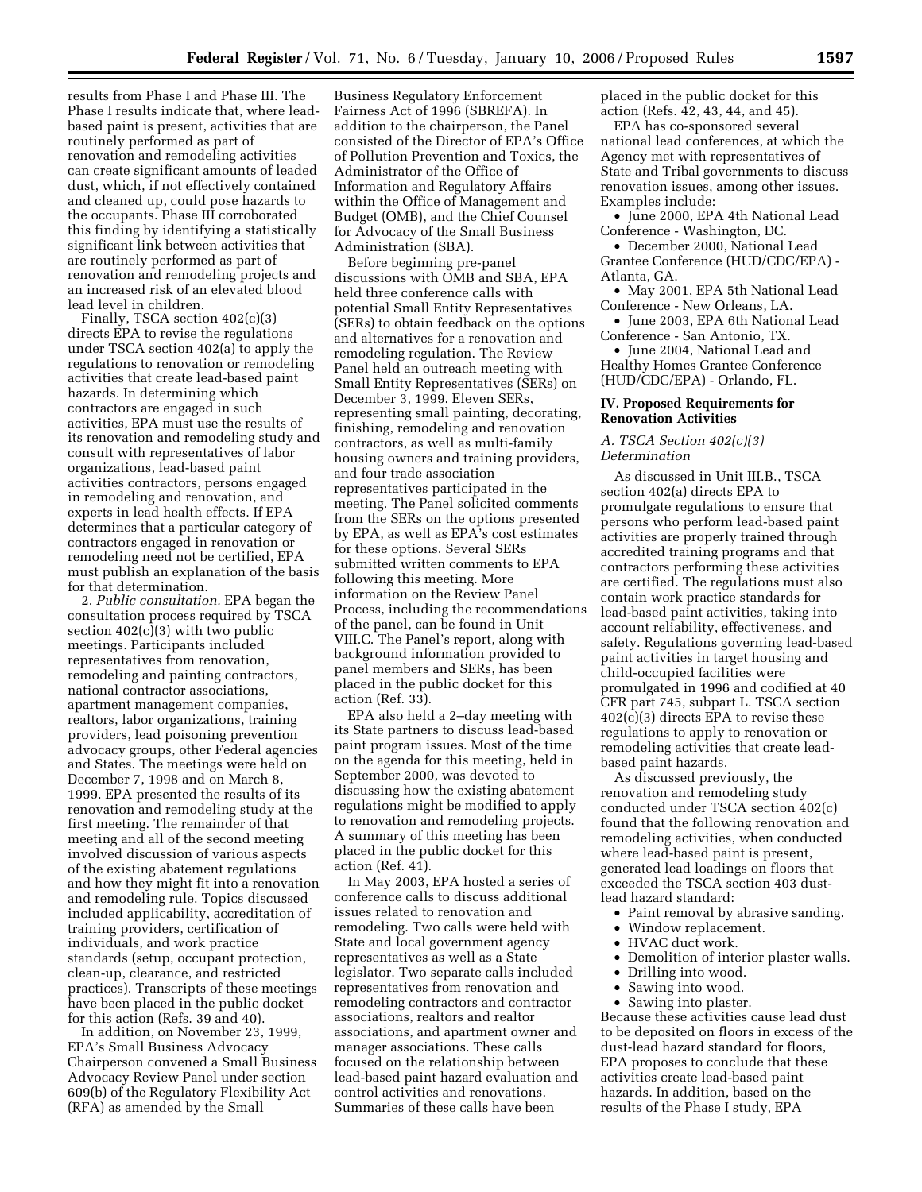results from Phase I and Phase III. The Phase I results indicate that, where lead-based paint is present, activities that are routinely performed as part of renovation and remodeling activities can create significant amounts of leaded dust, which, if not effectively contained and cleaned up, could pose hazards to the occupants. Phase III corroborated this finding by identifying a statistically significant link between activities that are routinely performed as part of renovation and remodeling projects and an increased risk of an elevated blood lead level in children.

Finally, TSCA section 402(c)(3) directs EPA to revise the regulations under TSCA section 402(a) to apply the regulations to renovation or remodeling activities that create lead-based paint hazards. In determining which contractors are engaged in such activities, EPA must use the results of its renovation and remodeling study and consult with representatives of labor organizations, lead-based paint activities contractors, persons engaged in remodeling and renovation, and experts in lead health effects. If EPA determines that a particular category of contractors engaged in renovation or remodeling need not be certified, EPA must publish an explanation of the basis for that determination.

2. *Public consultation.* EPA began the consultation process required by TSCA section 402(c)(3) with two public meetings. Participants included representatives from renovation, remodeling and painting contractors, national contractor associations, apartment management companies, realtors, labor organizations, training providers, lead poisoning prevention advocacy groups, other Federal agencies and States. The meetings were held on December 7, 1998 and on March 8, 1999. EPA presented the results of its renovation and remodeling study at the first meeting. The remainder of that meeting and all of the second meeting involved discussion of various aspects of the existing abatement regulations and how they might fit into a renovation and remodeling rule. Topics discussed included applicability, accreditation of training providers, certification of individuals, and work practice standards (setup, occupant protection, clean-up, clearance, and restricted practices). Transcripts of these meetings have been placed in the public docket for this action (Refs. 39 and 40).

In addition, on November 23, 1999, EPA's Small Business Advocacy Chairperson convened a Small Business Advocacy Review Panel under section 609(b) of the Regulatory Flexibility Act (RFA) as amended by the Small Business Regulatory Enforcement Fairness Act of 1996 (SBREFA). In addition to the chairperson, the Panel consisted of the Director of EPA's Office of Pollution Prevention and Toxics, the Administrator of the Office of Information and Regulatory Affairs within the Office of Management and Budget (OMB), and the Chief Counsel for Advocacy of the Small Business Administration (SBA).

Before beginning pre-panel discussions with OMB and SBA, EPA held three conference calls with potential Small Entity Representatives (SERs) to obtain feedback on the options and alternatives for a renovation and remodeling regulation. The Review Panel held an outreach meeting with Small Entity Representatives (SERs) on December 3, 1999. Eleven SERs, representing small painting, decorating, finishing, remodeling and renovation contractors, as well as multi-family housing owners and training providers, and four trade association representatives participated in the meeting. The Panel solicited comments from the SERs on the options presented by EPA, as well as EPA's cost estimates for these options. Several SERs submitted written comments to EPA following this meeting. More information on the Review Panel Process, including the recommendations of the panel, can be found in Unit VIII.C. The Panel's report, along with background information provided to panel members and SERs, has been placed in the public docket for this action (Ref. 33).

EPA also held a 2–day meeting with its State partners to discuss lead-based paint program issues. Most of the time on the agenda for this meeting, held in September 2000, was devoted to discussing how the existing abatement regulations might be modified to apply to renovation and remodeling projects. A summary of this meeting has been placed in the public docket for this action (Ref. 41).

In May 2003, EPA hosted a series of conference calls to discuss additional issues related to renovation and remodeling. Two calls were held with State and local government agency representatives as well as a State legislator. Two separate calls included representatives from renovation and remodeling contractors and contractor associations, realtors and realtor associations, and apartment owner and manager associations. These calls focused on the relationship between lead-based paint hazard evaluation and control activities and renovations. Summaries of these calls have been placed in the public docket for this action (Refs. 42, 43, 44, and 45).

EPA has co-sponsored several national lead conferences, at which the Agency met with representatives of State and Tribal governments to discuss renovation issues, among other issues. Examples include:

- June 2000, EPA 4th National Lead Conference - Washington, DC.
- December 2000, National Lead Grantee Conference (HUD/CDC/EPA) - Atlanta, GA.
- May 2001, EPA 5th National Lead Conference - New Orleans, LA.
- June 2003, EPA 6th National Lead Conference - San Antonio, TX.
- June 2004, National Lead and Healthy Homes Grantee Conference (HUD/CDC/EPA) - Orlando, FL.

## IV. Proposed Requirements for Renovation Activities

### A. TSCA Section 402(c)(3) Determination

As discussed in Unit III.B., TSCA section 402(a) directs EPA to promulgate regulations to ensure that persons who perform lead-based paint activities are properly trained through accredited training programs and that contractors performing these activities are certified. The regulations must also contain work practice standards for lead-based paint activities, taking into account reliability, effectiveness, and safety. Regulations governing lead-based paint activities in target housing and child-occupied facilities were promulgated in 1996 and codified at 40 CFR part 745, subpart L. TSCA section 402(c)(3) directs EPA to revise these regulations to apply to renovation or remodeling activities that create lead-based paint hazards.

As discussed previously, the renovation and remodeling study conducted under TSCA section 402(c) found that the following renovation and remodeling activities, when conducted where lead-based paint is present, generated lead loadings on floors that exceeded the TSCA section 403 dust-lead hazard standard:

- Paint removal by abrasive sanding.
- Window replacement.
- HVAC duct work.
- Demolition of interior plaster walls.
- Drilling into wood.
- Sawing into wood.
- Sawing into plaster.

Because these activities cause lead dust to be deposited on floors in excess of the dust-lead hazard standard for floors, EPA proposes to conclude that these activities create lead-based paint hazards. In addition, based on the results of the Phase I study, EPA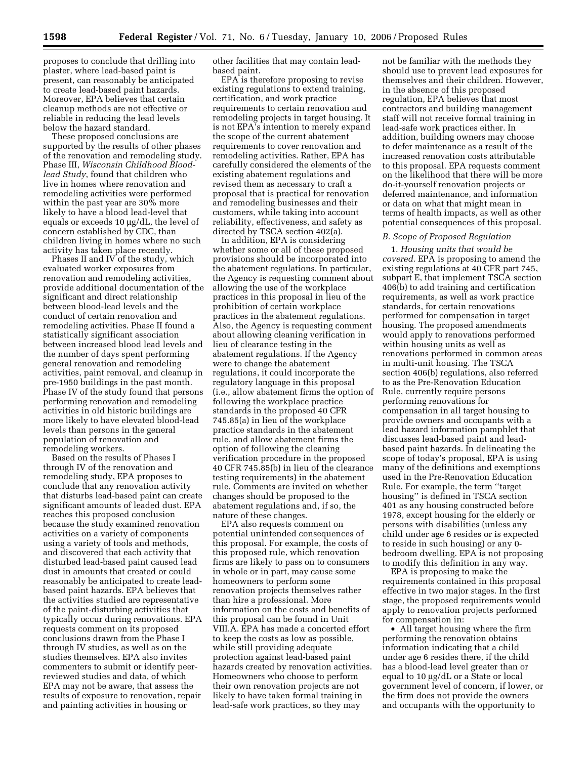proposes to conclude that drilling into plaster, where lead-based paint is present, can reasonably be anticipated to create lead-based paint hazards. Moreover, EPA believes that certain cleanup methods are not effective or reliable in reducing the lead levels below the hazard standard.

These proposed conclusions are supported by the results of other phases of the renovation and remodeling study. Phase III, *Wisconsin Childhood Blood-lead Study*, found that children who live in homes where renovation and remodeling activities were performed within the past year are 30% more likely to have a blood lead-level that equals or exceeds 10 μg/dL, the level of concern established by CDC, than children living in homes where no such activity has taken place recently.

Phases II and IV of the study, which evaluated worker exposures from renovation and remodeling activities, provide additional documentation of the significant and direct relationship between blood-lead levels and the conduct of certain renovation and remodeling activities. Phase II found a statistically significant association between increased blood lead levels and the number of days spent performing general renovation and remodeling activities, paint removal, and cleanup in pre-1950 buildings in the past month. Phase IV of the study found that persons performing renovation and remodeling activities in old historic buildings are more likely to have elevated blood-lead levels than persons in the general population of renovation and remodeling workers.

Based on the results of Phases I through IV of the renovation and remodeling study, EPA proposes to conclude that any renovation activity that disturbs lead-based paint can create significant amounts of leaded dust. EPA reaches this proposed conclusion because the study examined renovation activities on a variety of components using a variety of tools and methods, and discovered that each activity that disturbed lead-based paint caused lead dust in amounts that created or could reasonably be anticipated to create lead-based paint hazards. EPA believes that the activities studied are representative of the paint-disturbing activities that typically occur during renovations. EPA requests comment on its proposed conclusions drawn from the Phase I through IV studies, as well as on the studies themselves. EPA also invites commenters to submit or identify peer-reviewed studies and data, of which EPA may not be aware, that assess the results of exposure to renovation, repair and painting activities in housing or other facilities that may contain lead-based paint.

EPA is therefore proposing to revise existing regulations to extend training, certification, and work practice requirements to certain renovation and remodeling projects in target housing. It is not EPA's intention to merely expand the scope of the current abatement requirements to cover renovation and remodeling activities. Rather, EPA has carefully considered the elements of the existing abatement regulations and revised them as necessary to craft a proposal that is practical for renovation and remodeling businesses and their customers, while taking into account reliability, effectiveness, and safety as directed by TSCA section 402(a).

In addition, EPA is considering whether some or all of these proposed provisions should be incorporated into the abatement regulations. In particular, the Agency is requesting comment about allowing the use of the workplace practices in this proposal in lieu of the prohibition of certain workplace practices in the abatement regulations. Also, the Agency is requesting comment about allowing cleaning verification in lieu of clearance testing in the abatement regulations. If the Agency were to change the abatement regulations, it could incorporate the regulatory language in this proposal (i.e., allow abatement firms the option of following the workplace practice standards in the proposed 40 CFR 745.85(a) in lieu of the workplace practice standards in the abatement rule, and allow abatement firms the option of following the cleaning verification procedure in the proposed 40 CFR 745.85(b) in lieu of the clearance testing requirements) in the abatement rule. Comments are invited on whether changes should be proposed to the abatement regulations and, if so, the nature of these changes.

EPA also requests comment on potential unintended consequences of this proposal. For example, the costs of this proposed rule, which renovation firms are likely to pass on to consumers in whole or in part, may cause some homeowners to perform some renovation projects themselves rather than hire a professional. More information on the costs and benefits of this proposal can be found in Unit VIII.A. EPA has made a concerted effort to keep the costs as low as possible, while still providing adequate protection against lead-based paint hazards created by renovation activities. Homeowners who choose to perform their own renovation projects are not likely to have taken formal training in lead-safe work practices, so they may not be familiar with the methods they should use to prevent lead exposures for themselves and their children. However, in the absence of this proposed regulation, EPA believes that most contractors and building management staff will not receive formal training in lead-safe work practices either. In addition, building owners may choose to defer maintenance as a result of the increased renovation costs attributable to this proposal. EPA requests comment on the likelihood that there will be more do-it-yourself renovation projects or deferred maintenance, and information or data on what that might mean in terms of health impacts, as well as other potential consequences of this proposal.

### *B. Scope of Proposed Regulation*

1. *Housing units that would be covered*. EPA is proposing to amend the existing regulations at 40 CFR part 745, subpart E, that implement TSCA section 406(b) to add training and certification requirements, as well as work practice standards, for certain renovations performed for compensation in target housing. The proposed amendments would apply to renovations performed within housing units as well as renovations performed in common areas in multi-unit housing. The TSCA section 406(b) regulations, also referred to as the Pre-Renovation Education Rule, currently require persons performing renovations for compensation in all target housing to provide owners and occupants with a lead hazard information pamphlet that discusses lead-based paint and lead-based paint hazards. In delineating the scope of today's proposal, EPA is using many of the definitions and exemptions used in the Pre-Renovation Education Rule. For example, the term "target housing" is defined in TSCA section 401 as any housing constructed before 1978, except housing for the elderly or persons with disabilities (unless any child under age 6 resides or is expected to reside in such housing) or any 0-bedroom dwelling. EPA is not proposing to modify this definition in any way.

EPA is proposing to make the requirements contained in this proposal effective in two major stages. In the first stage, the proposed requirements would apply to renovation projects performed for compensation in:

- All target housing where the firm performing the renovation obtains information indicating that a child under age 6 resides there, if the child has a blood-lead level greater than or equal to 10 μg/dL or a State or local government level of concern, if lower, or the firm does not provide the owners and occupants with the opportunity to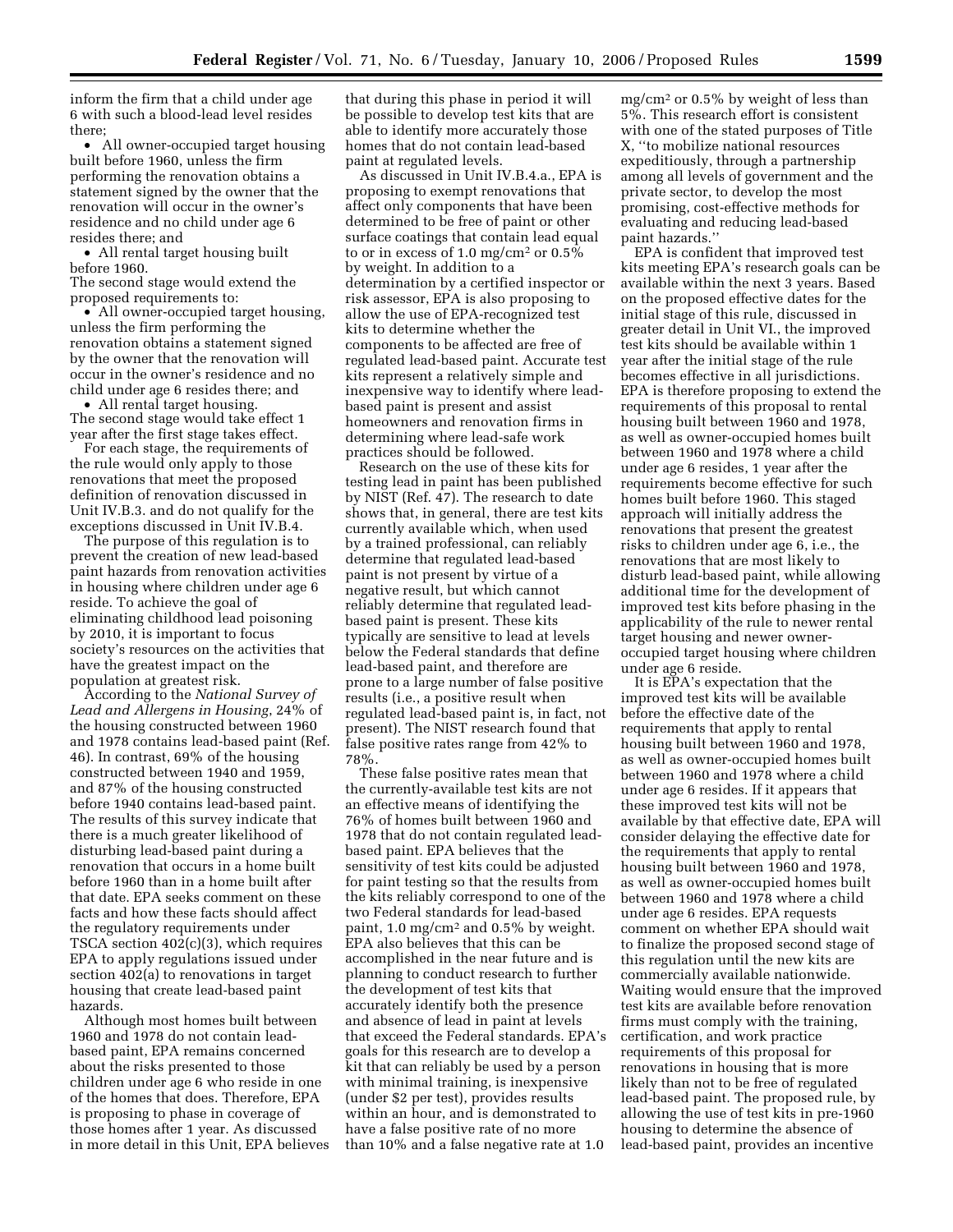inform the firm that a child under age 6 with such a blood-lead level resides there;

- All owner-occupied target housing built before 1960, unless the firm performing the renovation obtains a statement signed by the owner that the renovation will occur in the owner's residence and no child under age 6 resides there; and
- All rental target housing built before 1960.

The second stage would extend the proposed requirements to:

- All owner-occupied target housing, unless the firm performing the renovation obtains a statement signed by the owner that the renovation will occur in the owner's residence and no child under age 6 resides there; and
- All rental target housing.

The second stage would take effect 1 year after the first stage takes effect.

For each stage, the requirements of the rule would only apply to those renovations that meet the proposed definition of renovation discussed in Unit IV.B.3. and do not qualify for the exceptions discussed in Unit IV.B.4.

The purpose of this regulation is to prevent the creation of new lead-based paint hazards from renovation activities in housing where children under age 6 reside. To achieve the goal of eliminating childhood lead poisoning by 2010, it is important to focus society's resources on the activities that have the greatest impact on the population at greatest risk.

According to the *National Survey of Lead and Allergens in Housing*, 24% of the housing constructed between 1960 and 1978 contains lead-based paint (Ref. 46). In contrast, 69% of the housing constructed between 1940 and 1959, and 87% of the housing constructed before 1940 contains lead-based paint. The results of this survey indicate that there is a much greater likelihood of disturbing lead-based paint during a renovation that occurs in a home built before 1960 than in a home built after that date. EPA seeks comment on these facts and how these facts should affect the regulatory requirements under TSCA section 402(c)(3), which requires EPA to apply regulations issued under section 402(a) to renovations in target housing that create lead-based paint hazards.

Although most homes built between 1960 and 1978 do not contain lead-based paint, EPA remains concerned about the risks presented to those children under age 6 who reside in one of the homes that does. Therefore, EPA is proposing to phase in coverage of those homes after 1 year. As discussed in more detail in this Unit, EPA believes that during this phase in period it will be possible to develop test kits that are able to identify more accurately those homes that do not contain lead-based paint at regulated levels.

As discussed in Unit IV.B.4.a., EPA is proposing to exempt renovations that affect only components that have been determined to be free of paint or other surface coatings that contain lead equal to or in excess of 1.0 $mg/cm^2$ or 0.5% by weight. In addition to a determination by a certified inspector or risk assessor, EPA is also proposing to allow the use of EPA-recognized test kits to determine whether the components to be affected are free of regulated lead-based paint. Accurate test kits represent a relatively simple and inexpensive way to identify where lead-based paint is present and assist homeowners and renovation firms in determining where lead-safe work practices should be followed.

Research on the use of these kits for testing lead in paint has been published by NIST (Ref. 47). The research to date shows that, in general, there are test kits currently available which, when used by a trained professional, can reliably determine that regulated lead-based paint is not present by virtue of a negative result, but which cannot reliably determine that regulated lead-based paint is present. These kits typically are sensitive to lead at levels below the Federal standards that define lead-based paint, and therefore are prone to a large number of false positive results (i.e., a positive result when regulated lead-based paint is, in fact, not present). The NIST research found that false positive rates range from 42% to 78%.

These false positive rates mean that the currently-available test kits are not an effective means of identifying the 76% of homes built between 1960 and 1978 that do not contain regulated lead-based paint. EPA believes that the sensitivity of test kits could be adjusted for paint testing so that the results from the kits reliably correspond to one of the two Federal standards for lead-based paint, 1.0 $mg/cm^2$ and 0.5% by weight. EPA also believes that this can be accomplished in the near future and is planning to conduct research to further the development of test kits that accurately identify both the presence and absence of lead in paint at levels that exceed the Federal standards. EPA's goals for this research are to develop a kit that can reliably be used by a person with minimal training, is inexpensive (under $2 per test), provides results within an hour, and is demonstrated to have a false positive rate of no more than 10% and a false negative rate at 1.0 $mg/cm^2$ or 0.5% by weight of less than 5%. This research effort is consistent with one of the stated purposes of Title X, "to mobilize national resources expeditiously, through a partnership among all levels of government and the private sector, to develop the most promising, cost-effective methods for evaluating and reducing lead-based paint hazards."

EPA is confident that improved test kits meeting EPA's research goals can be available within the next 3 years. Based on the proposed effective dates for the initial stage of this rule, discussed in greater detail in Unit VI., the improved test kits should be available within 1 year after the initial stage of the rule becomes effective in all jurisdictions. EPA is therefore proposing to extend the requirements of this proposal to rental housing built between 1960 and 1978, as well as owner-occupied homes built between 1960 and 1978 where a child under age 6 resides, 1 year after the requirements become effective for such homes built before 1960. This staged approach will initially address the renovations that present the greatest risks to children under age 6, i.e., the renovations that are most likely to disturb lead-based paint, while allowing additional time for the development of improved test kits before phasing in the applicability of the rule to newer rental target housing and newer owner-occupied target housing where children under age 6 reside.

It is EPA's expectation that the improved test kits will be available before the effective date of the requirements that apply to rental housing built between 1960 and 1978, as well as owner-occupied homes built between 1960 and 1978 where a child under age 6 resides. If it appears that these improved test kits will not be available by that effective date, EPA will consider delaying the effective date for the requirements that apply to rental housing built between 1960 and 1978, as well as owner-occupied homes built between 1960 and 1978 where a child under age 6 resides. EPA requests comment on whether EPA should wait to finalize the proposed second stage of this regulation until the new kits are commercially available nationwide. Waiting would ensure that the improved test kits are available before renovation firms must comply with the training, certification, and work practice requirements of this proposal for renovations in housing that is more likely than not to be free of regulated lead-based paint. The proposed rule, by allowing the use of test kits in pre-1960 housing to determine the absence of lead-based paint, provides an incentive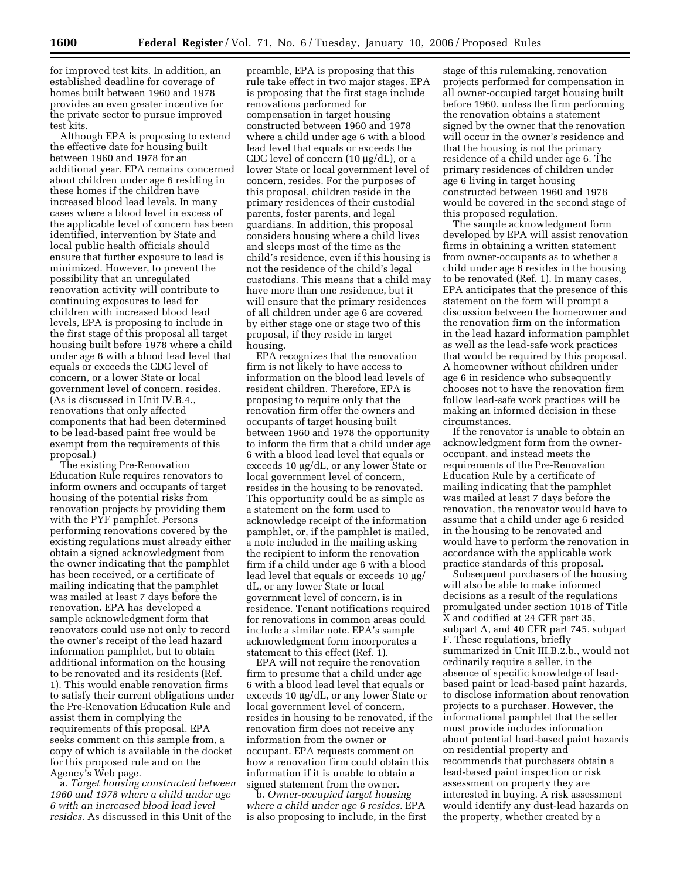for improved test kits. In addition, an established deadline for coverage of homes built between 1960 and 1978 provides an even greater incentive for the private sector to pursue improved test kits.

Although EPA is proposing to extend the effective date for housing built between 1960 and 1978 for an additional year, EPA remains concerned about children under age 6 residing in these homes if the children have increased blood lead levels. In many cases where a blood level in excess of the applicable level of concern has been identified, intervention by State and local public health officials should ensure that further exposure to lead is minimized. However, to prevent the possibility that an unregulated renovation activity will contribute to continuing exposures to lead for children with increased blood lead levels, EPA is proposing to include in the first stage of this proposal all target housing built before 1978 where a child under age 6 with a blood lead level that equals or exceeds the CDC level of concern, or a lower State or local government level of concern, resides. (As is discussed in Unit IV.B.4., renovations that only affected components that had been determined to be lead-based paint free would be exempt from the requirements of this proposal.)

The existing Pre-Renovation Education Rule requires renovators to inform owners and occupants of target housing of the potential risks from renovation projects by providing them with the PYF pamphlet. Persons performing renovations covered by the existing regulations must already either obtain a signed acknowledgment from the owner indicating that the pamphlet has been received, or a certificate of mailing indicating that the pamphlet was mailed at least 7 days before the renovation. EPA has developed a sample acknowledgment form that renovators could use not only to record the owner's receipt of the lead hazard information pamphlet, but to obtain additional information on the housing to be renovated and its residents (Ref. 1). This would enable renovation firms to satisfy their current obligations under the Pre-Renovation Education Rule and assist them in complying the requirements of this proposal. EPA seeks comment on this sample from, a copy of which is available in the docket for this proposed rule and on the Agency's Web page.

a. *Target housing constructed between 1960 and 1978 where a child under age 6 with an increased blood lead level resides*. As discussed in this Unit of the preamble, EPA is proposing that this rule take effect in two major stages. EPA is proposing that the first stage include renovations performed for compensation in target housing constructed between 1960 and 1978 where a child under age 6 with a blood lead level that equals or exceeds the CDC level of concern (10 µg/dL), or a lower State or local government level of concern, resides. For the purposes of this proposal, children reside in the primary residences of their custodial parents, foster parents, and legal guardians. In addition, this proposal considers housing where a child lives and sleeps most of the time as the child's residence, even if this housing is not the residence of the child's legal custodians. This means that a child may have more than one residence, but it will ensure that the primary residences of all children under age 6 are covered by either stage one or stage two of this proposal, if they reside in target housing.

EPA recognizes that the renovation firm is not likely to have access to information on the blood lead levels of resident children. Therefore, EPA is proposing to require only that the renovation firm offer the owners and occupants of target housing built between 1960 and 1978 the opportunity to inform the firm that a child under age 6 with a blood lead level that equals or exceeds 10 µg/dL, or any lower State or local government level of concern, resides in the housing to be renovated. This opportunity could be as simple as a statement on the form used to acknowledge receipt of the information pamphlet, or, if the pamphlet is mailed, a note included in the mailing asking the recipient to inform the renovation firm if a child under age 6 with a blood lead level that equals or exceeds 10 µg/dL, or any lower State or local government level of concern, is in residence. Tenant notifications required for renovations in common areas could include a similar note. EPA's sample acknowledgment form incorporates a statement to this effect (Ref. 1).

EPA will not require the renovation firm to presume that a child under age 6 with a blood lead level that equals or exceeds 10 µg/dL, or any lower State or local government level of concern, resides in housing to be renovated, if the renovation firm does not receive any information from the owner or occupant. EPA requests comment on how a renovation firm could obtain this information if it is unable to obtain a signed statement from the owner.

b. *Owner-occupied target housing where a child under age 6 resides*. EPA is also proposing to include, in the first stage of this rulemaking, renovation projects performed for compensation in all owner-occupied target housing built before 1960, unless the firm performing the renovation obtains a statement signed by the owner that the renovation will occur in the owner's residence and that the housing is not the primary residence of a child under age 6. The primary residences of children under age 6 living in target housing constructed between 1960 and 1978 would be covered in the second stage of this proposed regulation.

The sample acknowledgment form developed by EPA will assist renovation firms in obtaining a written statement from owner-occupants as to whether a child under age 6 resides in the housing to be renovated (Ref. 1). In many cases, EPA anticipates that the presence of this statement on the form will prompt a discussion between the homeowner and the renovation firm on the information in the lead hazard information pamphlet as well as the lead-safe work practices that would be required by this proposal. A homeowner without children under age 6 in residence who subsequently chooses not to have the renovation firm follow lead-safe work practices will be making an informed decision in these circumstances.

If the renovator is unable to obtain an acknowledgment form from the owner-occupant, and instead meets the requirements of the Pre-Renovation Education Rule by a certificate of mailing indicating that the pamphlet was mailed at least 7 days before the renovation, the renovator would have to assume that a child under age 6 resided in the housing to be renovated and would have to perform the renovation in accordance with the applicable work practice standards of this proposal.

Subsequent purchasers of the housing will also be able to make informed decisions as a result of the regulations promulgated under section 1018 of Title X and codified at 24 CFR part 35, subpart A, and 40 CFR part 745, subpart F. These regulations, briefly summarized in Unit III.B.2.b., would not ordinarily require a seller, in the absence of specific knowledge of lead-based paint or lead-based paint hazards, to disclose information about renovation projects to a purchaser. However, the informational pamphlet that the seller must provide includes information about potential lead-based paint hazards on residential property and recommends that purchasers obtain a lead-based paint inspection or risk assessment on property they are interested in buying. A risk assessment would identify any dust-lead hazards on the property, whether created by a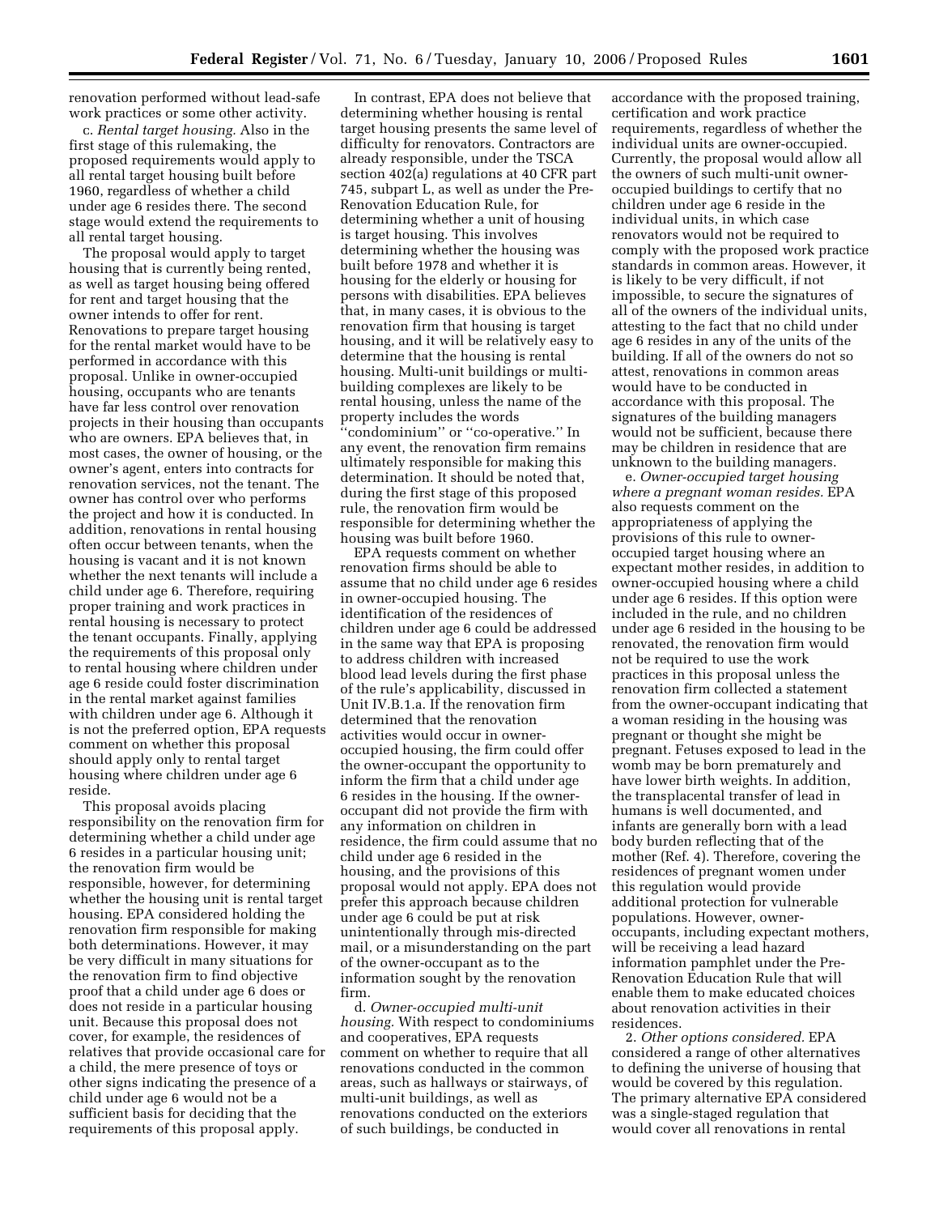renovation performed without lead-safe work practices or some other activity.

c. *Rental target housing.* Also in the first stage of this rulemaking, the proposed requirements would apply to all rental target housing built before 1960, regardless of whether a child under age 6 resides there. The second stage would extend the requirements to all rental target housing.

The proposal would apply to target housing that is currently being rented, as well as target housing being offered for rent and target housing that the owner intends to offer for rent. Renovations to prepare target housing for the rental market would have to be performed in accordance with this proposal. Unlike in owner-occupied housing, occupants who are tenants have far less control over renovation projects in their housing than occupants who are owners. EPA believes that, in most cases, the owner of housing, or the owner's agent, enters into contracts for renovation services, not the tenant. The owner has control over who performs the project and how it is conducted. In addition, renovations in rental housing often occur between tenants, when the housing is vacant and it is not known whether the next tenants will include a child under age 6. Therefore, requiring proper training and work practices in rental housing is necessary to protect the tenant occupants. Finally, applying the requirements of this proposal only to rental housing where children under age 6 reside could foster discrimination in the rental market against families with children under age 6. Although it is not the preferred option, EPA requests comment on whether this proposal should apply only to rental target housing where children under age 6 reside.

This proposal avoids placing responsibility on the renovation firm for determining whether a child under age 6 resides in a particular housing unit; the renovation firm would be responsible, however, for determining whether the housing unit is rental target housing. EPA considered holding the renovation firm responsible for making both determinations. However, it may be very difficult in many situations for the renovation firm to find objective proof that a child under age 6 does or does not reside in a particular housing unit. Because this proposal does not cover, for example, the residences of relatives that provide occasional care for a child, the mere presence of toys or other signs indicating the presence of a child under age 6 would not be a sufficient basis for deciding that the requirements of this proposal apply.

In contrast, EPA does not believe that determining whether housing is rental target housing presents the same level of difficulty for renovators. Contractors are already responsible, under the TSCA section 402(a) regulations at 40 CFR part 745, subpart L, as well as under the Pre-Renovation Education Rule, for determining whether a unit of housing is target housing. This involves determining whether the housing was built before 1978 and whether it is housing for the elderly or housing for persons with disabilities. EPA believes that, in many cases, it is obvious to the renovation firm that housing is target housing, and it will be relatively easy to determine that the housing is rental housing. Multi-unit buildings or multi-building complexes are likely to be rental housing, unless the name of the property includes the words "condominium" or "co-operative." In any event, the renovation firm remains ultimately responsible for making this determination. It should be noted that, during the first stage of this proposed rule, the renovation firm would be responsible for determining whether the housing was built before 1960.

EPA requests comment on whether renovation firms should be able to assume that no child under age 6 resides in owner-occupied housing. The identification of the residences of children under age 6 could be addressed in the same way that EPA is proposing to address children with increased blood lead levels during the first phase of the rule's applicability, discussed in Unit IV.B.1.a. If the renovation firm determined that the renovation activities would occur in owner-occupied housing, the firm could offer the owner-occupant the opportunity to inform the firm that a child under age 6 resides in the housing. If the owner-occupant did not provide the firm with any information on children in residence, the firm could assume that no child under age 6 resided in the housing, and the provisions of this proposal would not apply. EPA does not prefer this approach because children under age 6 could be put at risk unintentionally through mis-directed mail, or a misunderstanding on the part of the owner-occupant as to the information sought by the renovation firm.

d. *Owner-occupied multi-unit housing.* With respect to condominiums and cooperatives, EPA requests comment on whether to require that all renovations conducted in the common areas, such as hallways or stairways, of multi-unit buildings, as well as renovations conducted on the exteriors of such buildings, be conducted in accordance with the proposed training, certification and work practice requirements, regardless of whether the individual units are owner-occupied. Currently, the proposal would allow all the owners of such multi-unit owner-occupied buildings to certify that no children under age 6 reside in the individual units, in which case renovators would not be required to comply with the proposed work practice standards in common areas. However, it is likely to be very difficult, if not impossible, to secure the signatures of all of the owners of the individual units, attesting to the fact that no child under age 6 resides in any of the units of the building. If all of the owners do not so attest, renovations in common areas would have to be conducted in accordance with this proposal. The signatures of the building managers would not be sufficient, because there may be children in residence that are unknown to the building managers.

e. *Owner-occupied target housing where a pregnant woman resides.* EPA also requests comment on the appropriateness of applying the provisions of this rule to owner-occupied target housing where an expectant mother resides, in addition to owner-occupied housing where a child under age 6 resides. If this option were included in the rule, and no children under age 6 resided in the housing to be renovated, the renovation firm would not be required to use the work practices in this proposal unless the renovation firm collected a statement from the owner-occupant indicating that a woman residing in the housing was pregnant or thought she might be pregnant. Fetuses exposed to lead in the womb may be born prematurely and have lower birth weights. In addition, the transplacental transfer of lead in humans is well documented, and infants are generally born with a lead body burden reflecting that of the mother (Ref. 4). Therefore, covering the residences of pregnant women under this regulation would provide additional protection for vulnerable populations. However, owner-occupants, including expectant mothers, will be receiving a lead hazard information pamphlet under the Pre-Renovation Education Rule that will enable them to make educated choices about renovation activities in their residences.

2. *Other options considered.* EPA considered a range of other alternatives to defining the universe of housing that would be covered by this regulation. The primary alternative EPA considered was a single-staged regulation that would cover all renovations in rental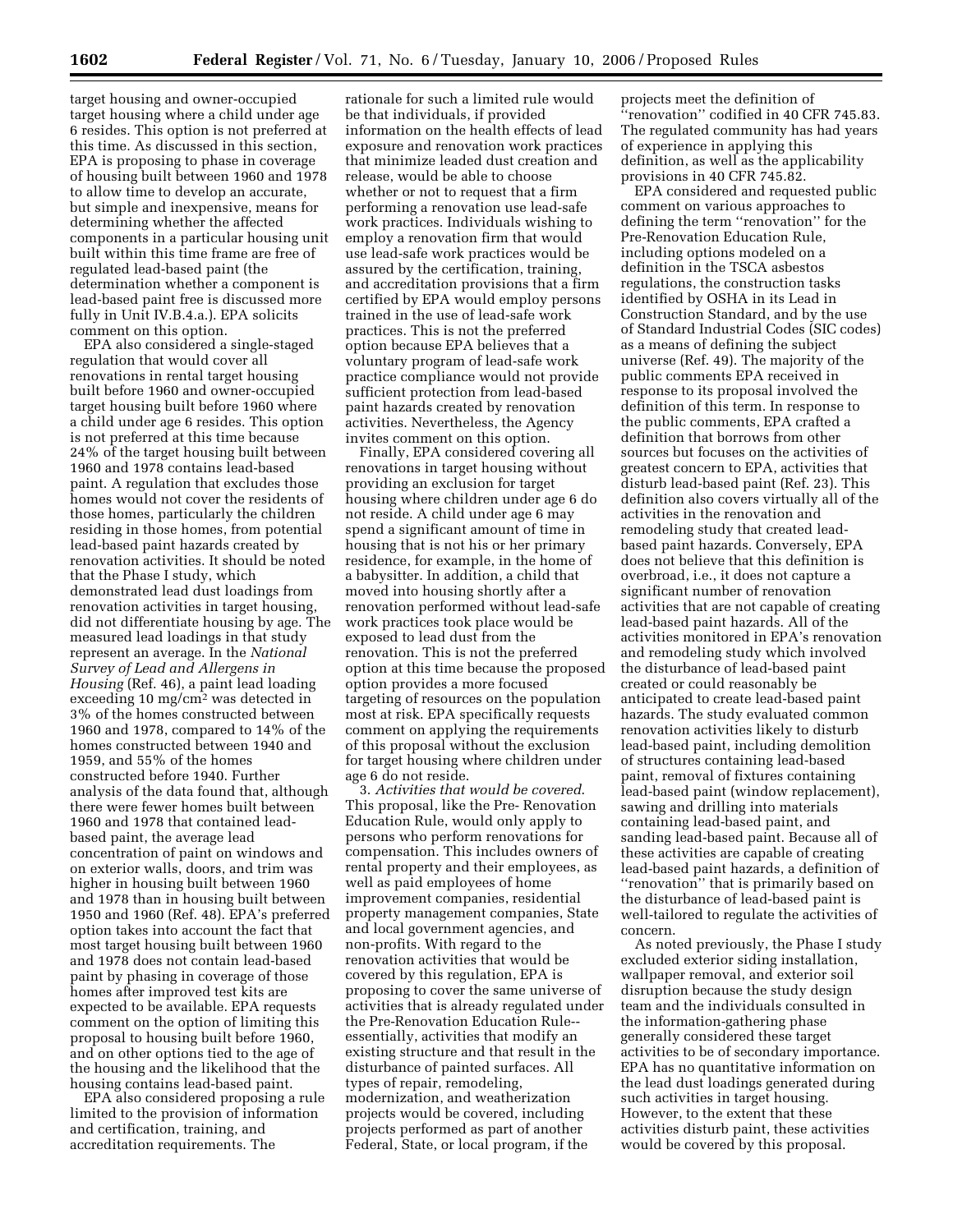target housing and owner-occupied target housing where a child under age 6 resides. This option is not preferred at this time. As discussed in this section, EPA is proposing to phase in coverage of housing built between 1960 and 1978 to allow time to develop an accurate, but simple and inexpensive, means for determining whether the affected components in a particular housing unit built within this time frame are free of regulated lead-based paint (the determination whether a component is lead-based paint free is discussed more fully in Unit IV.B.4.a.). EPA solicits comment on this option.

EPA also considered a single-staged regulation that would cover all renovations in rental target housing built before 1960 and owner-occupied target housing built before 1960 where a child under age 6 resides. This option is not preferred at this time because 24% of the target housing built between 1960 and 1978 contains lead-based paint. A regulation that excludes those homes would not cover the residents of those homes, particularly the children residing in those homes, from potential lead-based paint hazards created by renovation activities. It should be noted that the Phase I study, which demonstrated lead dust loadings from renovation activities in target housing, did not differentiate housing by age. The measured lead loadings in that study represent an average. In the *National Survey of Lead and Allergens in Housing* (Ref. 46), a paint lead loading exceeding 10 mg/cm$^2$ was detected in 3% of the homes constructed between 1960 and 1978, compared to 14% of the homes constructed between 1940 and 1959, and 55% of the homes constructed before 1940. Further analysis of the data found that, although there were fewer homes built between 1960 and 1978 that contained lead-based paint, the average lead concentration of paint on windows and on exterior walls, doors, and trim was higher in housing built between 1960 and 1978 than in housing built between 1950 and 1960 (Ref. 48). EPA's preferred option takes into account the fact that most target housing built between 1960 and 1978 does not contain lead-based paint by phasing in coverage of those homes after improved test kits are expected to be available. EPA requests comment on the option of limiting this proposal to housing built before 1960, and on other options tied to the age of the housing and the likelihood that the housing contains lead-based paint.

EPA also considered proposing a rule limited to the provision of information and certification, training, and accreditation requirements. The rationale for such a limited rule would be that individuals, if provided information on the health effects of lead exposure and renovation work practices that minimize leaded dust creation and release, would be able to choose whether or not to request that a firm performing a renovation use lead-safe work practices. Individuals wishing to employ a renovation firm that would use lead-safe work practices would be assured by the certification, training, and accreditation provisions that a firm certified by EPA would employ persons trained in the use of lead-safe work practices. This is not the preferred option because EPA believes that a voluntary program of lead-safe work practice compliance would not provide sufficient protection from lead-based paint hazards created by renovation activities. Nevertheless, the Agency invites comment on this option.

Finally, EPA considered covering all renovations in target housing without providing an exclusion for target housing where children under age 6 do not reside. A child under age 6 may spend a significant amount of time in housing that is not his or her primary residence, for example, in the home of a babysitter. In addition, a child that moved into housing shortly after a renovation performed without lead-safe work practices took place would be exposed to lead dust from the renovation. This is not the preferred option at this time because the proposed option provides a more focused targeting of resources on the population most at risk. EPA specifically requests comment on applying the requirements of this proposal without the exclusion for target housing where children under age 6 do not reside.

3. *Activities that would be covered*. This proposal, like the Pre- Renovation Education Rule, would only apply to persons who perform renovations for compensation. This includes owners of rental property and their employees, as well as paid employees of home improvement companies, residential property management companies, State and local government agencies, and non-profits. With regard to the renovation activities that would be covered by this regulation, EPA is proposing to cover the same universe of activities that is already regulated under the Pre-Renovation Education Rule--essentially, activities that modify an existing structure and that result in the disturbance of painted surfaces. All types of repair, remodeling, modernization, and weatherization projects would be covered, including projects performed as part of another Federal, State, or local program, if the projects meet the definition of ''renovation'' codified in 40 CFR 745.83. The regulated community has had years of experience in applying this definition, as well as the applicability provisions in 40 CFR 745.82.

EPA considered and requested public comment on various approaches to defining the term ''renovation'' for the Pre-Renovation Education Rule, including options modeled on a definition in the TSCA asbestos regulations, the construction tasks identified by OSHA in its Lead in Construction Standard, and by the use of Standard Industrial Codes (SIC codes) as a means of defining the subject universe (Ref. 49). The majority of the public comments EPA received in response to its proposal involved the definition of this term. In response to the public comments, EPA crafted a definition that borrows from other sources but focuses on the activities of greatest concern to EPA, activities that disturb lead-based paint (Ref. 23). This definition also covers virtually all of the activities in the renovation and remodeling study that created lead-based paint hazards. Conversely, EPA does not believe that this definition is overbroad, i.e., it does not capture a significant number of renovation activities that are not capable of creating lead-based paint hazards. All of the activities monitored in EPA's renovation and remodeling study which involved the disturbance of lead-based paint created or could reasonably be anticipated to create lead-based paint hazards. The study evaluated common renovation activities likely to disturb lead-based paint, including demolition of structures containing lead-based paint, removal of fixtures containing lead-based paint (window replacement), sawing and drilling into materials containing lead-based paint, and sanding lead-based paint. Because all of these activities are capable of creating lead-based paint hazards, a definition of ''renovation'' that is primarily based on the disturbance of lead-based paint is well-tailored to regulate the activities of concern.

As noted previously, the Phase I study excluded exterior siding installation, wallpaper removal, and exterior soil disruption because the study design team and the individuals consulted in the information-gathering phase generally considered these target activities to be of secondary importance. EPA has no quantitative information on the lead dust loadings generated during such activities in target housing. However, to the extent that these activities disturb paint, these activities would be covered by this proposal.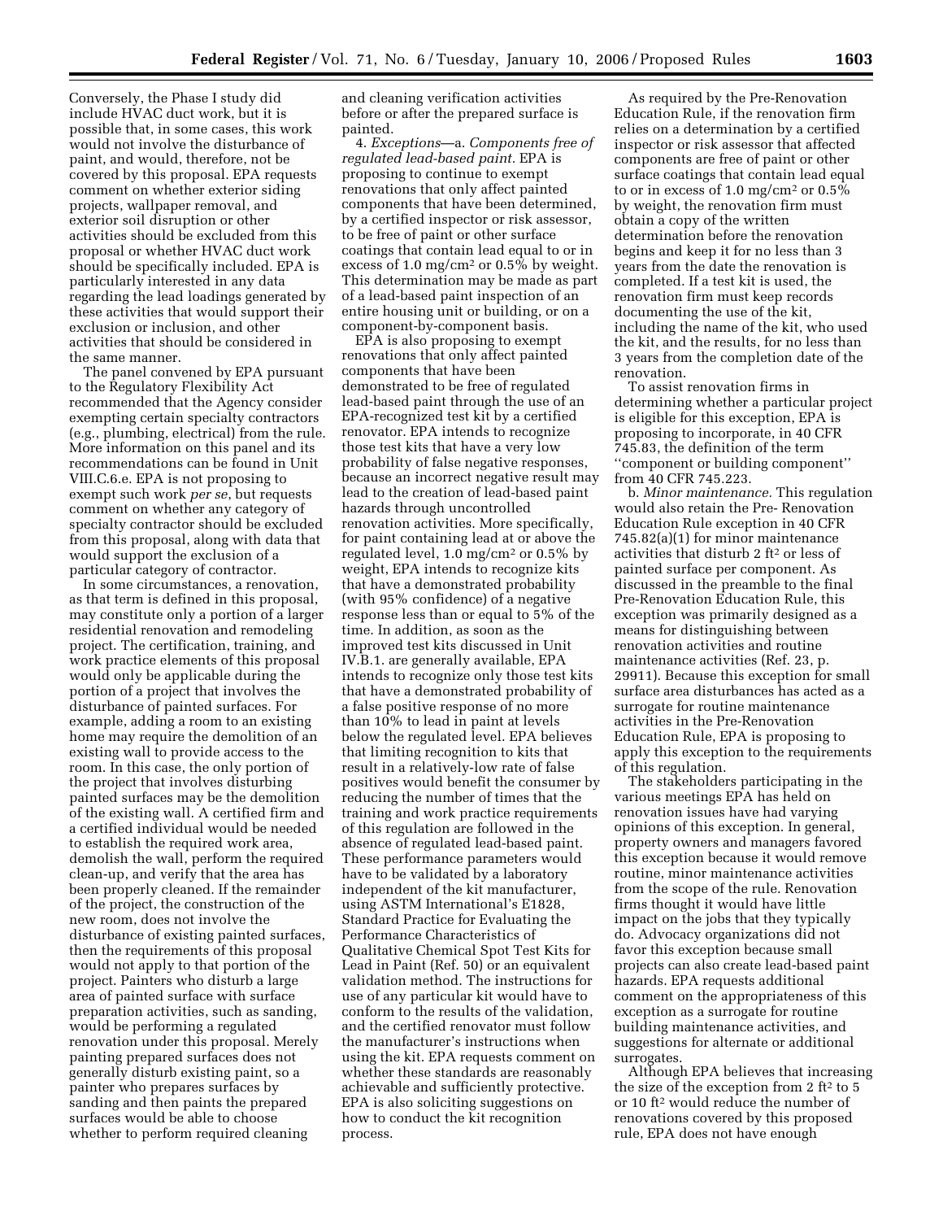Conversely, the Phase I study did include HVAC duct work, but it is possible that, in some cases, this work would not involve the disturbance of paint, and would, therefore, not be covered by this proposal. EPA requests comment on whether exterior siding projects, wallpaper removal, and exterior soil disruption or other activities should be excluded from this proposal or whether HVAC duct work should be specifically included. EPA is particularly interested in any data regarding the lead loadings generated by these activities that would support their exclusion or inclusion, and other activities that should be considered in the same manner.

The panel convened by EPA pursuant to the Regulatory Flexibility Act recommended that the Agency consider exempting certain specialty contractors (e.g., plumbing, electrical) from the rule. More information on this panel and its recommendations can be found in Unit VIII.C.6.e. EPA is not proposing to exempt such work *per se*, but requests comment on whether any category of specialty contractor should be excluded from this proposal, along with data that would support the exclusion of a particular category of contractor.

In some circumstances, a renovation, as that term is defined in this proposal, may constitute only a portion of a larger residential renovation and remodeling project. The certification, training, and work practice elements of this proposal would only be applicable during the portion of a project that involves the disturbance of painted surfaces. For example, adding a room to an existing home may require the demolition of an existing wall to provide access to the room. In this case, the only portion of the project that involves disturbing painted surfaces may be the demolition of the existing wall. A certified firm and a certified individual would be needed to establish the required work area, demolish the wall, perform the required clean-up, and verify that the area has been properly cleaned. If the remainder of the project, the construction of the new room, does not involve the disturbance of existing painted surfaces, then the requirements of this proposal would not apply to that portion of the project. Painters who disturb a large area of painted surface with surface preparation activities, such as sanding, would be performing a regulated renovation under this proposal. Merely painting prepared surfaces does not generally disturb existing paint, so a painter who prepares surfaces by sanding and then paints the prepared surfaces would be able to choose whether to perform required cleaning and cleaning verification activities before or after the prepared surface is painted.

4. *Exceptions*—a. *Components free of regulated lead-based paint.* EPA is proposing to continue to exempt renovations that only affect painted components that have been determined, by a certified inspector or risk assessor, to be free of paint or other surface coatings that contain lead equal to or in excess of 1.0 mg/cm$^2$ or 0.5% by weight. This determination may be made as part of a lead-based paint inspection of an entire housing unit or building, or on a component-by-component basis.

EPA is also proposing to exempt renovations that only affect painted components that have been demonstrated to be free of regulated lead-based paint through the use of an EPA-recognized test kit by a certified renovator. EPA intends to recognize those test kits that have a very low probability of false negative responses, because an incorrect negative result may lead to the creation of lead-based paint hazards through uncontrolled renovation activities. More specifically, for paint containing lead at or above the regulated level, 1.0 mg/cm$^2$ or 0.5% by weight, EPA intends to recognize kits that have a demonstrated probability (with 95% confidence) of a negative response less than or equal to 5% of the time. In addition, as soon as the improved test kits discussed in Unit IV.B.1. are generally available, EPA intends to recognize only those test kits that have a demonstrated probability of a false positive response of no more than 10% to lead in paint at levels below the regulated level. EPA believes that limiting recognition to kits that result in a relatively-low rate of false positives would benefit the consumer by reducing the number of times that the training and work practice requirements of this regulation are followed in the absence of regulated lead-based paint. These performance parameters would have to be validated by a laboratory independent of the kit manufacturer, using ASTM International's E1828, Standard Practice for Evaluating the Performance Characteristics of Qualitative Chemical Spot Test Kits for Lead in Paint (Ref. 50) or an equivalent validation method. The instructions for use of any particular kit would have to conform to the results of the validation, and the certified renovator must follow the manufacturer's instructions when using the kit. EPA requests comment on whether these standards are reasonably achievable and sufficiently protective. EPA is also soliciting suggestions on how to conduct the kit recognition process.

As required by the Pre-Renovation Education Rule, if the renovation firm relies on a determination by a certified inspector or risk assessor that affected components are free of paint or other surface coatings that contain lead equal to or in excess of 1.0 mg/cm$^2$ or 0.5% by weight, the renovation firm must obtain a copy of the written determination before the renovation begins and keep it for no less than 3 years from the date the renovation is completed. If a test kit is used, the renovation firm must keep records documenting the use of the kit, including the name of the kit, who used the kit, and the results, for no less than 3 years from the completion date of the renovation.

To assist renovation firms in determining whether a particular project is eligible for this exception, EPA is proposing to incorporate, in 40 CFR 745.83, the definition of the term ''component or building component'' from 40 CFR 745.223.

b. *Minor maintenance.* This regulation would also retain the Pre- Renovation Education Rule exception in 40 CFR 745.82(a)(1) for minor maintenance activities that disturb 2 ft$^2$ or less of painted surface per component. As discussed in the preamble to the final Pre-Renovation Education Rule, this exception was primarily designed as a means for distinguishing between renovation activities and routine maintenance activities (Ref. 23, p. 29911). Because this exception for small surface area disturbances has acted as a surrogate for routine maintenance activities in the Pre-Renovation Education Rule, EPA is proposing to apply this exception to the requirements of this regulation.

The stakeholders participating in the various meetings EPA has held on renovation issues have had varying opinions of this exception. In general, property owners and managers favored this exception because it would remove routine, minor maintenance activities from the scope of the rule. Renovation firms thought it would have little impact on the jobs that they typically do. Advocacy organizations did not favor this exception because small projects can also create lead-based paint hazards. EPA requests additional comment on the appropriateness of this exception as a surrogate for routine building maintenance activities, and suggestions for alternate or additional surrogates.

Although EPA believes that increasing the size of the exception from 2 ft$^2$ to 5 or 10 ft$^2$ would reduce the number of renovations covered by this proposed rule, EPA does not have enough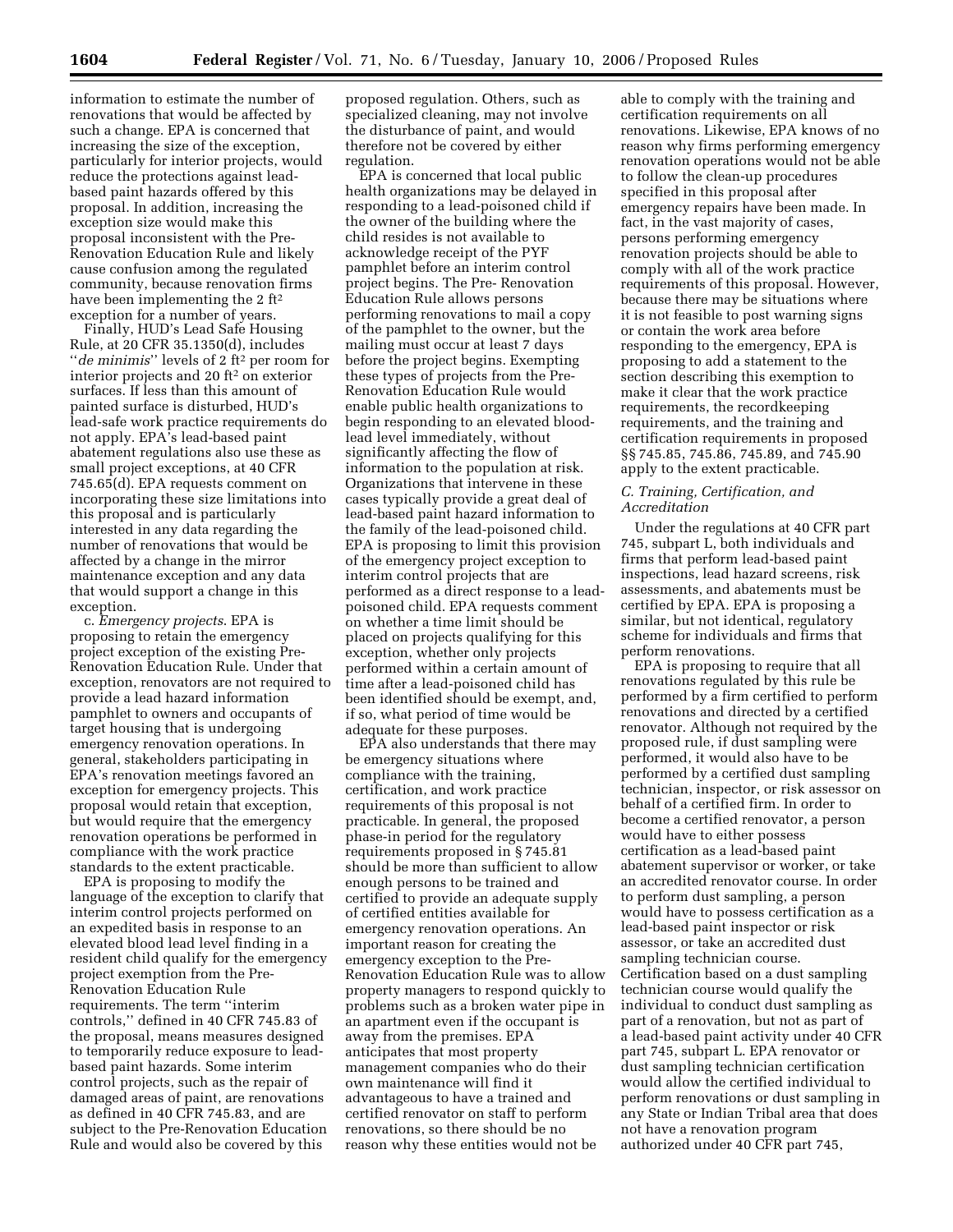information to estimate the number of renovations that would be affected by such a change. EPA is concerned that increasing the size of the exception, particularly for interior projects, would reduce the protections against lead-based paint hazards offered by this proposal. In addition, increasing the exception size would make this proposal inconsistent with the Pre-Renovation Education Rule and likely cause confusion among the regulated community, because renovation firms have been implementing the 2 $ft^2$ exception for a number of years.

Finally, HUD's Lead Safe Housing Rule, at 20 CFR 35.1350(d), includes ''*de minimis*'' levels of 2 $ft^2$ per room for interior projects and 20 $ft^2$ on exterior surfaces. If less than this amount of painted surface is disturbed, HUD's lead-safe work practice requirements do not apply. EPA's lead-based paint abatement regulations also use these as small project exceptions, at 40 CFR 745.65(d). EPA requests comment on incorporating these size limitations into this proposal and is particularly interested in any data regarding the number of renovations that would be affected by a change in the mirror maintenance exception and any data that would support a change in this exception.

c. *Emergency projects*. EPA is proposing to retain the emergency project exception of the existing Pre-Renovation Education Rule. Under that exception, renovators are not required to provide a lead hazard information pamphlet to owners and occupants of target housing that is undergoing emergency renovation operations. In general, stakeholders participating in EPA's renovation meetings favored an exception for emergency projects. This proposal would retain that exception, but would require that the emergency renovation operations be performed in compliance with the work practice standards to the extent practicable.

EPA is proposing to modify the language of the exception to clarify that interim control projects performed on an expedited basis in response to an elevated blood lead level finding in a resident child qualify for the emergency project exemption from the Pre-Renovation Education Rule requirements. The term ''interim controls,'' defined in 40 CFR 745.83 of the proposal, means measures designed to temporarily reduce exposure to lead-based paint hazards. Some interim control projects, such as the repair of damaged areas of paint, are renovations as defined in 40 CFR 745.83, and are subject to the Pre-Renovation Education Rule and would also be covered by this proposed regulation. Others, such as specialized cleaning, may not involve the disturbance of paint, and would therefore not be covered by either regulation.

EPA is concerned that local public health organizations may be delayed in responding to a lead-poisoned child if the owner of the building where the child resides is not available to acknowledge receipt of the PYF pamphlet before an interim control project begins. The Pre- Renovation Education Rule allows persons performing renovations to mail a copy of the pamphlet to the owner, but the mailing must occur at least 7 days before the project begins. Exempting these types of projects from the Pre-Renovation Education Rule would enable public health organizations to begin responding to an elevated blood-lead level immediately, without significantly affecting the flow of information to the population at risk. Organizations that intervene in these cases typically provide a great deal of lead-based paint hazard information to the family of the lead-poisoned child. EPA is proposing to limit this provision of the emergency project exception to interim control projects that are performed as a direct response to a lead-poisoned child. EPA requests comment on whether a time limit should be placed on projects qualifying for this exception, whether only projects performed within a certain amount of time after a lead-poisoned child has been identified should be exempt, and, if so, what period of time would be adequate for these purposes.

EPA also understands that there may be emergency situations where compliance with the training, certification, and work practice requirements of this proposal is not practicable. In general, the proposed phase-in period for the regulatory requirements proposed in § 745.81 should be more than sufficient to allow enough persons to be trained and certified to provide an adequate supply of certified entities available for emergency renovation operations. An important reason for creating the emergency exception to the Pre-Renovation Education Rule was to allow property managers to respond quickly to problems such as a broken water pipe in an apartment even if the occupant is away from the premises. EPA anticipates that most property management companies who do their own maintenance will find it advantageous to have a trained and certified renovator on staff to perform renovations, so there should be no reason why these entities would not be able to comply with the training and certification requirements on all renovations. Likewise, EPA knows of no reason why firms performing emergency renovation operations would not be able to follow the clean-up procedures specified in this proposal after emergency repairs have been made. In fact, in the vast majority of cases, persons performing emergency renovation projects should be able to comply with all of the work practice requirements of this proposal. However, because there may be situations where it is not feasible to post warning signs or contain the work area before responding to the emergency, EPA is proposing to add a statement to the section describing this exemption to make it clear that the work practice requirements, the recordkeeping requirements, and the training and certification requirements in proposed §§ 745.85, 745.86, 745.89, and 745.90 apply to the extent practicable.

### *C. Training, Certification, and Accreditation*

Under the regulations at 40 CFR part 745, subpart L, both individuals and firms that perform lead-based paint inspections, lead hazard screens, risk assessments, and abatements must be certified by EPA. EPA is proposing a similar, but not identical, regulatory scheme for individuals and firms that perform renovations.

EPA is proposing to require that all renovations regulated by this rule be performed by a firm certified to perform renovations and directed by a certified renovator. Although not required by the proposed rule, if dust sampling were performed, it would also have to be performed by a certified dust sampling technician, inspector, or risk assessor on behalf of a certified firm. In order to become a certified renovator, a person would have to either possess certification as a lead-based paint abatement supervisor or worker, or take an accredited renovator course. In order to perform dust sampling, a person would have to possess certification as a lead-based paint inspector or risk assessor, or take an accredited dust sampling technician course. Certification based on a dust sampling technician course would qualify the individual to conduct dust sampling as part of a renovation, but not as part of a lead-based paint activity under 40 CFR part 745, subpart L. EPA renovator or dust sampling technician certification would allow the certified individual to perform renovations or dust sampling in any State or Indian Tribal area that does not have a renovation program authorized under 40 CFR part 745,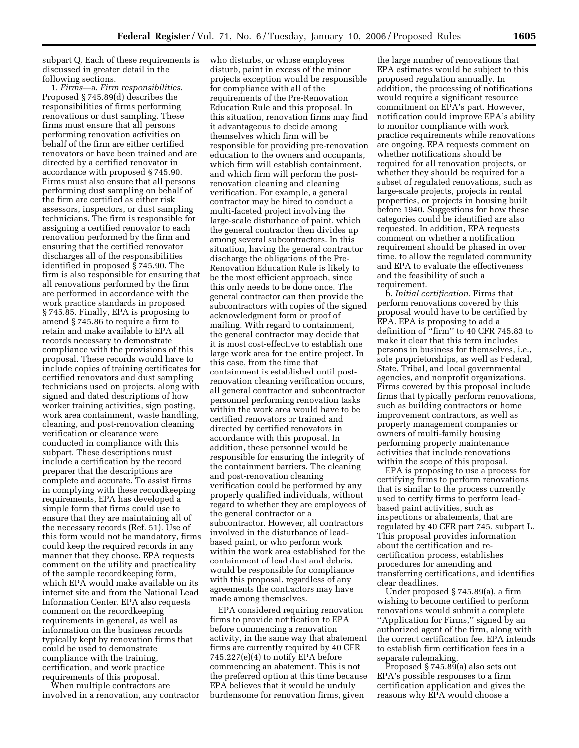subpart Q. Each of these requirements is discussed in greater detail in the following sections.

1. *Firms*—a. *Firm responsibilities*. Proposed § 745.89(d) describes the responsibilities of firms performing renovations or dust sampling. These firms must ensure that all persons performing renovation activities on behalf of the firm are either certified renovators or have been trained and are directed by a certified renovator in accordance with proposed § 745.90. Firms must also ensure that all persons performing dust sampling on behalf of the firm are certified as either risk assessors, inspectors, or dust sampling technicians. The firm is responsible for assigning a certified renovator to each renovation performed by the firm and ensuring that the certified renovator discharges all of the responsibilities identified in proposed § 745.90. The firm is also responsible for ensuring that all renovations performed by the firm are performed in accordance with the work practice standards in proposed § 745.85. Finally, EPA is proposing to amend § 745.86 to require a firm to retain and make available to EPA all records necessary to demonstrate compliance with the provisions of this proposal. These records would have to include copies of training certificates for certified renovators and dust sampling technicians used on projects, along with signed and dated descriptions of how worker training activities, sign posting, work area containment, waste handling, cleaning, and post-renovation cleaning verification or clearance were conducted in compliance with this subpart. These descriptions must include a certification by the record preparer that the descriptions are complete and accurate. To assist firms in complying with these recordkeeping requirements, EPA has developed a simple form that firms could use to ensure that they are maintaining all of the necessary records (Ref. 51). Use of this form would not be mandatory, firms could keep the required records in any manner that they choose. EPA requests comment on the utility and practicality of the sample recordkeeping form, which EPA would make available on its internet site and from the National Lead Information Center. EPA also requests comment on the recordkeeping requirements in general, as well as information on the business records typically kept by renovation firms that could be used to demonstrate compliance with the training, certification, and work practice requirements of this proposal.

When multiple contractors are involved in a renovation, any contractor who disturbs, or whose employees disturb, paint in excess of the minor projects exception would be responsible for compliance with all of the requirements of the Pre-Renovation Education Rule and this proposal. In this situation, renovation firms may find it advantageous to decide among themselves which firm will be responsible for providing pre-renovation education to the owners and occupants, which firm will establish containment, and which firm will perform the post-renovation cleaning and cleaning verification. For example, a general contractor may be hired to conduct a multi-faceted project involving the large-scale disturbance of paint, which the general contractor then divides up among several subcontractors. In this situation, having the general contractor discharge the obligations of the Pre-Renovation Education Rule is likely to be the most efficient approach, since this only needs to be done once. The general contractor can then provide the subcontractors with copies of the signed acknowledgment form or proof of mailing. With regard to containment, the general contractor may decide that it is most cost-effective to establish one large work area for the entire project. In this case, from the time that containment is established until post-renovation cleaning verification occurs, all general contractor and subcontractor personnel performing renovation tasks within the work area would have to be certified renovators or trained and directed by certified renovators in accordance with this proposal. In addition, these personnel would be responsible for ensuring the integrity of the containment barriers. The cleaning and post-renovation cleaning verification could be performed by any properly qualified individuals, without regard to whether they are employees of the general contractor or a subcontractor. However, all contractors involved in the disturbance of lead-based paint, or who perform work within the work area established for the containment of lead dust and debris, would be responsible for compliance with this proposal, regardless of any agreements the contractors may have made among themselves.

EPA considered requiring renovation firms to provide notification to EPA before commencing a renovation activity, in the same way that abatement firms are currently required by 40 CFR 745.227(e)(4) to notify EPA before commencing an abatement. This is not the preferred option at this time because EPA believes that it would be unduly burdensome for renovation firms, given the large number of renovations that EPA estimates would be subject to this proposed regulation annually. In addition, the processing of notifications would require a significant resource commitment on EPA's part. However, notification could improve EPA's ability to monitor compliance with work practice requirements while renovations are ongoing. EPA requests comment on whether notifications should be required for all renovation projects, or whether they should be required for a subset of regulated renovations, such as large-scale projects, projects in rental properties, or projects in housing built before 1940. Suggestions for how these categories could be identified are also requested. In addition, EPA requests comment on whether a notification requirement should be phased in over time, to allow the regulated community and EPA to evaluate the effectiveness and the feasibility of such a requirement.

b. *Initial certification*. Firms that perform renovations covered by this proposal would have to be certified by EPA. EPA is proposing to add a definition of ''firm'' to 40 CFR 745.83 to make it clear that this term includes persons in business for themselves, i.e., sole proprietorships, as well as Federal, State, Tribal, and local governmental agencies, and nonprofit organizations. Firms covered by this proposal include firms that typically perform renovations, such as building contractors or home improvement contractors, as well as property management companies or owners of multi-family housing performing property maintenance activities that include renovations within the scope of this proposal.

EPA is proposing to use a process for certifying firms to perform renovations that is similar to the process currently used to certify firms to perform lead-based paint activities, such as inspections or abatements, that are regulated by 40 CFR part 745, subpart L. This proposal provides information about the certification and re-certification process, establishes procedures for amending and transferring certifications, and identifies clear deadlines.

Under proposed § 745.89(a), a firm wishing to become certified to perform renovations would submit a complete ''Application for Firms,'' signed by an authorized agent of the firm, along with the correct certification fee. EPA intends to establish firm certification fees in a separate rulemaking.

Proposed § 745.89(a) also sets out EPA's possible responses to a firm certification application and gives the reasons why EPA would choose a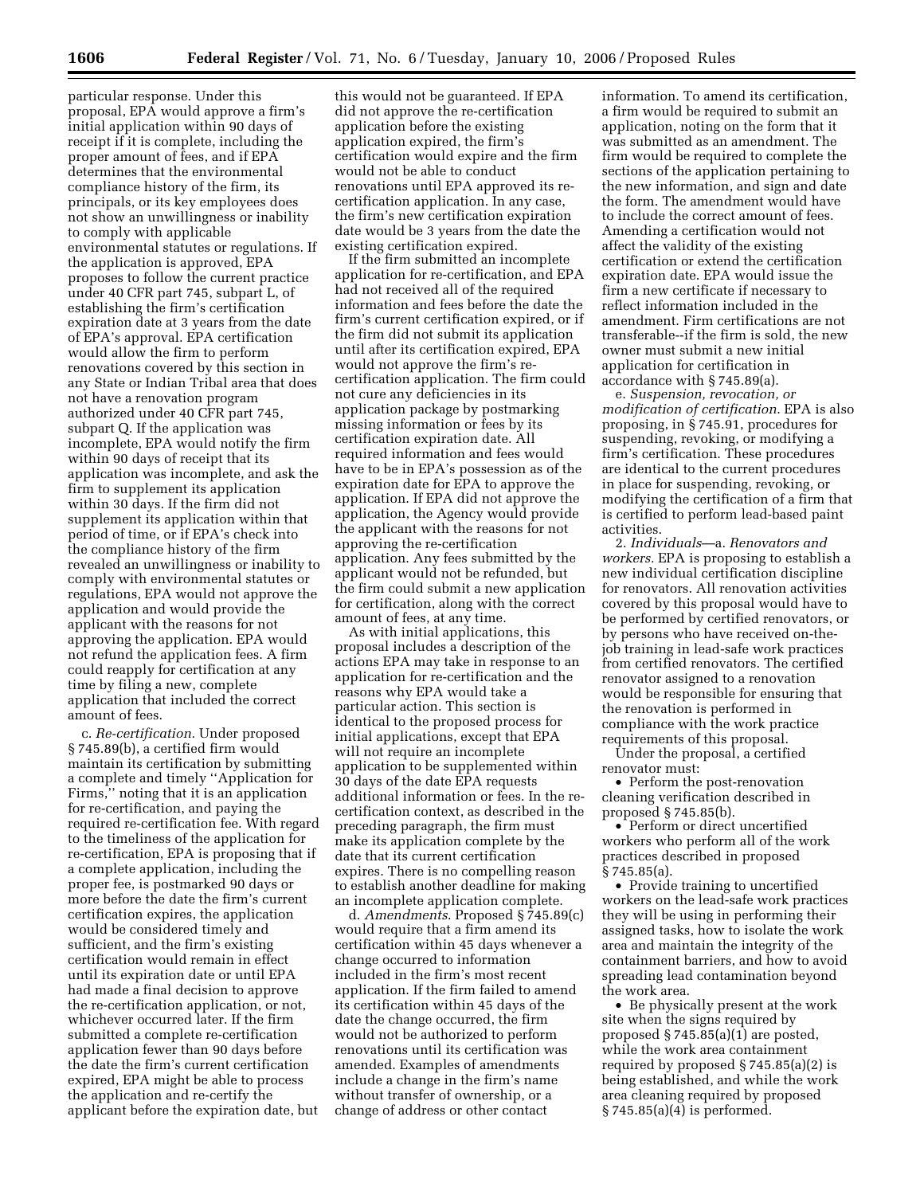particular response. Under this proposal, EPA would approve a firm's initial application within 90 days of receipt if it is complete, including the proper amount of fees, and if EPA determines that the environmental compliance history of the firm, its principals, or its key employees does not show an unwillingness or inability to comply with applicable environmental statutes or regulations. If the application is approved, EPA proposes to follow the current practice under 40 CFR part 745, subpart L, of establishing the firm's certification expiration date at 3 years from the date of EPA's approval. EPA certification would allow the firm to perform renovations covered by this section in any State or Indian Tribal area that does not have a renovation program authorized under 40 CFR part 745, subpart Q. If the application was incomplete, EPA would notify the firm within 90 days of receipt that its application was incomplete, and ask the firm to supplement its application within 30 days. If the firm did not supplement its application within that period of time, or if EPA's check into the compliance history of the firm revealed an unwillingness or inability to comply with environmental statutes or regulations, EPA would not approve the application and would provide the applicant with the reasons for not approving the application. EPA would not refund the application fees. A firm could reapply for certification at any time by filing a new, complete application that included the correct amount of fees.

c. *Re-certification.* Under proposed § 745.89(b), a certified firm would maintain its certification by submitting a complete and timely ''Application for Firms,'' noting that it is an application for re-certification, and paying the required re-certification fee. With regard to the timeliness of the application for re-certification, EPA is proposing that if a complete application, including the proper fee, is postmarked 90 days or more before the date the firm's current certification expires, the application would be considered timely and sufficient, and the firm's existing certification would remain in effect until its expiration date or until EPA had made a final decision to approve the re-certification application, or not, whichever occurred later. If the firm submitted a complete re-certification application fewer than 90 days before the date the firm's current certification expired, EPA might be able to process the application and re-certify the applicant before the expiration date, but this would not be guaranteed. If EPA did not approve the re-certification application before the existing application expired, the firm's certification would expire and the firm would not be able to conduct renovations until EPA approved its re-certification application. In any case, the firm's new certification expiration date would be 3 years from the date the existing certification expired.

If the firm submitted an incomplete application for re-certification, and EPA had not received all of the required information and fees before the date the firm's current certification expired, or if the firm did not submit its application until after its certification expired, EPA would not approve the firm's re-certification application. The firm could not cure any deficiencies in its application package by postmarking missing information or fees by its certification expiration date. All required information and fees would have to be in EPA's possession as of the expiration date for EPA to approve the application. If EPA did not approve the application, the Agency would provide the applicant with the reasons for not approving the re-certification application. Any fees submitted by the applicant would not be refunded, but the firm could submit a new application for certification, along with the correct amount of fees, at any time.

As with initial applications, this proposal includes a description of the actions EPA may take in response to an application for re-certification and the reasons why EPA would take a particular action. This section is identical to the proposed process for initial applications, except that EPA will not require an incomplete application to be supplemented within 30 days of the date EPA requests additional information or fees. In the re-certification context, as described in the preceding paragraph, the firm must make its application complete by the date that its current certification expires. There is no compelling reason to establish another deadline for making an incomplete application complete.

d. *Amendments*. Proposed § 745.89(c) would require that a firm amend its certification within 45 days whenever a change occurred to information included in the firm's most recent application. If the firm failed to amend its certification within 45 days of the date the change occurred, the firm would not be authorized to perform renovations until its certification was amended. Examples of amendments include a change in the firm's name without transfer of ownership, or a change of address or other contact information. To amend its certification, a firm would be required to submit an application, noting on the form that it was submitted as an amendment. The firm would be required to complete the sections of the application pertaining to the new information, and sign and date the form. The amendment would have to include the correct amount of fees. Amending a certification would not affect the validity of the existing certification or extend the certification expiration date. EPA would issue the firm a new certificate if necessary to reflect information included in the amendment. Firm certifications are not transferable--if the firm is sold, the new owner must submit a new initial application for certification in accordance with § 745.89(a).

e. *Suspension, revocation, or modification of certification.* EPA is also proposing, in § 745.91, procedures for suspending, revoking, or modifying a firm's certification. These procedures are identical to the current procedures in place for suspending, revoking, or modifying the certification of a firm that is certified to perform lead-based paint activities.

2. *Individuals*—a. *Renovators and workers.* EPA is proposing to establish a new individual certification discipline for renovators. All renovation activities covered by this proposal would have to be performed by certified renovators, or by persons who have received on-the-job training in lead-safe work practices from certified renovators. The certified renovator assigned to a renovation would be responsible for ensuring that the renovation is performed in compliance with the work practice requirements of this proposal.

Under the proposal, a certified renovator must:

- Perform the post-renovation cleaning verification described in proposed § 745.85(b).
- Perform or direct uncertified workers who perform all of the work practices described in proposed § 745.85(a).
- Provide training to uncertified workers on the lead-safe work practices they will be using in performing their assigned tasks, how to isolate the work area and maintain the integrity of the containment barriers, and how to avoid spreading lead contamination beyond the work area.
- Be physically present at the work site when the signs required by proposed § 745.85(a)(1) are posted, while the work area containment required by proposed § 745.85(a)(2) is being established, and while the work area cleaning required by proposed § 745.85(a)(4) is performed.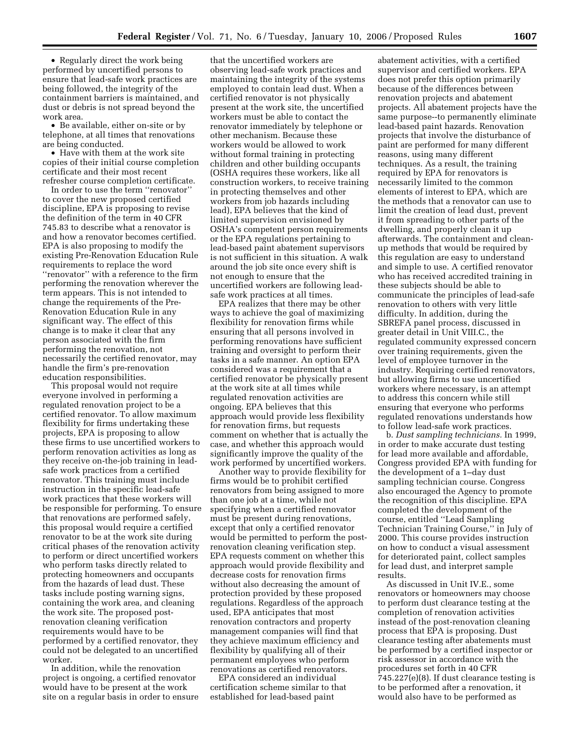- Regularly direct the work being performed by uncertified persons to ensure that lead-safe work practices are being followed, the integrity of the containment barriers is maintained, and dust or debris is not spread beyond the work area.
- Be available, either on-site or by telephone, at all times that renovations are being conducted.
- Have with them at the work site copies of their initial course completion certificate and their most recent refresher course completion certificate.

In order to use the term ''renovator'' to cover the new proposed certified discipline, EPA is proposing to revise the definition of the term in 40 CFR 745.83 to describe what a renovator is and how a renovator becomes certified. EPA is also proposing to modify the existing Pre-Renovation Education Rule requirements to replace the word ''renovator'' with a reference to the firm performing the renovation wherever the term appears. This is not intended to change the requirements of the Pre-Renovation Education Rule in any significant way. The effect of this change is to make it clear that any person associated with the firm performing the renovation, not necessarily the certified renovator, may handle the firm's pre-renovation education responsibilities.

This proposal would not require everyone involved in performing a regulated renovation project to be a certified renovator. To allow maximum flexibility for firms undertaking these projects, EPA is proposing to allow these firms to use uncertified workers to perform renovation activities as long as they receive on-the-job training in lead-safe work practices from a certified renovator. This training must include instruction in the specific lead-safe work practices that these workers will be responsible for performing. To ensure that renovations are performed safely, this proposal would require a certified renovator to be at the work site during critical phases of the renovation activity to perform or direct uncertified workers who perform tasks directly related to protecting homeowners and occupants from the hazards of lead dust. These tasks include posting warning signs, containing the work area, and cleaning the work site. The proposed post-renovation cleaning verification requirements would have to be performed by a certified renovator, they could not be delegated to an uncertified worker.

In addition, while the renovation project is ongoing, a certified renovator would have to be present at the work site on a regular basis in order to ensure that the uncertified workers are observing lead-safe work practices and maintaining the integrity of the systems employed to contain lead dust. When a certified renovator is not physically present at the work site, the uncertified workers must be able to contact the renovator immediately by telephone or other mechanism. Because these workers would be allowed to work without formal training in protecting children and other building occupants (OSHA requires these workers, like all construction workers, to receive training in protecting themselves and other workers from job hazards including lead), EPA believes that the kind of limited supervision envisioned by OSHA's competent person requirements or the EPA regulations pertaining to lead-based paint abatement supervisors is not sufficient in this situation. A walk around the job site once every shift is not enough to ensure that the uncertified workers are following lead-safe work practices at all times.

EPA realizes that there may be other ways to achieve the goal of maximizing flexibility for renovation firms while ensuring that all persons involved in performing renovations have sufficient training and oversight to perform their tasks in a safe manner. An option EPA considered was a requirement that a certified renovator be physically present at the work site at all times while regulated renovation activities are ongoing. EPA believes that this approach would provide less flexibility for renovation firms, but requests comment on whether that is actually the case, and whether this approach would significantly improve the quality of the work performed by uncertified workers.

Another way to provide flexibility for firms would be to prohibit certified renovators from being assigned to more than one job at a time, while not specifying when a certified renovator must be present during renovations, except that only a certified renovator would be permitted to perform the post-renovation cleaning verification step. EPA requests comment on whether this approach would provide flexibility and decrease costs for renovation firms without also decreasing the amount of protection provided by these proposed regulations. Regardless of the approach used, EPA anticipates that most renovation contractors and property management companies will find that they achieve maximum efficiency and flexibility by qualifying all of their permanent employees who perform renovations as certified renovators.

EPA considered an individual certification scheme similar to that established for lead-based paint abatement activities, with a certified supervisor and certified workers. EPA does not prefer this option primarily because of the differences between renovation projects and abatement projects. All abatement projects have the same purpose--to permanently eliminate lead-based paint hazards. Renovation projects that involve the disturbance of paint are performed for many different reasons, using many different techniques. As a result, the training required by EPA for renovators is necessarily limited to the common elements of interest to EPA, which are the methods that a renovator can use to limit the creation of lead dust, prevent it from spreading to other parts of the dwelling, and properly clean it up afterwards. The containment and clean-up methods that would be required by this regulation are easy to understand and simple to use. A certified renovator who has received accredited training in these subjects should be able to communicate the principles of lead-safe renovation to others with very little difficulty. In addition, during the SBREFA panel process, discussed in greater detail in Unit VIII.C., the regulated community expressed concern over training requirements, given the level of employee turnover in the industry. Requiring certified renovators, but allowing firms to use uncertified workers where necessary, is an attempt to address this concern while still ensuring that everyone who performs regulated renovations understands how to follow lead-safe work practices.

b. *Dust sampling technicians.* In 1999, in order to make accurate dust testing for lead more available and affordable, Congress provided EPA with funding for the development of a 1–day dust sampling technician course. Congress also encouraged the Agency to promote the recognition of this discipline. EPA completed the development of the course, entitled ''Lead Sampling Technician Training Course,'' in July of 2000. This course provides instruction on how to conduct a visual assessment for deteriorated paint, collect samples for lead dust, and interpret sample results.

As discussed in Unit IV.E., some renovators or homeowners may choose to perform dust clearance testing at the completion of renovation activities instead of the post-renovation cleaning process that EPA is proposing. Dust clearance testing after abatements must be performed by a certified inspector or risk assessor in accordance with the procedures set forth in 40 CFR 745.227(e)(8). If dust clearance testing is to be performed after a renovation, it would also have to be performed as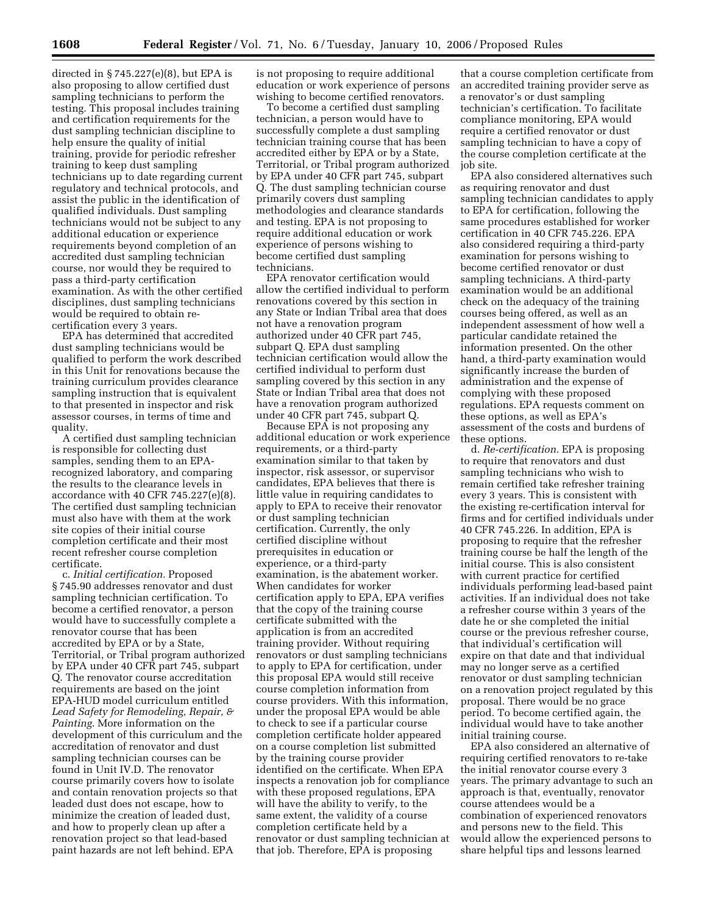directed in § 745.227(e)(8), but EPA is also proposing to allow certified dust sampling technicians to perform the testing. This proposal includes training and certification requirements for the dust sampling technician discipline to help ensure the quality of initial training, provide for periodic refresher training to keep dust sampling technicians up to date regarding current regulatory and technical protocols, and assist the public in the identification of qualified individuals. Dust sampling technicians would not be subject to any additional education or experience requirements beyond completion of an accredited dust sampling technician course, nor would they be required to pass a third-party certification examination. As with the other certified disciplines, dust sampling technicians would be required to obtain re-certification every 3 years.

EPA has determined that accredited dust sampling technicians would be qualified to perform the work described in this Unit for renovations because the training curriculum provides clearance sampling instruction that is equivalent to that presented in inspector and risk assessor courses, in terms of time and quality.

A certified dust sampling technician is responsible for collecting dust samples, sending them to an EPA-recognized laboratory, and comparing the results to the clearance levels in accordance with 40 CFR 745.227(e)(8). The certified dust sampling technician must also have with them at the work site copies of their initial course completion certificate and their most recent refresher course completion certificate.

c. *Initial certification.* Proposed § 745.90 addresses renovator and dust sampling technician certification. To become a certified renovator, a person would have to successfully complete a renovator course that has been accredited by EPA or by a State, Territorial, or Tribal program authorized by EPA under 40 CFR part 745, subpart Q. The renovator course accreditation requirements are based on the joint EPA-HUD model curriculum entitled *Lead Safety for Remodeling, Repair, & Painting*. More information on the development of this curriculum and the accreditation of renovator and dust sampling technician courses can be found in Unit IV.D. The renovator course primarily covers how to isolate and contain renovation projects so that leaded dust does not escape, how to minimize the creation of leaded dust, and how to properly clean up after a renovation project so that lead-based paint hazards are not left behind. EPA is not proposing to require additional education or work experience of persons wishing to become certified renovators.

To become a certified dust sampling technician, a person would have to successfully complete a dust sampling technician training course that has been accredited either by EPA or by a State, Territorial, or Tribal program authorized by EPA under 40 CFR part 745, subpart Q. The dust sampling technician course primarily covers dust sampling methodologies and clearance standards and testing. EPA is not proposing to require additional education or work experience of persons wishing to become certified dust sampling technicians.

EPA renovator certification would allow the certified individual to perform renovations covered by this section in any State or Indian Tribal area that does not have a renovation program authorized under 40 CFR part 745, subpart Q. EPA dust sampling technician certification would allow the certified individual to perform dust sampling covered by this section in any State or Indian Tribal area that does not have a renovation program authorized under 40 CFR part 745, subpart Q.

Because EPA is not proposing any additional education or work experience requirements, or a third-party examination similar to that taken by inspector, risk assessor, or supervisor candidates, EPA believes that there is little value in requiring candidates to apply to EPA to receive their renovator or dust sampling technician certification. Currently, the only certified discipline without prerequisites in education or experience, or a third-party examination, is the abatement worker. When candidates for worker certification apply to EPA, EPA verifies that the copy of the training course certificate submitted with the application is from an accredited training provider. Without requiring renovators or dust sampling technicians to apply to EPA for certification, under this proposal EPA would still receive course completion information from course providers. With this information, under the proposal EPA would be able to check to see if a particular course completion certificate holder appeared on a course completion list submitted by the training course provider identified on the certificate. When EPA inspects a renovation job for compliance with these proposed regulations, EPA will have the ability to verify, to the same extent, the validity of a course completion certificate held by a renovator or dust sampling technician at that job. Therefore, EPA is proposing that a course completion certificate from an accredited training provider serve as a renovator's or dust sampling technician's certification. To facilitate compliance monitoring, EPA would require a certified renovator or dust sampling technician to have a copy of the course completion certificate at the job site.

EPA also considered alternatives such as requiring renovator and dust sampling technician candidates to apply to EPA for certification, following the same procedures established for worker certification in 40 CFR 745.226. EPA also considered requiring a third-party examination for persons wishing to become certified renovator or dust sampling technicians. A third-party examination would be an additional check on the adequacy of the training courses being offered, as well as an independent assessment of how well a particular candidate retained the information presented. On the other hand, a third-party examination would significantly increase the burden of administration and the expense of complying with these proposed regulations. EPA requests comment on these options, as well as EPA's assessment of the costs and burdens of these options.

d. *Re-certification.* EPA is proposing to require that renovators and dust sampling technicians who wish to remain certified take refresher training every 3 years. This is consistent with the existing re-certification interval for firms and for certified individuals under 40 CFR 745.226. In addition, EPA is proposing to require that the refresher training course be half the length of the initial course. This is also consistent with current practice for certified individuals performing lead-based paint activities. If an individual does not take a refresher course within 3 years of the date he or she completed the initial course or the previous refresher course, that individual's certification will expire on that date and that individual may no longer serve as a certified renovator or dust sampling technician on a renovation project regulated by this proposal. There would be no grace period. To become certified again, the individual would have to take another initial training course.

EPA also considered an alternative of requiring certified renovators to re-take the initial renovator course every 3 years. The primary advantage to such an approach is that, eventually, renovator course attendees would be a combination of experienced renovators and persons new to the field. This would allow the experienced persons to share helpful tips and lessons learned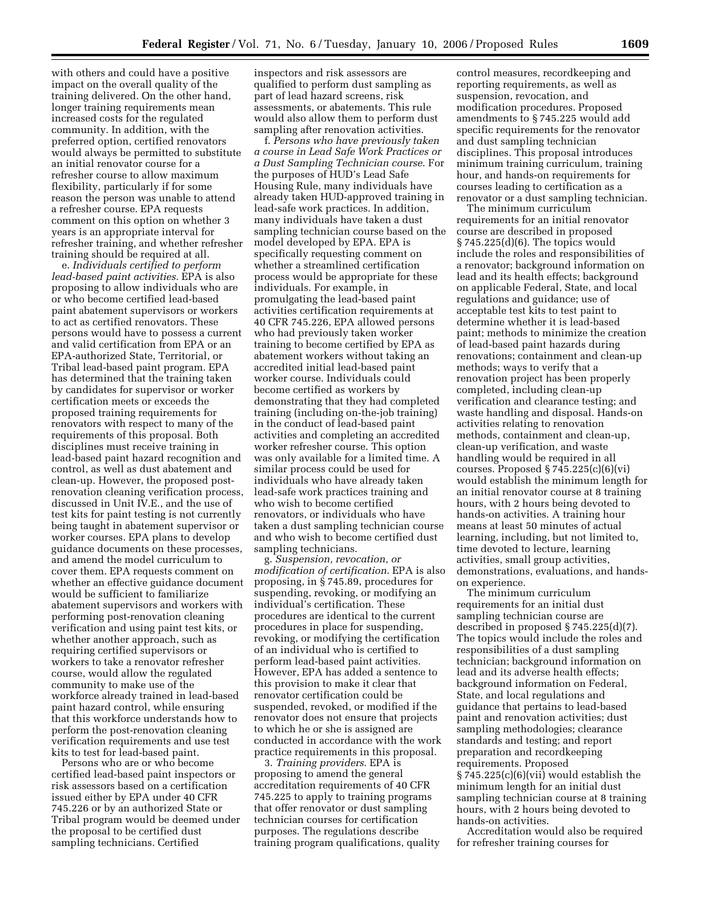with others and could have a positive impact on the overall quality of the training delivered. On the other hand, longer training requirements mean increased costs for the regulated community. In addition, with the preferred option, certified renovators would always be permitted to substitute an initial renovator course for a refresher course to allow maximum flexibility, particularly if for some reason the person was unable to attend a refresher course. EPA requests comment on this option on whether 3 years is an appropriate interval for refresher training, and whether refresher training should be required at all.

e. *Individuals certified to perform lead-based paint activities.* EPA is also proposing to allow individuals who are or who become certified lead-based paint abatement supervisors or workers to act as certified renovators. These persons would have to possess a current and valid certification from EPA or an EPA-authorized State, Territorial, or Tribal lead-based paint program. EPA has determined that the training taken by candidates for supervisor or worker certification meets or exceeds the proposed training requirements for renovators with respect to many of the requirements of this proposal. Both disciplines must receive training in lead-based paint hazard recognition and control, as well as dust abatement and clean-up. However, the proposed post-renovation cleaning verification process, discussed in Unit IV.E., and the use of test kits for paint testing is not currently being taught in abatement supervisor or worker courses. EPA plans to develop guidance documents on these processes, and amend the model curriculum to cover them. EPA requests comment on whether an effective guidance document would be sufficient to familiarize abatement supervisors and workers with performing post-renovation cleaning verification and using paint test kits, or whether another approach, such as requiring certified supervisors or workers to take a renovator refresher course, would allow the regulated community to make use of the workforce already trained in lead-based paint hazard control, while ensuring that this workforce understands how to perform the post-renovation cleaning verification requirements and use test kits to test for lead-based paint.

Persons who are or who become certified lead-based paint inspectors or risk assessors based on a certification issued either by EPA under 40 CFR 745.226 or by an authorized State or Tribal program would be deemed under the proposal to be certified dust sampling technicians. Certified inspectors and risk assessors are qualified to perform dust sampling as part of lead hazard screens, risk assessments, or abatements. This rule would also allow them to perform dust sampling after renovation activities.

f. *Persons who have previously taken a course in Lead Safe Work Practices or a Dust Sampling Technician course.* For the purposes of HUD's Lead Safe Housing Rule, many individuals have already taken HUD-approved training in lead-safe work practices. In addition, many individuals have taken a dust sampling technician course based on the model developed by EPA. EPA is specifically requesting comment on whether a streamlined certification process would be appropriate for these individuals. For example, in promulgating the lead-based paint activities certification requirements at 40 CFR 745.226, EPA allowed persons who had previously taken worker training to become certified by EPA as abatement workers without taking an accredited initial lead-based paint worker course. Individuals could become certified as workers by demonstrating that they had completed training (including on-the-job training) in the conduct of lead-based paint activities and completing an accredited worker refresher course. This option was only available for a limited time. A similar process could be used for individuals who have already taken lead-safe work practices training and who wish to become certified renovators, or individuals who have taken a dust sampling technician course and who wish to become certified dust sampling technicians.

g. *Suspension, revocation, or modification of certification.* EPA is also proposing, in § 745.89, procedures for suspending, revoking, or modifying an individual's certification. These procedures are identical to the current procedures in place for suspending, revoking, or modifying the certification of an individual who is certified to perform lead-based paint activities. However, EPA has added a sentence to this provision to make it clear that renovator certification could be suspended, revoked, or modified if the renovator does not ensure that projects to which he or she is assigned are conducted in accordance with the work practice requirements in this proposal.

3. *Training providers.* EPA is proposing to amend the general accreditation requirements of 40 CFR 745.225 to apply to training programs that offer renovator or dust sampling technician courses for certification purposes. The regulations describe training program qualifications, quality control measures, recordkeeping and reporting requirements, as well as suspension, revocation, and modification procedures. Proposed amendments to § 745.225 would add specific requirements for the renovator and dust sampling technician disciplines. This proposal introduces minimum training curriculum, training hour, and hands-on requirements for courses leading to certification as a renovator or a dust sampling technician.

The minimum curriculum requirements for an initial renovator course are described in proposed § 745.225(d)(6). The topics would include the roles and responsibilities of a renovator; background information on lead and its health effects; background on applicable Federal, State, and local regulations and guidance; use of acceptable test kits to test paint to determine whether it is lead-based paint; methods to minimize the creation of lead-based paint hazards during renovations; containment and clean-up methods; ways to verify that a renovation project has been properly completed, including clean-up verification and clearance testing; and waste handling and disposal. Hands-on activities relating to renovation methods, containment and clean-up, clean-up verification, and waste handling would be required in all courses. Proposed § 745.225(c)(6)(vi) would establish the minimum length for an initial renovator course at 8 training hours, with 2 hours being devoted to hands-on activities. A training hour means at least 50 minutes of actual learning, including, but not limited to, time devoted to lecture, learning activities, small group activities, demonstrations, evaluations, and hands-on experience.

The minimum curriculum requirements for an initial dust sampling technician course are described in proposed § 745.225(d)(7). The topics would include the roles and responsibilities of a dust sampling technician; background information on lead and its adverse health effects; background information on Federal, State, and local regulations and guidance that pertains to lead-based paint and renovation activities; dust sampling methodologies; clearance standards and testing; and report preparation and recordkeeping requirements. Proposed § 745.225(c)(6)(vii) would establish the minimum length for an initial dust sampling technician course at 8 training hours, with 2 hours being devoted to hands-on activities.

Accreditation would also be required for refresher training courses for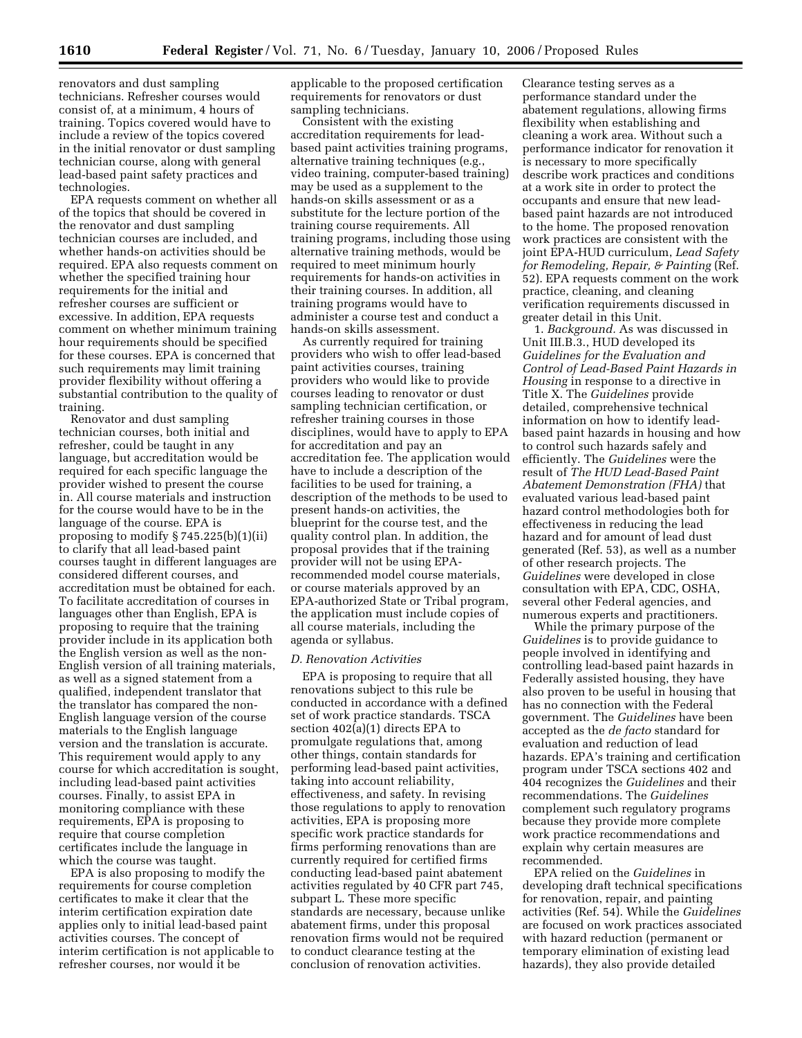renovators and dust sampling technicians. Refresher courses would consist of, at a minimum, 4 hours of training. Topics covered would have to include a review of the topics covered in the initial renovator or dust sampling technician course, along with general lead-based paint safety practices and technologies.

EPA requests comment on whether all of the topics that should be covered in the renovator and dust sampling technician courses are included, and whether hands-on activities should be required. EPA also requests comment on whether the specified training hour requirements for the initial and refresher courses are sufficient or excessive. In addition, EPA requests comment on whether minimum training hour requirements should be specified for these courses. EPA is concerned that such requirements may limit training provider flexibility without offering a substantial contribution to the quality of training.

Renovator and dust sampling technician courses, both initial and refresher, could be taught in any language, but accreditation would be required for each specific language the provider wished to present the course in. All course materials and instruction for the course would have to be in the language of the course. EPA is proposing to modify § 745.225(b)(1)(ii) to clarify that all lead-based paint courses taught in different languages are considered different courses, and accreditation must be obtained for each. To facilitate accreditation of courses in languages other than English, EPA is proposing to require that the training provider include in its application both the English version as well as the non-English version of all training materials, as well as a signed statement from a qualified, independent translator that the translator has compared the non-English language version of the course materials to the English language version and the translation is accurate. This requirement would apply to any course for which accreditation is sought, including lead-based paint activities courses. Finally, to assist EPA in monitoring compliance with these requirements, EPA is proposing to require that course completion certificates include the language in which the course was taught.

EPA is also proposing to modify the requirements for course completion certificates to make it clear that the interim certification expiration date applies only to initial lead-based paint activities courses. The concept of interim certification is not applicable to refresher courses, nor would it be applicable to the proposed certification requirements for renovators or dust sampling technicians.

Consistent with the existing accreditation requirements for lead-based paint activities training programs, alternative training techniques (e.g., video training, computer-based training) may be used as a supplement to the hands-on skills assessment or as a substitute for the lecture portion of the training course requirements. All training programs, including those using alternative training methods, would be required to meet minimum hourly requirements for hands-on activities in their training courses. In addition, all training programs would have to administer a course test and conduct a hands-on skills assessment.

As currently required for training providers who wish to offer lead-based paint activities courses, training providers who would like to provide courses leading to renovator or dust sampling technician certification, or refresher training courses in those disciplines, would have to apply to EPA for accreditation and pay an accreditation fee. The application would have to include a description of the facilities to be used for training, a description of the methods to be used to present hands-on activities, the blueprint for the course test, and the quality control plan. In addition, the proposal provides that if the training provider will not be using EPA-recommended model course materials, or course materials approved by an EPA-authorized State or Tribal program, the application must include copies of all course materials, including the agenda or syllabus.

### *D. Renovation Activities*

EPA is proposing to require that all renovations subject to this rule be conducted in accordance with a defined set of work practice standards. TSCA section 402(a)(1) directs EPA to promulgate regulations that, among other things, contain standards for performing lead-based paint activities, taking into account reliability, effectiveness, and safety. In revising those regulations to apply to renovation activities, EPA is proposing more specific work practice standards for firms performing renovations than are currently required for certified firms conducting lead-based paint abatement activities regulated by 40 CFR part 745, subpart L. These more specific standards are necessary, because unlike abatement firms, under this proposal renovation firms would not be required to conduct clearance testing at the conclusion of renovation activities. Clearance testing serves as a performance standard under the abatement regulations, allowing firms flexibility when establishing and cleaning a work area. Without such a performance indicator for renovation it is necessary to more specifically describe work practices and conditions at a work site in order to protect the occupants and ensure that new lead-based paint hazards are not introduced to the home. The proposed renovation work practices are consistent with the joint EPA-HUD curriculum, *Lead Safety for Remodeling, Repair, & Painting* (Ref. 52). EPA requests comment on the work practice, cleaning, and cleaning verification requirements discussed in greater detail in this Unit.

1. *Background.* As was discussed in Unit III.B.3., HUD developed its *Guidelines for the Evaluation and Control of Lead-Based Paint Hazards in Housing* in response to a directive in Title X. The *Guidelines* provide detailed, comprehensive technical information on how to identify lead-based paint hazards in housing and how to control such hazards safely and efficiently. The *Guidelines* were the result of *The HUD Lead-Based Paint Abatement Demonstration (FHA)* that evaluated various lead-based paint hazard control methodologies both for effectiveness in reducing the lead hazard and for amount of lead dust generated (Ref. 53), as well as a number of other research projects. The *Guidelines* were developed in close consultation with EPA, CDC, OSHA, several other Federal agencies, and numerous experts and practitioners.

While the primary purpose of the *Guidelines* is to provide guidance to people involved in identifying and controlling lead-based paint hazards in Federally assisted housing, they have also proven to be useful in housing that has no connection with the Federal government. The *Guidelines* have been accepted as the *de facto* standard for evaluation and reduction of lead hazards. EPA's training and certification program under TSCA sections 402 and 404 recognizes the *Guidelines* and their recommendations. The *Guidelines* complement such regulatory programs because they provide more complete work practice recommendations and explain why certain measures are recommended.

EPA relied on the *Guidelines* in developing draft technical specifications for renovation, repair, and painting activities (Ref. 54). While the *Guidelines* are focused on work practices associated with hazard reduction (permanent or temporary elimination of existing lead hazards), they also provide detailed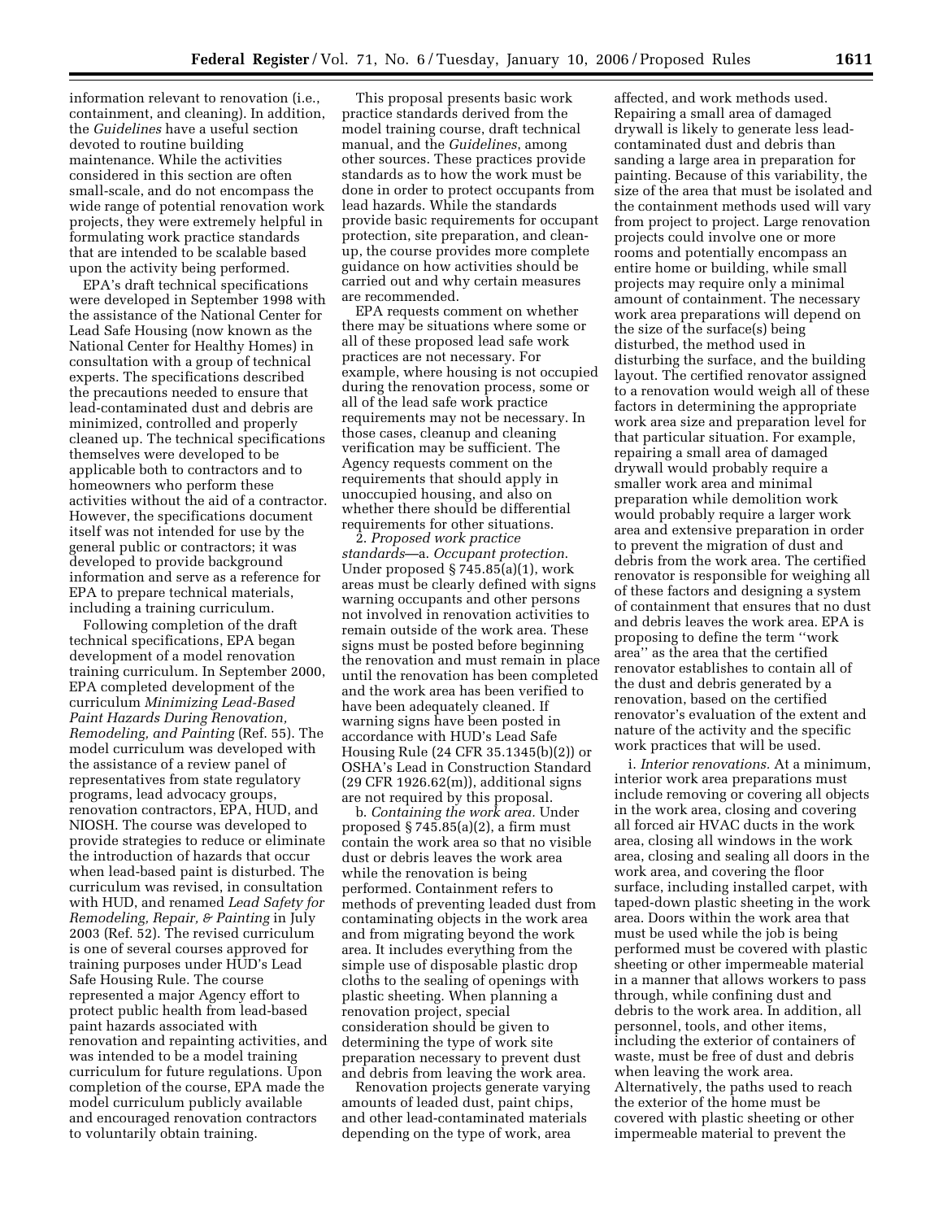information relevant to renovation (i.e., containment, and cleaning). In addition, the *Guidelines* have a useful section devoted to routine building maintenance. While the activities considered in this section are often small-scale, and do not encompass the wide range of potential renovation work projects, they were extremely helpful in formulating work practice standards that are intended to be scalable based upon the activity being performed.

EPA's draft technical specifications were developed in September 1998 with the assistance of the National Center for Lead Safe Housing (now known as the National Center for Healthy Homes) in consultation with a group of technical experts. The specifications described the precautions needed to ensure that lead-contaminated dust and debris are minimized, controlled and properly cleaned up. The technical specifications themselves were developed to be applicable both to contractors and to homeowners who perform these activities without the aid of a contractor. However, the specifications document itself was not intended for use by the general public or contractors; it was developed to provide background information and serve as a reference for EPA to prepare technical materials, including a training curriculum.

Following completion of the draft technical specifications, EPA began development of a model renovation training curriculum. In September 2000, EPA completed development of the curriculum *Minimizing Lead-Based Paint Hazards During Renovation, Remodeling, and Painting* (Ref. 55). The model curriculum was developed with the assistance of a review panel of representatives from state regulatory programs, lead advocacy groups, renovation contractors, EPA, HUD, and NIOSH. The course was developed to provide strategies to reduce or eliminate the introduction of hazards that occur when lead-based paint is disturbed. The curriculum was revised, in consultation with HUD, and renamed *Lead Safety for Remodeling, Repair, & Painting* in July 2003 (Ref. 52). The revised curriculum is one of several courses approved for training purposes under HUD's Lead Safe Housing Rule. The course represented a major Agency effort to protect public health from lead-based paint hazards associated with renovation and repainting activities, and was intended to be a model training curriculum for future regulations. Upon completion of the course, EPA made the model curriculum publicly available and encouraged renovation contractors to voluntarily obtain training.

This proposal presents basic work practice standards derived from the model training course, draft technical manual, and the *Guidelines*, among other sources. These practices provide standards as to how the work must be done in order to protect occupants from lead hazards. While the standards provide basic requirements for occupant protection, site preparation, and clean-up, the course provides more complete guidance on how activities should be carried out and why certain measures are recommended.

EPA requests comment on whether there may be situations where some or all of these proposed lead safe work practices are not necessary. For example, where housing is not occupied during the renovation process, some or all of the lead safe work practice requirements may not be necessary. In those cases, cleanup and cleaning verification may be sufficient. The Agency requests comment on the requirements that should apply in unoccupied housing, and also on whether there should be differential requirements for other situations.

2. *Proposed work practice standards*—a. *Occupant protection.* Under proposed § 745.85(a)(1), work areas must be clearly defined with signs warning occupants and other persons not involved in renovation activities to remain outside of the work area. These signs must be posted before beginning the renovation and must remain in place until the renovation has been completed and the work area has been verified to have been adequately cleaned. If warning signs have been posted in accordance with HUD's Lead Safe Housing Rule (24 CFR 35.1345(b)(2)) or OSHA's Lead in Construction Standard (29 CFR 1926.62(m)), additional signs are not required by this proposal.

b. *Containing the work area.* Under proposed § 745.85(a)(2), a firm must contain the work area so that no visible dust or debris leaves the work area while the renovation is being performed. Containment refers to methods of preventing leaded dust from contaminating objects in the work area and from migrating beyond the work area. It includes everything from the simple use of disposable plastic drop cloths to the sealing of openings with plastic sheeting. When planning a renovation project, special consideration should be given to determining the type of work site preparation necessary to prevent dust and debris from leaving the work area.

Renovation projects generate varying amounts of leaded dust, paint chips, and other lead-contaminated materials depending on the type of work, area affected, and work methods used. Repairing a small area of damaged drywall is likely to generate less lead-contaminated dust and debris than sanding a large area in preparation for painting. Because of this variability, the size of the area that must be isolated and the containment methods used will vary from project to project. Large renovation projects could involve one or more rooms and potentially encompass an entire home or building, while small projects may require only a minimal amount of containment. The necessary work area preparations will depend on the size of the surface(s) being disturbed, the method used in disturbing the surface, and the building layout. The certified renovator assigned to a renovation would weigh all of these factors in determining the appropriate work area size and preparation level for that particular situation. For example, repairing a small area of damaged drywall would probably require a smaller work area and minimal preparation while demolition work would probably require a larger work area and extensive preparation in order to prevent the migration of dust and debris from the work area. The certified renovator is responsible for weighing all of these factors and designing a system of containment that ensures that no dust and debris leaves the work area. EPA is proposing to define the term "work area" as the area that the certified renovator establishes to contain all of the dust and debris generated by a renovation, based on the certified renovator's evaluation of the extent and nature of the activity and the specific work practices that will be used.

i. *Interior renovations.* At a minimum, interior work area preparations must include removing or covering all objects in the work area, closing and covering all forced air HVAC ducts in the work area, closing all windows in the work area, closing and sealing all doors in the work area, and covering the floor surface, including installed carpet, with taped-down plastic sheeting in the work area. Doors within the work area that must be used while the job is being performed must be covered with plastic sheeting or other impermeable material in a manner that allows workers to pass through, while confining dust and debris to the work area. In addition, all personnel, tools, and other items, including the exterior of containers of waste, must be free of dust and debris when leaving the work area. Alternatively, the paths used to reach the exterior of the home must be covered with plastic sheeting or other impermeable material to prevent the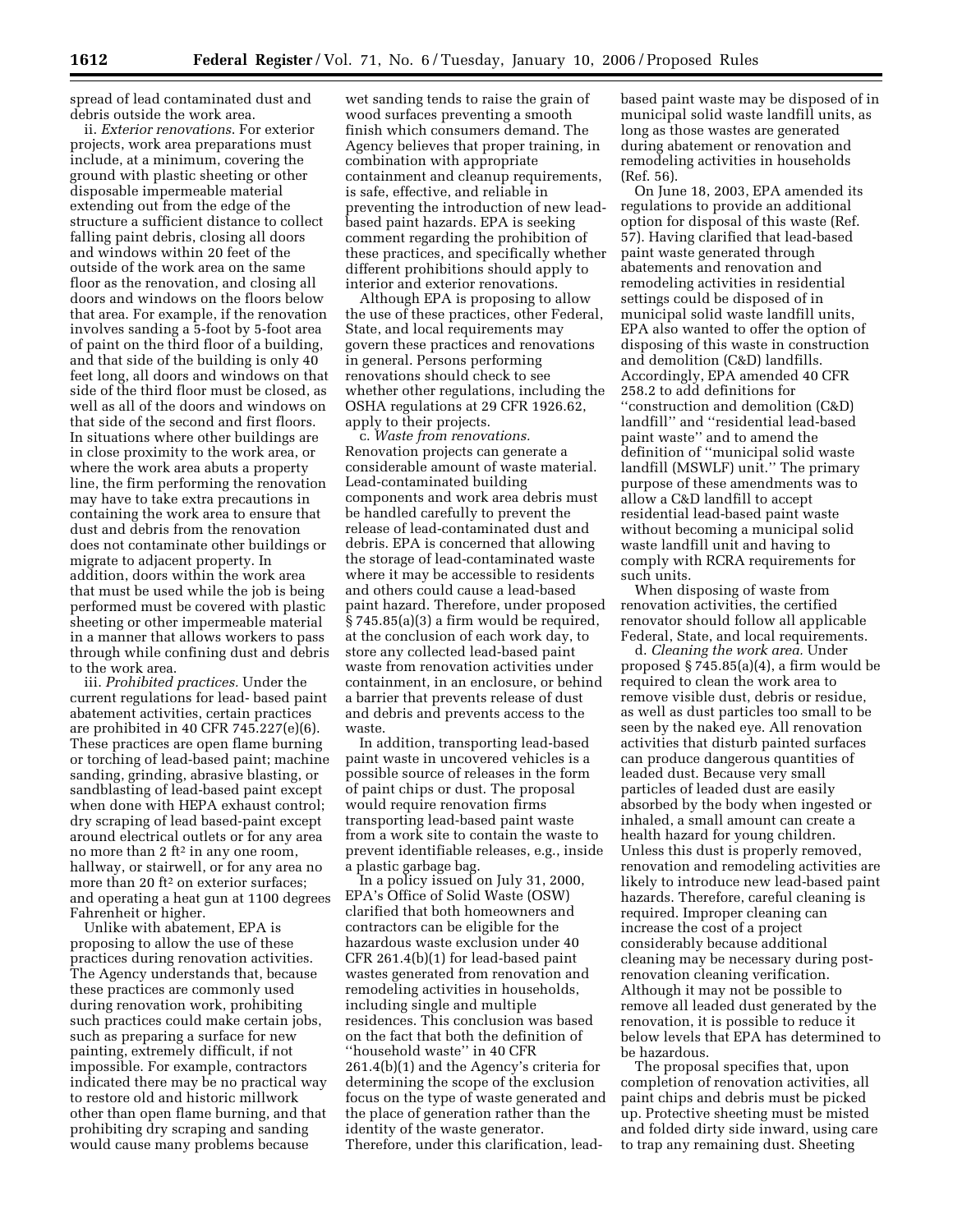spread of lead contaminated dust and debris outside the work area.

ii. *Exterior renovations*. For exterior projects, work area preparations must include, at a minimum, covering the ground with plastic sheeting or other disposable impermeable material extending out from the edge of the structure a sufficient distance to collect falling paint debris, closing all doors and windows within 20 feet of the outside of the work area on the same floor as the renovation, and closing all doors and windows on the floors below that area. For example, if the renovation involves sanding a 5-foot by 5-foot area of paint on the third floor of a building, and that side of the building is only 40 feet long, all doors and windows on that side of the third floor must be closed, as well as all of the doors and windows on that side of the second and first floors. In situations where other buildings are in close proximity to the work area, or where the work area abuts a property line, the firm performing the renovation may have to take extra precautions in containing the work area to ensure that dust and debris from the renovation does not contaminate other buildings or migrate to adjacent property. In addition, doors within the work area that must be used while the job is being performed must be covered with plastic sheeting or other impermeable material in a manner that allows workers to pass through while confining dust and debris to the work area.

iii. *Prohibited practices.* Under the current regulations for lead- based paint abatement activities, certain practices are prohibited in 40 CFR 745.227(e)(6). These practices are open flame burning or torching of lead-based paint; machine sanding, grinding, abrasive blasting, or sandblasting of lead-based paint except when done with HEPA exhaust control; dry scraping of lead based-paint except around electrical outlets or for any area no more than 2 ft$^2$ in any one room, hallway, or stairwell, or for any area no more than 20 ft$^2$ on exterior surfaces; and operating a heat gun at 1100 degrees Fahrenheit or higher.

Unlike with abatement, EPA is proposing to allow the use of these practices during renovation activities. The Agency understands that, because these practices are commonly used during renovation work, prohibiting such practices could make certain jobs, such as preparing a surface for new painting, extremely difficult, if not impossible. For example, contractors indicated there may be no practical way to restore old and historic millwork other than open flame burning, and that prohibiting dry scraping and sanding would cause many problems because wet sanding tends to raise the grain of wood surfaces preventing a smooth finish which consumers demand. The Agency believes that proper training, in combination with appropriate containment and cleanup requirements, is safe, effective, and reliable in preventing the introduction of new lead-based paint hazards. EPA is seeking comment regarding the prohibition of these practices, and specifically whether different prohibitions should apply to interior and exterior renovations.

Although EPA is proposing to allow the use of these practices, other Federal, State, and local requirements may govern these practices and renovations in general. Persons performing renovations should check to see whether other regulations, including the OSHA regulations at 29 CFR 1926.62, apply to their projects.

c. *Waste from renovations.* Renovation projects can generate a considerable amount of waste material. Lead-contaminated building components and work area debris must be handled carefully to prevent the release of lead-contaminated dust and debris. EPA is concerned that allowing the storage of lead-contaminated waste where it may be accessible to residents and others could cause a lead-based paint hazard. Therefore, under proposed § 745.85(a)(3) a firm would be required, at the conclusion of each work day, to store any collected lead-based paint waste from renovation activities under containment, in an enclosure, or behind a barrier that prevents release of dust and debris and prevents access to the waste.

In addition, transporting lead-based paint waste in uncovered vehicles is a possible source of releases in the form of paint chips or dust. The proposal would require renovation firms transporting lead-based paint waste from a work site to contain the waste to prevent identifiable releases, e.g., inside a plastic garbage bag.

In a policy issued on July 31, 2000, EPA's Office of Solid Waste (OSW) clarified that both homeowners and contractors can be eligible for the hazardous waste exclusion under 40 CFR 261.4(b)(1) for lead-based paint wastes generated from renovation and remodeling activities in households, including single and multiple residences. This conclusion was based on the fact that both the definition of ''household waste'' in 40 CFR 261.4(b)(1) and the Agency's criteria for determining the scope of the exclusion focus on the type of waste generated and the place of generation rather than the identity of the waste generator. Therefore, under this clarification, lead-based paint waste may be disposed of in municipal solid waste landfill units, as long as those wastes are generated during abatement or renovation and remodeling activities in households (Ref. 56).

On June 18, 2003, EPA amended its regulations to provide an additional option for disposal of this waste (Ref. 57). Having clarified that lead-based paint waste generated through abatements and renovation and remodeling activities in residential settings could be disposed of in municipal solid waste landfill units, EPA also wanted to offer the option of disposing of this waste in construction and demolition (C&D) landfills. Accordingly, EPA amended 40 CFR 258.2 to add definitions for ''construction and demolition (C&D) landfill'' and ''residential lead-based paint waste'' and to amend the definition of ''municipal solid waste landfill (MSWLF) unit.'' The primary purpose of these amendments was to allow a C&D landfill to accept residential lead-based paint waste without becoming a municipal solid waste landfill unit and having to comply with RCRA requirements for such units.

When disposing of waste from renovation activities, the certified renovator should follow all applicable Federal, State, and local requirements.

d. *Cleaning the work area.* Under proposed § 745.85(a)(4), a firm would be required to clean the work area to remove visible dust, debris or residue, as well as dust particles too small to be seen by the naked eye. All renovation activities that disturb painted surfaces can produce dangerous quantities of leaded dust. Because very small particles of leaded dust are easily absorbed by the body when ingested or inhaled, a small amount can create a health hazard for young children. Unless this dust is properly removed, renovation and remodeling activities are likely to introduce new lead-based paint hazards. Therefore, careful cleaning is required. Improper cleaning can increase the cost of a project considerably because additional cleaning may be necessary during post-renovation cleaning verification. Although it may not be possible to remove all leaded dust generated by the renovation, it is possible to reduce it below levels that EPA has determined to be hazardous.

The proposal specifies that, upon completion of renovation activities, all paint chips and debris must be picked up. Protective sheeting must be misted and folded dirty side inward, using care to trap any remaining dust. Sheeting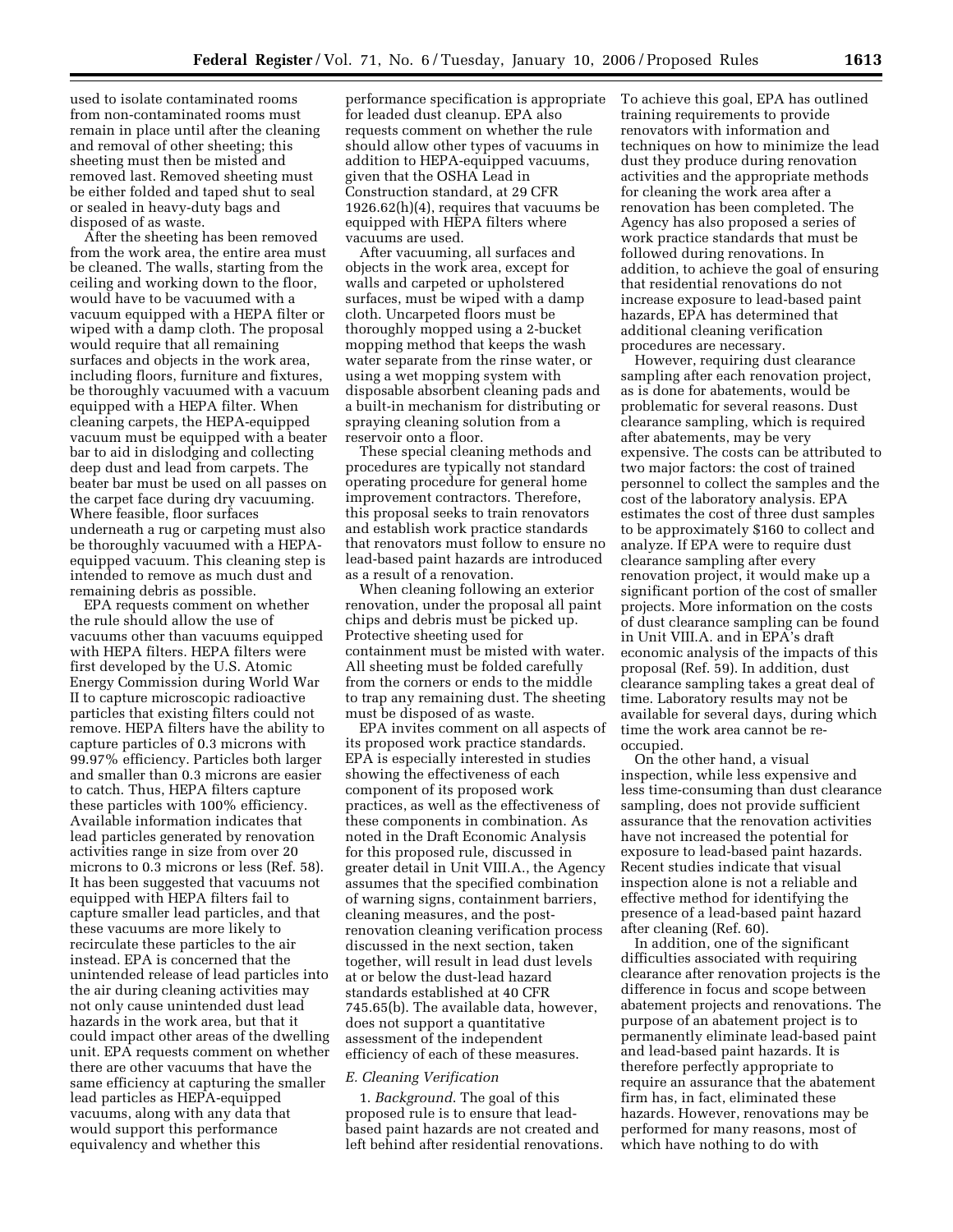used to isolate contaminated rooms from non-contaminated rooms must remain in place until after the cleaning and removal of other sheeting; this sheeting must then be misted and removed last. Removed sheeting must be either folded and taped shut to seal or sealed in heavy-duty bags and disposed of as waste.

After the sheeting has been removed from the work area, the entire area must be cleaned. The walls, starting from the ceiling and working down to the floor, would have to be vacuumed with a vacuum equipped with a HEPA filter or wiped with a damp cloth. The proposal would require that all remaining surfaces and objects in the work area, including floors, furniture and fixtures, be thoroughly vacuumed with a vacuum equipped with a HEPA filter. When cleaning carpets, the HEPA-equipped vacuum must be equipped with a beater bar to aid in dislodging and collecting deep dust and lead from carpets. The beater bar must be used on all passes on the carpet face during dry vacuuming. Where feasible, floor surfaces underneath a rug or carpeting must also be thoroughly vacuumed with a HEPA-equipped vacuum. This cleaning step is intended to remove as much dust and remaining debris as possible.

EPA requests comment on whether the rule should allow the use of vacuums other than vacuums equipped with HEPA filters. HEPA filters were first developed by the U.S. Atomic Energy Commission during World War II to capture microscopic radioactive particles that existing filters could not remove. HEPA filters have the ability to capture particles of 0.3 microns with 99.97% efficiency. Particles both larger and smaller than 0.3 microns are easier to catch. Thus, HEPA filters capture these particles with 100% efficiency. Available information indicates that lead particles generated by renovation activities range in size from over 20 microns to 0.3 microns or less (Ref. 58). It has been suggested that vacuums not equipped with HEPA filters fail to capture smaller lead particles, and that these vacuums are more likely to recirculate these particles to the air instead. EPA is concerned that the unintended release of lead particles into the air during cleaning activities may not only cause unintended dust lead hazards in the work area, but that it could impact other areas of the dwelling unit. EPA requests comment on whether there are other vacuums that have the same efficiency at capturing the smaller lead particles as HEPA-equipped vacuums, along with any data that would support this performance equivalency and whether this performance specification is appropriate for leaded dust cleanup. EPA also requests comment on whether the rule should allow other types of vacuums in addition to HEPA-equipped vacuums, given that the OSHA Lead in Construction standard, at 29 CFR 1926.62(h)(4), requires that vacuums be equipped with HEPA filters where vacuums are used.

After vacuuming, all surfaces and objects in the work area, except for walls and carpeted or upholstered surfaces, must be wiped with a damp cloth. Uncarpeted floors must be thoroughly mopped using a 2-bucket mopping method that keeps the wash water separate from the rinse water, or using a wet mopping system with disposable absorbent cleaning pads and a built-in mechanism for distributing or spraying cleaning solution from a reservoir onto a floor.

These special cleaning methods and procedures are typically not standard operating procedure for general home improvement contractors. Therefore, this proposal seeks to train renovators and establish work practice standards that renovators must follow to ensure no lead-based paint hazards are introduced as a result of a renovation.

When cleaning following an exterior renovation, under the proposal all paint chips and debris must be picked up. Protective sheeting used for containment must be misted with water. All sheeting must be folded carefully from the corners or ends to the middle to trap any remaining dust. The sheeting must be disposed of as waste.

EPA invites comment on all aspects of its proposed work practice standards. EPA is especially interested in studies showing the effectiveness of each component of its proposed work practices, as well as the effectiveness of these components in combination. As noted in the Draft Economic Analysis for this proposed rule, discussed in greater detail in Unit VIII.A., the Agency assumes that the specified combination of warning signs, containment barriers, cleaning measures, and the post-renovation cleaning verification process discussed in the next section, taken together, will result in lead dust levels at or below the dust-lead hazard standards established at 40 CFR 745.65(b). The available data, however, does not support a quantitative assessment of the independent efficiency of each of these measures.

*E. Cleaning Verification*

1. *Background*. The goal of this proposed rule is to ensure that lead-based paint hazards are not created and left behind after residential renovations. To achieve this goal, EPA has outlined training requirements to provide renovators with information and techniques on how to minimize the lead dust they produce during renovation activities and the appropriate methods for cleaning the work area after a renovation has been completed. The Agency has also proposed a series of work practice standards that must be followed during renovations. In addition, to achieve the goal of ensuring that residential renovations do not increase exposure to lead-based paint hazards, EPA has determined that additional cleaning verification procedures are necessary.

However, requiring dust clearance sampling after each renovation project, as is done for abatements, would be problematic for several reasons. Dust clearance sampling, which is required after abatements, may be very expensive. The costs can be attributed to two major factors: the cost of trained personnel to collect the samples and the cost of the laboratory analysis. EPA estimates the cost of three dust samples to be approximately $160 to collect and analyze. If EPA were to require dust clearance sampling after every renovation project, it would make up a significant portion of the cost of smaller projects. More information on the costs of dust clearance sampling can be found in Unit VIII.A. and in EPA's draft economic analysis of the impacts of this proposal (Ref. 59). In addition, dust clearance sampling takes a great deal of time. Laboratory results may not be available for several days, during which time the work area cannot be re-occupied.

On the other hand, a visual inspection, while less expensive and less time-consuming than dust clearance sampling, does not provide sufficient assurance that the renovation activities have not increased the potential for exposure to lead-based paint hazards. Recent studies indicate that visual inspection alone is not a reliable and effective method for identifying the presence of a lead-based paint hazard after cleaning (Ref. 60).

In addition, one of the significant difficulties associated with requiring clearance after renovation projects is the difference in focus and scope between abatement projects and renovations. The purpose of an abatement project is to permanently eliminate lead-based paint and lead-based paint hazards. It is therefore perfectly appropriate to require an assurance that the abatement firm has, in fact, eliminated these hazards. However, renovations may be performed for many reasons, most of which have nothing to do with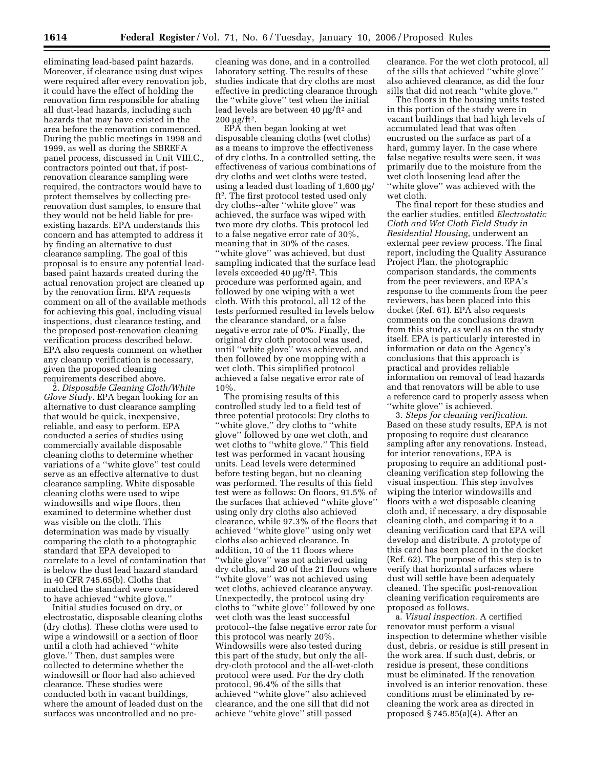eliminating lead-based paint hazards. Moreover, if clearance using dust wipes were required after every renovation job, it could have the effect of holding the renovation firm responsible for abating all dust-lead hazards, including such hazards that may have existed in the area before the renovation commenced. During the public meetings in 1998 and 1999, as well as during the SBREFA panel process, discussed in Unit VIII.C., contractors pointed out that, if post-renovation clearance sampling were required, the contractors would have to protect themselves by collecting pre-renovation dust samples, to ensure that they would not be held liable for pre-existing hazards. EPA understands this concern and has attempted to address it by finding an alternative to dust clearance sampling. The goal of this proposal is to ensure any potential lead-based paint hazards created during the actual renovation project are cleaned up by the renovation firm. EPA requests comment on all of the available methods for achieving this goal, including visual inspections, dust clearance testing, and the proposed post-renovation cleaning verification process described below. EPA also requests comment on whether any cleanup verification is necessary, given the proposed cleaning requirements described above.

2. *Disposable Cleaning Cloth/White Glove Study.* EPA began looking for an alternative to dust clearance sampling that would be quick, inexpensive, reliable, and easy to perform. EPA conducted a series of studies using commercially available disposable cleaning cloths to determine whether variations of a ''white glove'' test could serve as an effective alternative to dust clearance sampling. White disposable cleaning cloths were used to wipe windowsills and wipe floors, then examined to determine whether dust was visible on the cloth. This determination was made by visually comparing the cloth to a photographic standard that EPA developed to correlate to a level of contamination that is below the dust lead hazard standard in 40 CFR 745.65(b). Cloths that matched the standard were considered to have achieved ''white glove.''

Initial studies focused on dry, or electrostatic, disposable cleaning cloths (dry cloths). These cloths were used to wipe a windowsill or a section of floor until a cloth had achieved ''white glove.'' Then, dust samples were collected to determine whether the windowsill or floor had also achieved clearance. These studies were conducted both in vacant buildings, where the amount of leaded dust on the surfaces was uncontrolled and no pre-cleaning was done, and in a controlled laboratory setting. The results of these studies indicate that dry cloths are most effective in predicting clearance through the ''white glove'' test when the initial lead levels are between 40 $\mu g/ft^2$ and 200 $\mu g/ft^2$.

EPA then began looking at wet disposable cleaning cloths (wet cloths) as a means to improve the effectiveness of dry cloths. In a controlled setting, the effectiveness of various combinations of dry cloths and wet cloths were tested, using a leaded dust loading of 1,600 $\mu g/ft^2$. The first protocol tested used only dry cloths--after ''white glove'' was achieved, the surface was wiped with two more dry cloths. This protocol led to a false negative error rate of 30%, meaning that in 30% of the cases, ''white glove'' was achieved, but dust sampling indicated that the surface lead levels exceeded 40 $\mu g/ft^2$. This procedure was performed again, and followed by one wiping with a wet cloth. With this protocol, all 12 of the tests performed resulted in levels below the clearance standard, or a false negative error rate of 0%. Finally, the original dry cloth protocol was used, until ''white glove'' was achieved, and then followed by one mopping with a wet cloth. This simplified protocol achieved a false negative error rate of 10%.

The promising results of this controlled study led to a field test of three potential protocols: Dry cloths to ''white glove,'' dry cloths to ''white glove'' followed by one wet cloth, and wet cloths to ''white glove.'' This field test was performed in vacant housing units. Lead levels were determined before testing began, but no cleaning was performed. The results of this field test were as follows: On floors, 91.5% of the surfaces that achieved ''white glove'' using only dry cloths also achieved clearance, while 97.3% of the floors that achieved ''white glove'' using only wet cloths also achieved clearance. In addition, 10 of the 11 floors where ''white glove'' was not achieved using dry cloths, and 20 of the 21 floors where ''white glove'' was not achieved using wet cloths, achieved clearance anyway. Unexpectedly, the protocol using dry cloths to ''white glove'' followed by one wet cloth was the least successful protocol--the false negative error rate for this protocol was nearly 20%. Windowsills were also tested during this part of the study, but only the all-dry-cloth protocol and the all-wet-cloth protocol were used. For the dry cloth protocol, 96.4% of the sills that achieved ''white glove'' also achieved clearance, and the one sill that did not achieve ''white glove'' still passed clearance. For the wet cloth protocol, all of the sills that achieved ''white glove'' also achieved clearance, as did the four sills that did not reach ''white glove.''

The floors in the housing units tested in this portion of the study were in vacant buildings that had high levels of accumulated lead that was often encrusted on the surface as part of a hard, gummy layer. In the case where false negative results were seen, it was primarily due to the moisture from the wet cloth loosening lead after the ''white glove'' was achieved with the wet cloth.

The final report for these studies and the earlier studies, entitled *Electrostatic Cloth and Wet Cloth Field Study in Residential Housing*, underwent an external peer review process. The final report, including the Quality Assurance Project Plan, the photographic comparison standards, the comments from the peer reviewers, and EPA's response to the comments from the peer reviewers, has been placed into this docket (Ref. 61). EPA also requests comments on the conclusions drawn from this study, as well as on the study itself. EPA is particularly interested in information or data on the Agency's conclusions that this approach is practical and provides reliable information on removal of lead hazards and that renovators will be able to use a reference card to properly assess when ''white glove'' is achieved.

3. *Steps for cleaning verification.* Based on these study results, EPA is not proposing to require dust clearance sampling after any renovations. Instead, for interior renovations, EPA is proposing to require an additional post-cleaning verification step following the visual inspection. This step involves wiping the interior windowsills and floors with a wet disposable cleaning cloth and, if necessary, a dry disposable cleaning cloth, and comparing it to a cleaning verification card that EPA will develop and distribute. A prototype of this card has been placed in the docket (Ref. 62). The purpose of this step is to verify that horizontal surfaces where dust will settle have been adequately cleaned. The specific post-renovation cleaning verification requirements are proposed as follows.

a. *Visual inspection*. A certified renovator must perform a visual inspection to determine whether visible dust, debris, or residue is still present in the work area. If such dust, debris, or residue is present, these conditions must be eliminated. If the renovation involved is an interior renovation, these conditions must be eliminated by re-cleaning the work area as directed in proposed § 745.85(a)(4). After an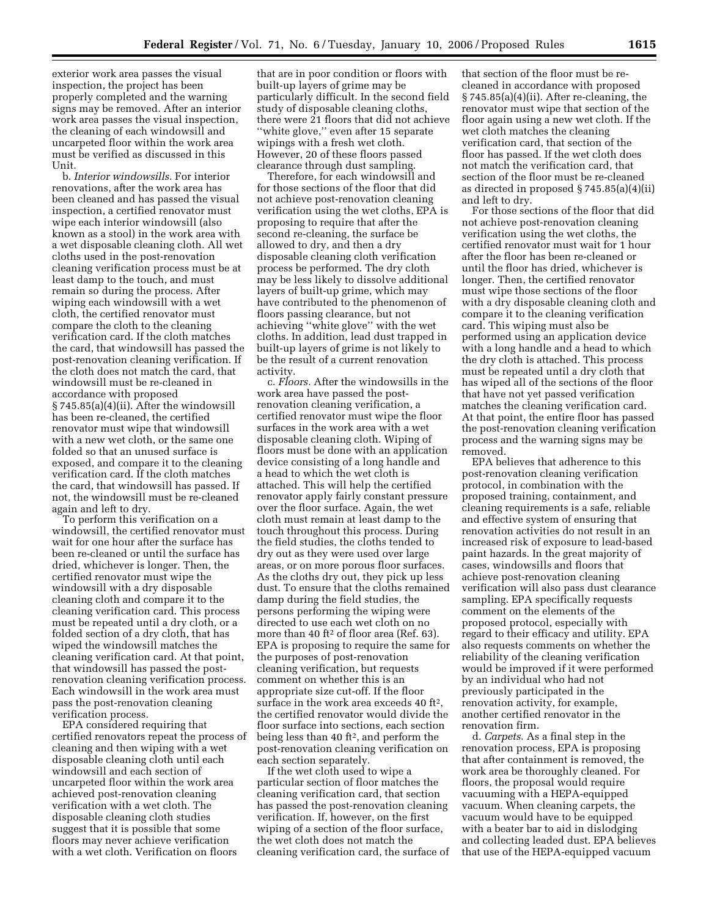exterior work area passes the visual inspection, the project has been properly completed and the warning signs may be removed. After an interior work area passes the visual inspection, the cleaning of each windowsill and uncarpeted floor within the work area must be verified as discussed in this Unit.

b. *Interior windowsills.* For interior renovations, after the work area has been cleaned and has passed the visual inspection, a certified renovator must wipe each interior windowsill (also known as a stool) in the work area with a wet disposable cleaning cloth. All wet cloths used in the post-renovation cleaning verification process must be at least damp to the touch, and must remain so during the process. After wiping each windowsill with a wet cloth, the certified renovator must compare the cloth to the cleaning verification card. If the cloth matches the card, that windowsill has passed the post-renovation cleaning verification. If the cloth does not match the card, that windowsill must be re-cleaned in accordance with proposed § 745.85(a)(4)(ii). After the windowsill has been re-cleaned, the certified renovator must wipe that windowsill with a new wet cloth, or the same one folded so that an unused surface is exposed, and compare it to the cleaning verification card. If the cloth matches the card, that windowsill has passed. If not, the windowsill must be re-cleaned again and left to dry.

To perform this verification on a windowsill, the certified renovator must wait for one hour after the surface has been re-cleaned or until the surface has dried, whichever is longer. Then, the certified renovator must wipe the windowsill with a dry disposable cleaning cloth and compare it to the cleaning verification card. This process must be repeated until a dry cloth, or a folded section of a dry cloth, that has wiped the windowsill matches the cleaning verification card. At that point, that windowsill has passed the post-renovation cleaning verification process. Each windowsill in the work area must pass the post-renovation cleaning verification process.

EPA considered requiring that certified renovators repeat the process of cleaning and then wiping with a wet disposable cleaning cloth until each windowsill and each section of uncarpeted floor within the work area achieved post-renovation cleaning verification with a wet cloth. The disposable cleaning cloth studies suggest that it is possible that some floors may never achieve verification with a wet cloth. Verification on floors that are in poor condition or floors with built-up layers of grime may be particularly difficult. In the second field study of disposable cleaning cloths, there were 21 floors that did not achieve ''white glove,'' even after 15 separate wipings with a fresh wet cloth. However, 20 of these floors passed clearance through dust sampling.

Therefore, for each windowsill and for those sections of the floor that did not achieve post-renovation cleaning verification using the wet cloths, EPA is proposing to require that after the second re-cleaning, the surface be allowed to dry, and then a dry disposable cleaning cloth verification process be performed. The dry cloth may be less likely to dissolve additional layers of built-up grime, which may have contributed to the phenomenon of floors passing clearance, but not achieving ''white glove'' with the wet cloths. In addition, lead dust trapped in built-up layers of grime is not likely to be the result of a current renovation activity.

c. *Floors.* After the windowsills in the work area have passed the post-renovation cleaning verification, a certified renovator must wipe the floor surfaces in the work area with a wet disposable cleaning cloth. Wiping of floors must be done with an application device consisting of a long handle and a head to which the wet cloth is attached. This will help the certified renovator apply fairly constant pressure over the floor surface. Again, the wet cloth must remain at least damp to the touch throughout this process. During the field studies, the cloths tended to dry out as they were used over large areas, or on more porous floor surfaces. As the cloths dry out, they pick up less dust. To ensure that the cloths remained damp during the field studies, the persons performing the wiping were directed to use each wet cloth on no more than 40 $ft^2$ of floor area (Ref. 63). EPA is proposing to require the same for the purposes of post-renovation cleaning verification, but requests comment on whether this is an appropriate size cut-off. If the floor surface in the work area exceeds 40 $ft^2$, the certified renovator would divide the floor surface into sections, each section being less than 40 $ft^2$, and perform the post-renovation cleaning verification on each section separately.

If the wet cloth used to wipe a particular section of floor matches the cleaning verification card, that section has passed the post-renovation cleaning verification. If, however, on the first wiping of a section of the floor surface, the wet cloth does not match the cleaning verification card, the surface of that section of the floor must be re-cleaned in accordance with proposed § 745.85(a)(4)(ii). After re-cleaning, the renovator must wipe that section of the floor again using a new wet cloth. If the wet cloth matches the cleaning verification card, that section of the floor has passed. If the wet cloth does not match the verification card, that section of the floor must be re-cleaned as directed in proposed § 745.85(a)(4)(ii) and left to dry.

For those sections of the floor that did not achieve post-renovation cleaning verification using the wet cloths, the certified renovator must wait for 1 hour after the floor has been re-cleaned or until the floor has dried, whichever is longer. Then, the certified renovator must wipe those sections of the floor with a dry disposable cleaning cloth and compare it to the cleaning verification card. This wiping must also be performed using an application device with a long handle and a head to which the dry cloth is attached. This process must be repeated until a dry cloth that has wiped all of the sections of the floor that have not yet passed verification matches the cleaning verification card. At that point, the entire floor has passed the post-renovation cleaning verification process and the warning signs may be removed.

EPA believes that adherence to this post-renovation cleaning verification protocol, in combination with the proposed training, containment, and cleaning requirements is a safe, reliable and effective system of ensuring that renovation activities do not result in an increased risk of exposure to lead-based paint hazards. In the great majority of cases, windowsills and floors that achieve post-renovation cleaning verification will also pass dust clearance sampling. EPA specifically requests comment on the elements of the proposed protocol, especially with regard to their efficacy and utility. EPA also requests comments on whether the reliability of the cleaning verification would be improved if it were performed by an individual who had not previously participated in the renovation activity, for example, another certified renovator in the renovation firm.

d. *Carpets.* As a final step in the renovation process, EPA is proposing that after containment is removed, the work area be thoroughly cleaned. For floors, the proposal would require vacuuming with a HEPA-equipped vacuum. When cleaning carpets, the vacuum would have to be equipped with a beater bar to aid in dislodging and collecting leaded dust. EPA believes that use of the HEPA-equipped vacuum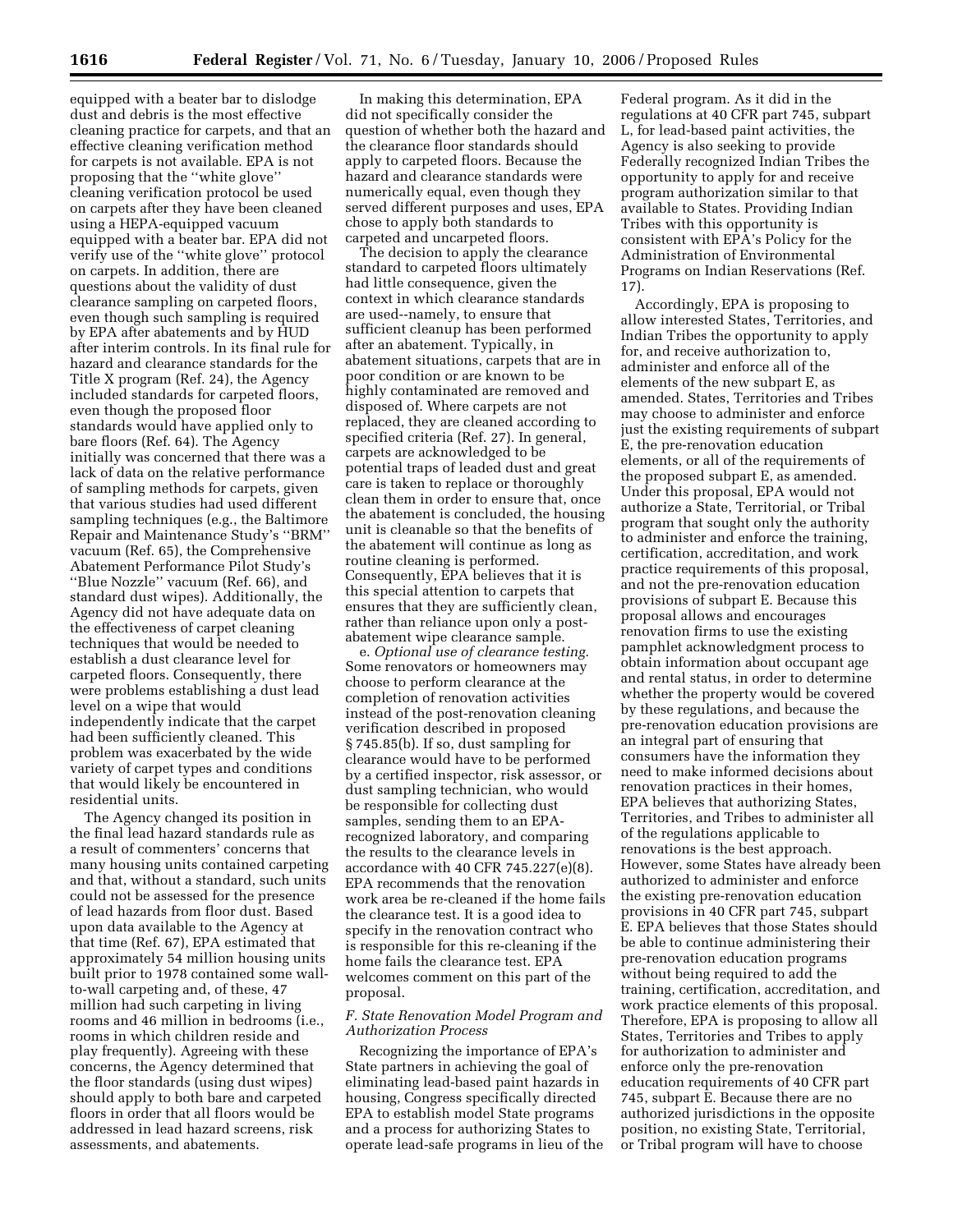equipped with a beater bar to dislodge dust and debris is the most effective cleaning practice for carpets, and that an effective cleaning verification method for carpets is not available. EPA is not proposing that the ''white glove'' cleaning verification protocol be used on carpets after they have been cleaned using a HEPA-equipped vacuum equipped with a beater bar. EPA did not verify use of the ''white glove'' protocol on carpets. In addition, there are questions about the validity of dust clearance sampling on carpeted floors, even though such sampling is required by EPA after abatements and by HUD after interim controls. In its final rule for hazard and clearance standards for the Title X program (Ref. 24), the Agency included standards for carpeted floors, even though the proposed floor standards would have applied only to bare floors (Ref. 64). The Agency initially was concerned that there was a lack of data on the relative performance of sampling methods for carpets, given that various studies had used different sampling techniques (e.g., the Baltimore Repair and Maintenance Study's ''BRM'' vacuum (Ref. 65), the Comprehensive Abatement Performance Pilot Study's ''Blue Nozzle'' vacuum (Ref. 66), and standard dust wipes). Additionally, the Agency did not have adequate data on the effectiveness of carpet cleaning techniques that would be needed to establish a dust clearance level for carpeted floors. Consequently, there were problems establishing a dust lead level on a wipe that would independently indicate that the carpet had been sufficiently cleaned. This problem was exacerbated by the wide variety of carpet types and conditions that would likely be encountered in residential units.

The Agency changed its position in the final lead hazard standards rule as a result of commenters' concerns that many housing units contained carpeting and that, without a standard, such units could not be assessed for the presence of lead hazards from floor dust. Based upon data available to the Agency at that time (Ref. 67), EPA estimated that approximately 54 million housing units built prior to 1978 contained some wall-to-wall carpeting and, of these, 47 million had such carpeting in living rooms and 46 million in bedrooms (i.e., rooms in which children reside and play frequently). Agreeing with these concerns, the Agency determined that the floor standards (using dust wipes) should apply to both bare and carpeted floors in order that all floors would be addressed in lead hazard screens, risk assessments, and abatements.

In making this determination, EPA did not specifically consider the question of whether both the hazard and the clearance floor standards should apply to carpeted floors. Because the hazard and clearance standards were numerically equal, even though they served different purposes and uses, EPA chose to apply both standards to carpeted and uncarpeted floors.

The decision to apply the clearance standard to carpeted floors ultimately had little consequence, given the context in which clearance standards are used--namely, to ensure that sufficient cleanup has been performed after an abatement. Typically, in abatement situations, carpets that are in poor condition or are known to be highly contaminated are removed and disposed of. Where carpets are not replaced, they are cleaned according to specified criteria (Ref. 27). In general, carpets are acknowledged to be potential traps of leaded dust and great care is taken to replace or thoroughly clean them in order to ensure that, once the abatement is concluded, the housing unit is cleanable so that the benefits of the abatement will continue as long as routine cleaning is performed. Consequently, EPA believes that it is this special attention to carpets that ensures that they are sufficiently clean, rather than reliance upon only a post-abatement wipe clearance sample.

e. *Optional use of clearance testing.* Some renovators or homeowners may choose to perform clearance at the completion of renovation activities instead of the post-renovation cleaning verification described in proposed § 745.85(b). If so, dust sampling for clearance would have to be performed by a certified inspector, risk assessor, or dust sampling technician, who would be responsible for collecting dust samples, sending them to an EPA-recognized laboratory, and comparing the results to the clearance levels in accordance with 40 CFR 745.227(e)(8). EPA recommends that the renovation work area be re-cleaned if the home fails the clearance test. It is a good idea to specify in the renovation contract who is responsible for this re-cleaning if the home fails the clearance test. EPA welcomes comment on this part of the proposal.

### *F. State Renovation Model Program and Authorization Process*

Recognizing the importance of EPA's State partners in achieving the goal of eliminating lead-based paint hazards in housing, Congress specifically directed EPA to establish model State programs and a process for authorizing States to operate lead-safe programs in lieu of the Federal program. As it did in the regulations at 40 CFR part 745, subpart L, for lead-based paint activities, the Agency is also seeking to provide Federally recognized Indian Tribes the opportunity to apply for and receive program authorization similar to that available to States. Providing Indian Tribes with this opportunity is consistent with EPA's Policy for the Administration of Environmental Programs on Indian Reservations (Ref. 17).

Accordingly, EPA is proposing to allow interested States, Territories, and Indian Tribes the opportunity to apply for, and receive authorization to, administer and enforce all of the elements of the new subpart E, as amended. States, Territories and Tribes may choose to administer and enforce just the existing requirements of subpart E, the pre-renovation education elements, or all of the requirements of the proposed subpart E, as amended. Under this proposal, EPA would not authorize a State, Territorial, or Tribal program that sought only the authority to administer and enforce the training, certification, accreditation, and work practice requirements of this proposal, and not the pre-renovation education provisions of subpart E. Because this proposal allows and encourages renovation firms to use the existing pamphlet acknowledgment process to obtain information about occupant age and rental status, in order to determine whether the property would be covered by these regulations, and because the pre-renovation education provisions are an integral part of ensuring that consumers have the information they need to make informed decisions about renovation practices in their homes, EPA believes that authorizing States, Territories, and Tribes to administer all of the regulations applicable to renovations is the best approach. However, some States have already been authorized to administer and enforce the existing pre-renovation education provisions in 40 CFR part 745, subpart E. EPA believes that those States should be able to continue administering their pre-renovation education programs without being required to add the training, certification, accreditation, and work practice elements of this proposal. Therefore, EPA is proposing to allow all States, Territories and Tribes to apply for authorization to administer and enforce only the pre-renovation education requirements of 40 CFR part 745, subpart E. Because there are no authorized jurisdictions in the opposite position, no existing State, Territorial, or Tribal program will have to choose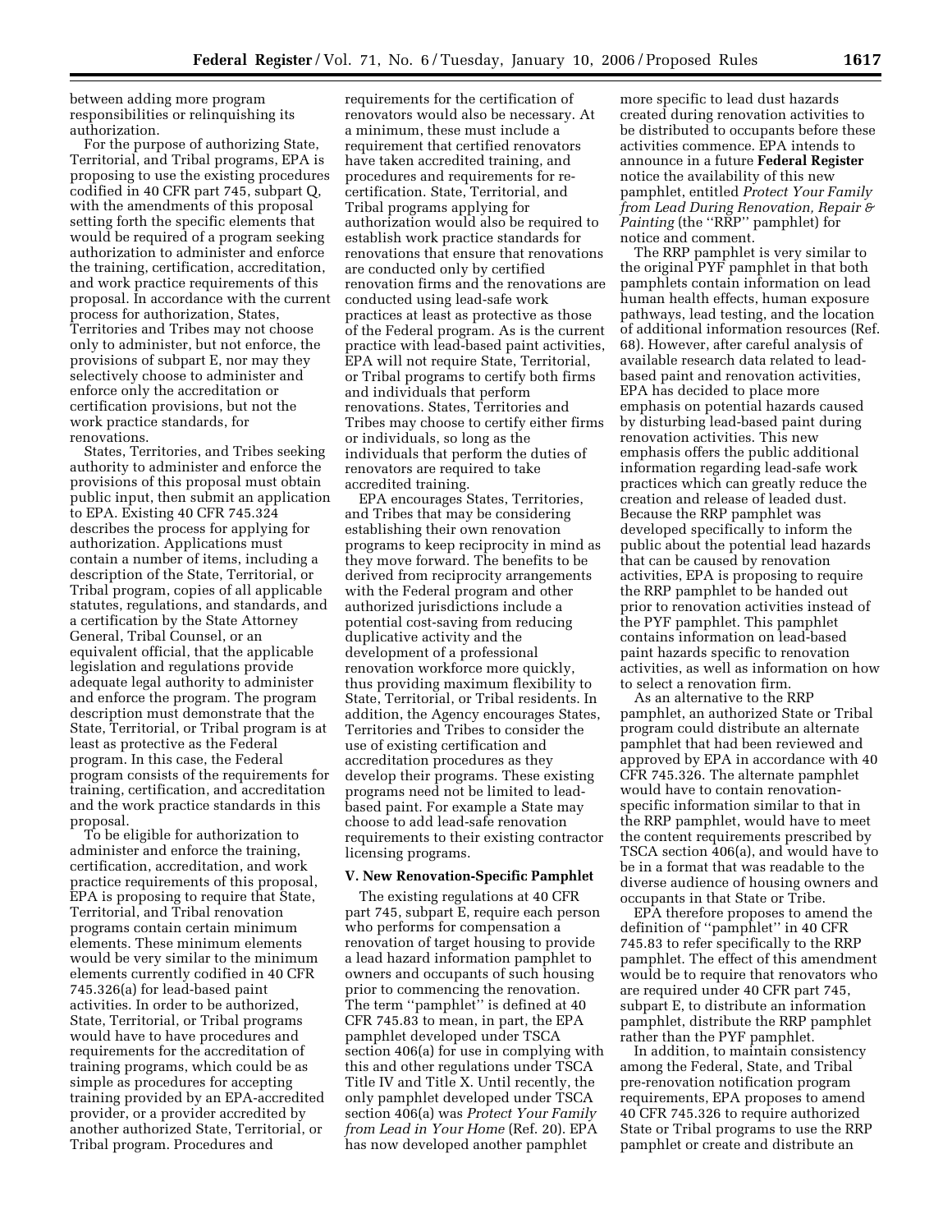between adding more program responsibilities or relinquishing its authorization.

For the purpose of authorizing State, Territorial, and Tribal programs, EPA is proposing to use the existing procedures codified in 40 CFR part 745, subpart Q, with the amendments of this proposal setting forth the specific elements that would be required of a program seeking authorization to administer and enforce the training, certification, accreditation, and work practice requirements of this proposal. In accordance with the current process for authorization, States, Territories and Tribes may not choose only to administer, but not enforce, the provisions of subpart E, nor may they selectively choose to administer and enforce only the accreditation or certification provisions, but not the work practice standards, for renovations.

States, Territories, and Tribes seeking authority to administer and enforce the provisions of this proposal must obtain public input, then submit an application to EPA. Existing 40 CFR 745.324 describes the process for applying for authorization. Applications must contain a number of items, including a description of the State, Territorial, or Tribal program, copies of all applicable statutes, regulations, and standards, and a certification by the State Attorney General, Tribal Counsel, or an equivalent official, that the applicable legislation and regulations provide adequate legal authority to administer and enforce the program. The program description must demonstrate that the State, Territorial, or Tribal program is at least as protective as the Federal program. In this case, the Federal program consists of the requirements for training, certification, and accreditation and the work practice standards in this proposal.

To be eligible for authorization to administer and enforce the training, certification, accreditation, and work practice requirements of this proposal, EPA is proposing to require that State, Territorial, and Tribal renovation programs contain certain minimum elements. These minimum elements would be very similar to the minimum elements currently codified in 40 CFR 745.326(a) for lead-based paint activities. In order to be authorized, State, Territorial, or Tribal programs would have to have procedures and requirements for the accreditation of training programs, which could be as simple as procedures for accepting training provided by an EPA-accredited provider, or a provider accredited by another authorized State, Territorial, or Tribal program. Procedures and requirements for the certification of renovators would also be necessary. At a minimum, these must include a requirement that certified renovators have taken accredited training, and procedures and requirements for re-certification. State, Territorial, and Tribal programs applying for authorization would also be required to establish work practice standards for renovations that ensure that renovations are conducted only by certified renovation firms and the renovations are conducted using lead-safe work practices at least as protective as those of the Federal program. As is the current practice with lead-based paint activities, EPA will not require State, Territorial, or Tribal programs to certify both firms and individuals that perform renovations. States, Territories and Tribes may choose to certify either firms or individuals, so long as the individuals that perform the duties of renovators are required to take accredited training.

EPA encourages States, Territories, and Tribes that may be considering establishing their own renovation programs to keep reciprocity in mind as they move forward. The benefits to be derived from reciprocity arrangements with the Federal program and other authorized jurisdictions include a potential cost-saving from reducing duplicative activity and the development of a professional renovation workforce more quickly, thus providing maximum flexibility to State, Territorial, or Tribal residents. In addition, the Agency encourages States, Territories and Tribes to consider the use of existing certification and accreditation procedures as they develop their programs. These existing programs need not be limited to lead-based paint. For example a State may choose to add lead-safe renovation requirements to their existing contractor licensing programs.

## V. New Renovation-Specific Pamphlet

The existing regulations at 40 CFR part 745, subpart E, require each person who performs for compensation a renovation of target housing to provide a lead hazard information pamphlet to owners and occupants of such housing prior to commencing the renovation. The term ''pamphlet'' is defined at 40 CFR 745.83 to mean, in part, the EPA pamphlet developed under TSCA section 406(a) for use in complying with this and other regulations under TSCA Title IV and Title X. Until recently, the only pamphlet developed under TSCA section 406(a) was *Protect Your Family from Lead in Your Home* (Ref. 20). EPA has now developed another pamphlet more specific to lead dust hazards created during renovation activities to be distributed to occupants before these activities commence. EPA intends to announce in a future **Federal Register** notice the availability of this new pamphlet, entitled *Protect Your Family from Lead During Renovation, Repair & Painting* (the ''RRP'' pamphlet) for notice and comment.

The RRP pamphlet is very similar to the original PYF pamphlet in that both pamphlets contain information on lead human health effects, human exposure pathways, lead testing, and the location of additional information resources (Ref. 68). However, after careful analysis of available research data related to lead-based paint and renovation activities, EPA has decided to place more emphasis on potential hazards caused by disturbing lead-based paint during renovation activities. This new emphasis offers the public additional information regarding lead-safe work practices which can greatly reduce the creation and release of leaded dust. Because the RRP pamphlet was developed specifically to inform the public about the potential lead hazards that can be caused by renovation activities, EPA is proposing to require the RRP pamphlet to be handed out prior to renovation activities instead of the PYF pamphlet. This pamphlet contains information on lead-based paint hazards specific to renovation activities, as well as information on how to select a renovation firm.

As an alternative to the RRP pamphlet, an authorized State or Tribal program could distribute an alternate pamphlet that had been reviewed and approved by EPA in accordance with 40 CFR 745.326. The alternate pamphlet would have to contain renovation-specific information similar to that in the RRP pamphlet, would have to meet the content requirements prescribed by TSCA section 406(a), and would have to be in a format that was readable to the diverse audience of housing owners and occupants in that State or Tribe.

EPA therefore proposes to amend the definition of ''pamphlet'' in 40 CFR 745.83 to refer specifically to the RRP pamphlet. The effect of this amendment would be to require that renovators who are required under 40 CFR part 745, subpart E, to distribute an information pamphlet, distribute the RRP pamphlet rather than the PYF pamphlet.

In addition, to maintain consistency among the Federal, State, and Tribal pre-renovation notification program requirements, EPA proposes to amend 40 CFR 745.326 to require authorized State or Tribal programs to use the RRP pamphlet or create and distribute an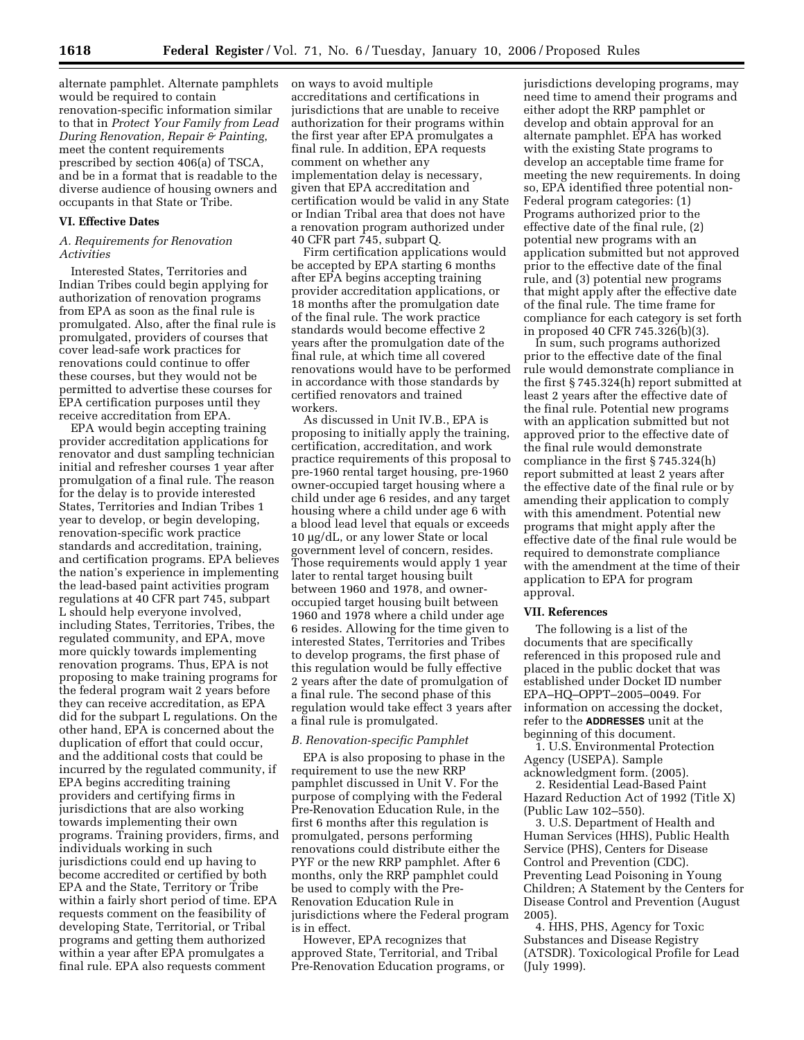alternate pamphlet. Alternate pamphlets would be required to contain renovation-specific information similar to that in *Protect Your Family from Lead During Renovation, Repair & Painting*, meet the content requirements prescribed by section 406(a) of TSCA, and be in a format that is readable to the diverse audience of housing owners and occupants in that State or Tribe.

## VI. Effective Dates

### *A. Requirements for Renovation Activities*

Interested States, Territories and Indian Tribes could begin applying for authorization of renovation programs from EPA as soon as the final rule is promulgated. Also, after the final rule is promulgated, providers of courses that cover lead-safe work practices for renovations could continue to offer these courses, but they would not be permitted to advertise these courses for EPA certification purposes until they receive accreditation from EPA.

EPA would begin accepting training provider accreditation applications for renovator and dust sampling technician initial and refresher courses 1 year after promulgation of a final rule. The reason for the delay is to provide interested States, Territories and Indian Tribes 1 year to develop, or begin developing, renovation-specific work practice standards and accreditation, training, and certification programs. EPA believes the nation's experience in implementing the lead-based paint activities program regulations at 40 CFR part 745, subpart L should help everyone involved, including States, Territories, Tribes, the regulated community, and EPA, move more quickly towards implementing renovation programs. Thus, EPA is not proposing to make training programs for the federal program wait 2 years before they can receive accreditation, as EPA did for the subpart L regulations. On the other hand, EPA is concerned about the duplication of effort that could occur, and the additional costs that could be incurred by the regulated community, if EPA begins accrediting training providers and certifying firms in jurisdictions that are also working towards implementing their own programs. Training providers, firms, and individuals working in such jurisdictions could end up having to become accredited or certified by both EPA and the State, Territory or Tribe within a fairly short period of time. EPA requests comment on the feasibility of developing State, Territorial, or Tribal programs and getting them authorized within a year after EPA promulgates a final rule. EPA also requests comment on ways to avoid multiple accreditations and certifications in jurisdictions that are unable to receive authorization for their programs within the first year after EPA promulgates a final rule. In addition, EPA requests comment on whether any implementation delay is necessary, given that EPA accreditation and certification would be valid in any State or Indian Tribal area that does not have a renovation program authorized under 40 CFR part 745, subpart Q.

Firm certification applications would be accepted by EPA starting 6 months after EPA begins accepting training provider accreditation applications, or 18 months after the promulgation date of the final rule. The work practice standards would become effective 2 years after the promulgation date of the final rule, at which time all covered renovations would have to be performed in accordance with those standards by certified renovators and trained workers.

As discussed in Unit IV.B., EPA is proposing to initially apply the training, certification, accreditation, and work practice requirements of this proposal to pre-1960 rental target housing, pre-1960 owner-occupied target housing where a child under age 6 resides, and any target housing where a child under age 6 with a blood lead level that equals or exceeds 10 μg/dL, or any lower State or local government level of concern, resides. Those requirements would apply 1 year later to rental target housing built between 1960 and 1978, and owner-occupied target housing built between 1960 and 1978 where a child under age 6 resides. Allowing for the time given to interested States, Territories and Tribes to develop programs, the first phase of this regulation would be fully effective 2 years after the date of promulgation of a final rule. The second phase of this regulation would take effect 3 years after a final rule is promulgated.

### *B. Renovation-specific Pamphlet*

EPA is also proposing to phase in the requirement to use the new RRP pamphlet discussed in Unit V. For the purpose of complying with the Federal Pre-Renovation Education Rule, in the first 6 months after this regulation is promulgated, persons performing renovations could distribute either the PYF or the new RRP pamphlet. After 6 months, only the RRP pamphlet could be used to comply with the Pre-Renovation Education Rule in jurisdictions where the Federal program is in effect.

However, EPA recognizes that approved State, Territorial, and Tribal Pre-Renovation Education programs, or jurisdictions developing programs, may need time to amend their programs and either adopt the RRP pamphlet or develop and obtain approval for an alternate pamphlet. EPA has worked with the existing State programs to develop an acceptable time frame for meeting the new requirements. In doing so, EPA identified three potential non-Federal program categories: (1) Programs authorized prior to the effective date of the final rule, (2) potential new programs with an application submitted but not approved prior to the effective date of the final rule, and (3) potential new programs that might apply after the effective date of the final rule. The time frame for compliance for each category is set forth in proposed 40 CFR 745.326(b)(3).

In sum, such programs authorized prior to the effective date of the final rule would demonstrate compliance in the first § 745.324(h) report submitted at least 2 years after the effective date of the final rule. Potential new programs with an application submitted but not approved prior to the effective date of the final rule would demonstrate compliance in the first § 745.324(h) report submitted at least 2 years after the effective date of the final rule or by amending their application to comply with this amendment. Potential new programs that might apply after the effective date of the final rule would be required to demonstrate compliance with the amendment at the time of their application to EPA for program approval.

## VII. References

The following is a list of the documents that are specifically referenced in this proposed rule and placed in the public docket that was established under Docket ID number EPA–HQ–OPPT–2005–0049. For information on accessing the docket, refer to the **ADDRESSES** unit at the beginning of this document.

1. U.S. Environmental Protection Agency (USEPA). Sample acknowledgment form. (2005).
2. Residential Lead-Based Paint Hazard Reduction Act of 1992 (Title X) (Public Law 102–550).
3. U.S. Department of Health and Human Services (HHS), Public Health Service (PHS), Centers for Disease Control and Prevention (CDC). Preventing Lead Poisoning in Young Children; A Statement by the Centers for Disease Control and Prevention (August 2005).
4. HHS, PHS, Agency for Toxic Substances and Disease Registry (ATSDR). Toxicological Profile for Lead (July 1999).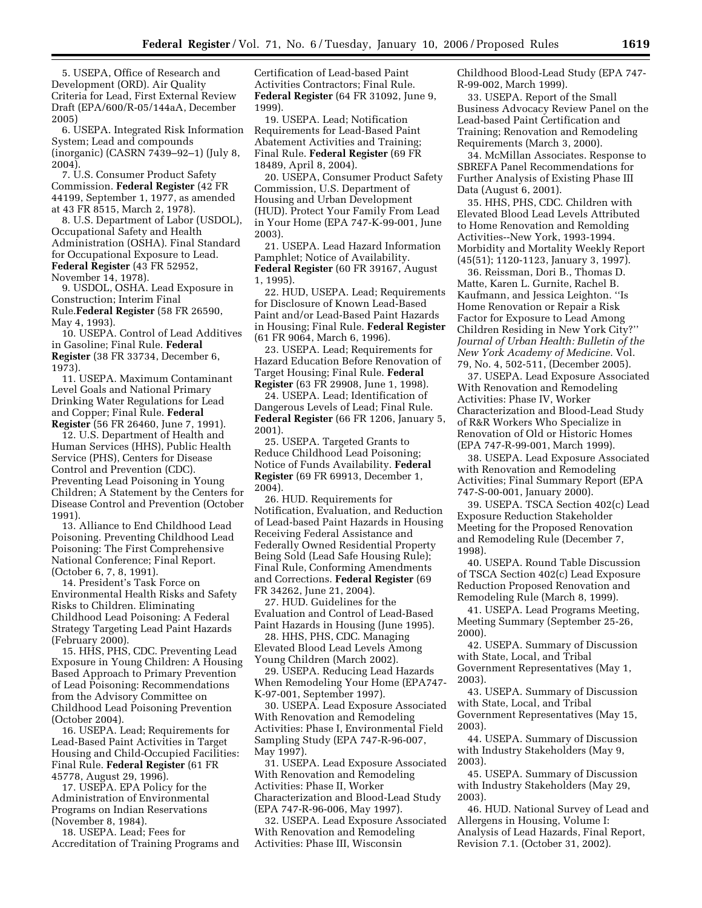5. USEPA, Office of Research and Development (ORD). Air Quality Criteria for Lead, First External Review Draft (EPA/600/R-05/144aA, December 2005)

6. USEPA. Integrated Risk Information System; Lead and compounds (inorganic) (CASRN 7439–92–1) (July 8, 2004).

7. U.S. Consumer Product Safety Commission. **Federal Register** (42 FR 44199, September 1, 1977, as amended at 43 FR 8515, March 2, 1978).

8. U.S. Department of Labor (USDOL), Occupational Safety and Health Administration (OSHA). Final Standard for Occupational Exposure to Lead. **Federal Register** (43 FR 52952, November 14, 1978).

9. USDOL, OSHA. Lead Exposure in Construction; Interim Final Rule.**Federal Register** (58 FR 26590, May 4, 1993).

10. USEPA. Control of Lead Additives in Gasoline; Final Rule. **Federal Register** (38 FR 33734, December 6, 1973).

11. USEPA. Maximum Contaminant Level Goals and National Primary Drinking Water Regulations for Lead and Copper; Final Rule. **Federal Register** (56 FR 26460, June 7, 1991).

12. U.S. Department of Health and Human Services (HHS), Public Health Service (PHS), Centers for Disease Control and Prevention (CDC). Preventing Lead Poisoning in Young Children; A Statement by the Centers for Disease Control and Prevention (October 1991).

13. Alliance to End Childhood Lead Poisoning. Preventing Childhood Lead Poisoning: The First Comprehensive National Conference; Final Report. (October 6, 7, 8, 1991).

14. President's Task Force on Environmental Health Risks and Safety Risks to Children. Eliminating Childhood Lead Poisoning: A Federal Strategy Targeting Lead Paint Hazards (February 2000).

15. HHS, PHS, CDC. Preventing Lead Exposure in Young Children: A Housing Based Approach to Primary Prevention of Lead Poisoning: Recommendations from the Advisory Committee on Childhood Lead Poisoning Prevention (October 2004).

16. USEPA. Lead; Requirements for Lead-Based Paint Activities in Target Housing and Child-Occupied Facilities: Final Rule. **Federal Register** (61 FR 45778, August 29, 1996).

17. USEPA. EPA Policy for the Administration of Environmental Programs on Indian Reservations (November 8, 1984).

18. USEPA. Lead; Fees for Accreditation of Training Programs and Certification of Lead-based Paint Activities Contractors; Final Rule. **Federal Register** (64 FR 31092, June 9, 1999).

19. USEPA. Lead; Notification Requirements for Lead-Based Paint Abatement Activities and Training; Final Rule. **Federal Register** (69 FR 18489, April 8, 2004).

20. USEPA, Consumer Product Safety Commission, U.S. Department of Housing and Urban Development (HUD). Protect Your Family From Lead in Your Home (EPA 747-K-99-001, June 2003).

21. USEPA. Lead Hazard Information Pamphlet; Notice of Availability. **Federal Register** (60 FR 39167, August 1, 1995).

22. HUD, USEPA. Lead; Requirements for Disclosure of Known Lead-Based Paint and/or Lead-Based Paint Hazards in Housing; Final Rule. **Federal Register** (61 FR 9064, March 6, 1996).

23. USEPA. Lead; Requirements for Hazard Education Before Renovation of Target Housing; Final Rule. **Federal Register** (63 FR 29908, June 1, 1998).

24. USEPA. Lead; Identification of Dangerous Levels of Lead; Final Rule. **Federal Register** (66 FR 1206, January 5, 2001).

25. USEPA. Targeted Grants to Reduce Childhood Lead Poisoning; Notice of Funds Availability. **Federal Register** (69 FR 69913, December 1, 2004).

26. HUD. Requirements for Notification, Evaluation, and Reduction of Lead-based Paint Hazards in Housing Receiving Federal Assistance and Federally Owned Residential Property Being Sold (Lead Safe Housing Rule); Final Rule, Conforming Amendments and Corrections. **Federal Register** (69 FR 34262, June 21, 2004).

27. HUD. Guidelines for the Evaluation and Control of Lead-Based Paint Hazards in Housing (June 1995).

28. HHS, PHS, CDC. Managing Elevated Blood Lead Levels Among Young Children (March 2002).

29. USEPA. Reducing Lead Hazards When Remodeling Your Home (EPA747-K-97-001, September 1997).

30. USEPA. Lead Exposure Associated With Renovation and Remodeling Activities: Phase I, Environmental Field Sampling Study (EPA 747-R-96-007, May 1997).

31. USEPA. Lead Exposure Associated With Renovation and Remodeling Activities: Phase II, Worker Characterization and Blood-Lead Study (EPA 747-R-96-006, May 1997).

32. USEPA. Lead Exposure Associated With Renovation and Remodeling Activities: Phase III, Wisconsin Childhood Blood-Lead Study (EPA 747-R-99-002, March 1999).

33. USEPA. Report of the Small Business Advocacy Review Panel on the Lead-based Paint Certification and Training; Renovation and Remodeling Requirements (March 3, 2000).

34. McMillan Associates. Response to SBREFA Panel Recommendations for Further Analysis of Existing Phase III Data (August 6, 2001).

35. HHS, PHS, CDC. Children with Elevated Blood Lead Levels Attributed to Home Renovation and Remolding Activities--New York, 1993-1994. Morbidity and Mortality Weekly Report (45(51); 1120-1123, January 3, 1997).

36. Reissman, Dori B., Thomas D. Matte, Karen L. Gurnite, Rachel B. Kaufmann, and Jessica Leighton. ''Is Home Renovation or Repair a Risk Factor for Exposure to Lead Among Children Residing in New York City?'' *Journal of Urban Health: Bulletin of the New York Academy of Medicine*. Vol. 79, No. 4, 502-511, (December 2005).

37. USEPA. Lead Exposure Associated With Renovation and Remodeling Activities: Phase IV, Worker Characterization and Blood-Lead Study of R&R Workers Who Specialize in Renovation of Old or Historic Homes (EPA 747-R-99-001, March 1999).

38. USEPA. Lead Exposure Associated with Renovation and Remodeling Activities; Final Summary Report (EPA 747-S-00-001, January 2000).

39. USEPA. TSCA Section 402(c) Lead Exposure Reduction Stakeholder Meeting for the Proposed Renovation and Remodeling Rule (December 7, 1998).

40. USEPA. Round Table Discussion of TSCA Section 402(c) Lead Exposure Reduction Proposed Renovation and Remodeling Rule (March 8, 1999).

41. USEPA. Lead Programs Meeting, Meeting Summary (September 25-26, 2000).

42. USEPA. Summary of Discussion with State, Local, and Tribal Government Representatives (May 1, 2003).

43. USEPA. Summary of Discussion with State, Local, and Tribal Government Representatives (May 15, 2003).

44. USEPA. Summary of Discussion with Industry Stakeholders (May 9, 2003).

45. USEPA. Summary of Discussion with Industry Stakeholders (May 29, 2003).

46. HUD. National Survey of Lead and Allergens in Housing, Volume I: Analysis of Lead Hazards, Final Report, Revision 7.1. (October 31, 2002).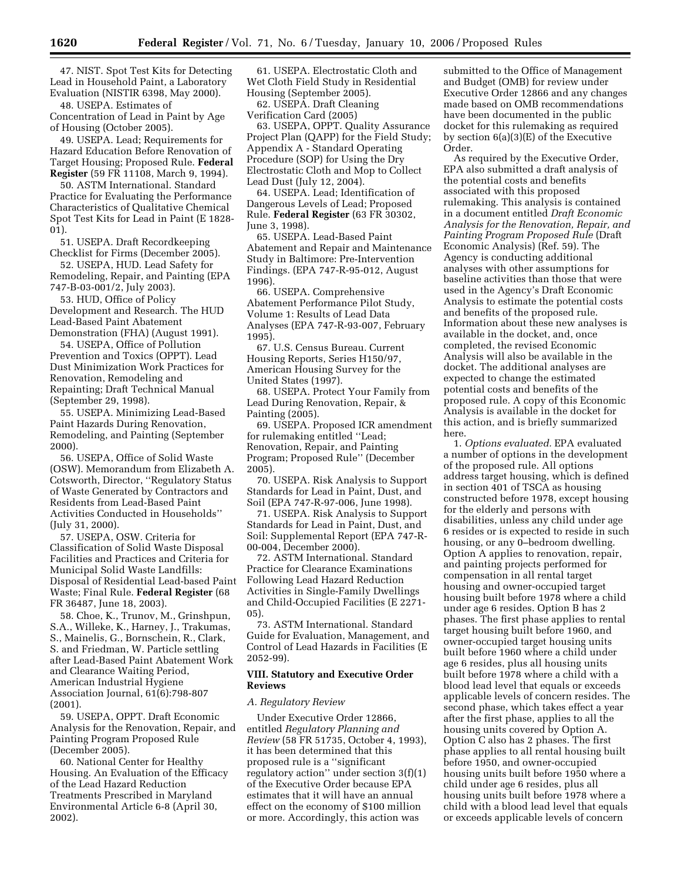47. NIST. Spot Test Kits for Detecting Lead in Household Paint, a Laboratory Evaluation (NISTIR 6398, May 2000).

48. USEPA. Estimates of Concentration of Lead in Paint by Age of Housing (October 2005).

49. USEPA. Lead; Requirements for Hazard Education Before Renovation of Target Housing; Proposed Rule. **Federal Register** (59 FR 11108, March 9, 1994).

50. ASTM International. Standard Practice for Evaluating the Performance Characteristics of Qualitative Chemical Spot Test Kits for Lead in Paint (E 1828-01).

51. USEPA. Draft Recordkeeping Checklist for Firms (December 2005).

52. USEPA, HUD. Lead Safety for Remodeling, Repair, and Painting (EPA 747-B-03-001/2, July 2003).

53. HUD, Office of Policy Development and Research. The HUD Lead-Based Paint Abatement Demonstration (FHA) (August 1991).

54. USEPA, Office of Pollution Prevention and Toxics (OPPT). Lead Dust Minimization Work Practices for Renovation, Remodeling and Repainting; Draft Technical Manual (September 29, 1998).

55. USEPA. Minimizing Lead-Based Paint Hazards During Renovation, Remodeling, and Painting (September 2000).

56. USEPA, Office of Solid Waste (OSW). Memorandum from Elizabeth A. Cotsworth, Director, ''Regulatory Status of Waste Generated by Contractors and Residents from Lead-Based Paint Activities Conducted in Households'' (July 31, 2000).

57. USEPA, OSW. Criteria for Classification of Solid Waste Disposal Facilities and Practices and Criteria for Municipal Solid Waste Landfills: Disposal of Residential Lead-based Paint Waste; Final Rule. **Federal Register** (68 FR 36487, June 18, 2003).

58. Choe, K., Trunov, M., Grinshpun, S.A., Willeke, K., Harney, J., Trakumas, S., Mainelis, G., Bornschein, R., Clark, S. and Friedman, W. Particle settling after Lead-Based Paint Abatement Work and Clearance Waiting Period, American Industrial Hygiene Association Journal, 61(6):798-807 (2001).

59. USEPA, OPPT. Draft Economic Analysis for the Renovation, Repair, and Painting Program Proposed Rule (December 2005).

60. National Center for Healthy Housing. An Evaluation of the Efficacy of the Lead Hazard Reduction Treatments Prescribed in Maryland Environmental Article 6-8 (April 30, 2002).

61. USEPA. Electrostatic Cloth and Wet Cloth Field Study in Residential Housing (September 2005).

62. USEPA. Draft Cleaning Verification Card (2005)

63. USEPA, OPPT. Quality Assurance Project Plan (QAPP) for the Field Study; Appendix A - Standard Operating Procedure (SOP) for Using the Dry Electrostatic Cloth and Mop to Collect Lead Dust (July 12, 2004).

64. USEPA. Lead; Identification of Dangerous Levels of Lead; Proposed Rule. **Federal Register** (63 FR 30302, June 3, 1998).

65. USEPA. Lead-Based Paint Abatement and Repair and Maintenance Study in Baltimore: Pre-Intervention Findings. (EPA 747-R-95-012, August 1996).

66. USEPA. Comprehensive Abatement Performance Pilot Study, Volume 1: Results of Lead Data Analyses (EPA 747-R-93-007, February 1995).

67. U.S. Census Bureau. Current Housing Reports, Series H150/97, American Housing Survey for the United States (1997).

68. USEPA. Protect Your Family from Lead During Renovation, Repair, & Painting (2005).

69. USEPA. Proposed ICR amendment for rulemaking entitled ''Lead; Renovation, Repair, and Painting Program; Proposed Rule'' (December 2005).

70. USEPA. Risk Analysis to Support Standards for Lead in Paint, Dust, and Soil (EPA 747-R-97-006, June 1998).

71. USEPA. Risk Analysis to Support Standards for Lead in Paint, Dust, and Soil: Supplemental Report (EPA 747-R-00-004, December 2000).

72. ASTM International. Standard Practice for Clearance Examinations Following Lead Hazard Reduction Activities in Single-Family Dwellings and Child-Occupied Facilities (E 2271-05).

73. ASTM International. Standard Guide for Evaluation, Management, and Control of Lead Hazards in Facilities (E 2052-99).

## VIII. Statutory and Executive Order Reviews

### *A. Regulatory Review*

Under Executive Order 12866, entitled *Regulatory Planning and Review* (58 FR 51735, October 4, 1993), it has been determined that this proposed rule is a ''significant regulatory action'' under section 3(f)(1) of the Executive Order because EPA estimates that it will have an annual effect on the economy of $100 million or more. Accordingly, this action was submitted to the Office of Management and Budget (OMB) for review under Executive Order 12866 and any changes made based on OMB recommendations have been documented in the public docket for this rulemaking as required by section 6(a)(3)(E) of the Executive Order.

As required by the Executive Order, EPA also submitted a draft analysis of the potential costs and benefits associated with this proposed rulemaking. This analysis is contained in a document entitled *Draft Economic Analysis for the Renovation, Repair, and Painting Program Proposed Rule* (Draft Economic Analysis) (Ref. 59). The Agency is conducting additional analyses with other assumptions for baseline activities than those that were used in the Agency's Draft Economic Analysis to estimate the potential costs and benefits of the proposed rule. Information about these new analyses is available in the docket, and, once completed, the revised Economic Analysis will also be available in the docket. The additional analyses are expected to change the estimated potential costs and benefits of the proposed rule. A copy of this Economic Analysis is available in the docket for this action, and is briefly summarized here.

1. *Options evaluated.* EPA evaluated a number of options in the development of the proposed rule. All options address target housing, which is defined in section 401 of TSCA as housing constructed before 1978, except housing for the elderly and persons with disabilities, unless any child under age 6 resides or is expected to reside in such housing, or any 0–bedroom dwelling. Option A applies to renovation, repair, and painting projects performed for compensation in all rental target housing and owner-occupied target housing built before 1978 where a child under age 6 resides. Option B has 2 phases. The first phase applies to rental target housing built before 1960, and owner-occupied target housing units built before 1960 where a child under age 6 resides, plus all housing units built before 1978 where a child with a blood lead level that equals or exceeds applicable levels of concern resides. The second phase, which takes effect a year after the first phase, applies to all the housing units covered by Option A. Option C also has 2 phases. The first phase applies to all rental housing built before 1950, and owner-occupied housing units built before 1950 where a child under age 6 resides, plus all housing units built before 1978 where a child with a blood lead level that equals or exceeds applicable levels of concern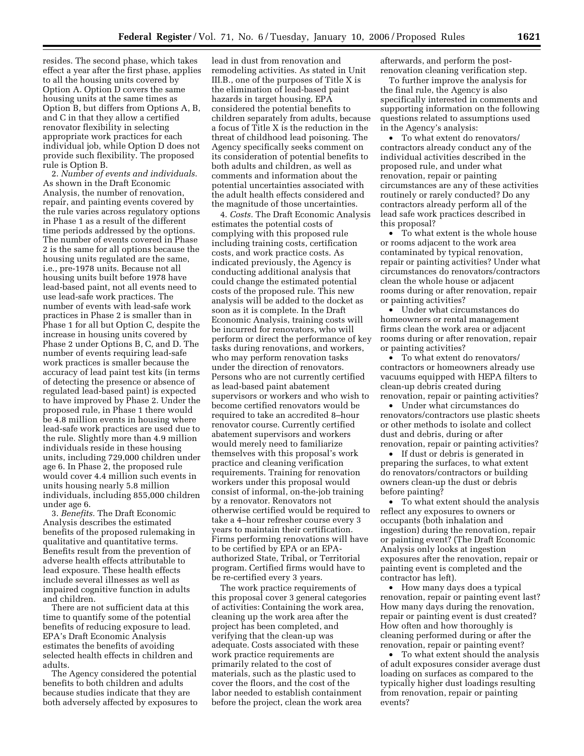resides. The second phase, which takes effect a year after the first phase, applies to all the housing units covered by Option A. Option D covers the same housing units at the same times as Option B, but differs from Options A, B, and C in that they allow a certified renovator flexibility in selecting appropriate work practices for each individual job, while Option D does not provide such flexibility. The proposed rule is Option B.

2. *Number of events and individuals.* As shown in the Draft Economic Analysis, the number of renovation, repair, and painting events covered by the rule varies across regulatory options in Phase 1 as a result of the different time periods addressed by the options. The number of events covered in Phase 2 is the same for all options because the housing units regulated are the same, i.e., pre-1978 units. Because not all housing units built before 1978 have lead-based paint, not all events need to use lead-safe work practices. The number of events with lead-safe work practices in Phase 2 is smaller than in Phase 1 for all but Option C, despite the increase in housing units covered by Phase 2 under Options B, C, and D. The number of events requiring lead-safe work practices is smaller because the accuracy of lead paint test kits (in terms of detecting the presence or absence of regulated lead-based paint) is expected to have improved by Phase 2. Under the proposed rule, in Phase 1 there would be 4.8 million events in housing where lead-safe work practices are used due to the rule. Slightly more than 4.9 million individuals reside in these housing units, including 729,000 children under age 6. In Phase 2, the proposed rule would cover 4.4 million such events in units housing nearly 5.8 million individuals, including 855,000 children under age 6.

3. *Benefits.* The Draft Economic Analysis describes the estimated benefits of the proposed rulemaking in qualitative and quantitative terms. Benefits result from the prevention of adverse health effects attributable to lead exposure. These health effects include several illnesses as well as impaired cognitive function in adults and children.

There are not sufficient data at this time to quantify some of the potential benefits of reducing exposure to lead. EPA's Draft Economic Analysis estimates the benefits of avoiding selected health effects in children and adults.

The Agency considered the potential benefits to both children and adults because studies indicate that they are both adversely affected by exposures to lead in dust from renovation and remodeling activities. As stated in Unit III.B., one of the purposes of Title X is the elimination of lead-based paint hazards in target housing. EPA considered the potential benefits to children separately from adults, because a focus of Title X is the reduction in the threat of childhood lead poisoning. The Agency specifically seeks comment on its consideration of potential benefits to both adults and children, as well as comments and information about the potential uncertainties associated with the adult health effects considered and the magnitude of those uncertainties.

4. *Costs.* The Draft Economic Analysis estimates the potential costs of complying with this proposed rule including training costs, certification costs, and work practice costs. As indicated previously, the Agency is conducting additional analysis that could change the estimated potential costs of the proposed rule. This new analysis will be added to the docket as soon as it is complete. In the Draft Economic Analysis, training costs will be incurred for renovators, who will perform or direct the performance of key tasks during renovations, and workers, who may perform renovation tasks under the direction of renovators. Persons who are not currently certified as lead-based paint abatement supervisors or workers and who wish to become certified renovators would be required to take an accredited 8–hour renovator course. Currently certified abatement supervisors and workers would merely need to familiarize themselves with this proposal's work practice and cleaning verification requirements. Training for renovation workers under this proposal would consist of informal, on-the-job training by a renovator. Renovators not otherwise certified would be required to take a 4–hour refresher course every 3 years to maintain their certification. Firms performing renovations will have to be certified by EPA or an EPA-authorized State, Tribal, or Territorial program. Certified firms would have to be re-certified every 3 years.

The work practice requirements of this proposal cover 3 general categories of activities: Containing the work area, cleaning up the work area after the project has been completed, and verifying that the clean-up was adequate. Costs associated with these work practice requirements are primarily related to the cost of materials, such as the plastic used to cover the floors, and the cost of the labor needed to establish containment before the project, clean the work area afterwards, and perform the post-renovation cleaning verification step.

To further improve the analysis for the final rule, the Agency is also specifically interested in comments and supporting information on the following questions related to assumptions used in the Agency's analysis:

- To what extent do renovators/contractors already conduct any of the individual activities described in the proposed rule, and under what renovation, repair or painting circumstances are any of these activities routinely or rarely conducted? Do any contractors already perform all of the lead safe work practices described in this proposal?
- To what extent is the whole house or rooms adjacent to the work area contaminated by typical renovation, repair or painting activities? Under what circumstances do renovators/contractors clean the whole house or adjacent rooms during or after renovation, repair or painting activities?
- Under what circumstances do homeowners or rental management firms clean the work area or adjacent rooms during or after renovation, repair or painting activities?
- To what extent do renovators/contractors or homeowners already use vacuums equipped with HEPA filters to clean-up debris created during renovation, repair or painting activities?
- Under what circumstances do renovators/contractors use plastic sheets or other methods to isolate and collect dust and debris, during or after renovation, repair or painting activities?
- If dust or debris is generated in preparing the surfaces, to what extent do renovators/contractors or building owners clean-up the dust or debris before painting?
- To what extent should the analysis reflect any exposures to owners or occupants (both inhalation and ingestion) during the renovation, repair or painting event? (The Draft Economic Analysis only looks at ingestion exposures after the renovation, repair or painting event is completed and the contractor has left).
- How many days does a typical renovation, repair or painting event last? How many days during the renovation, repair or painting event is dust created? How often and how thoroughly is cleaning performed during or after the renovation, repair or painting event?
- To what extent should the analysis of adult exposures consider average dust loading on surfaces as compared to the typically higher dust loadings resulting from renovation, repair or painting events?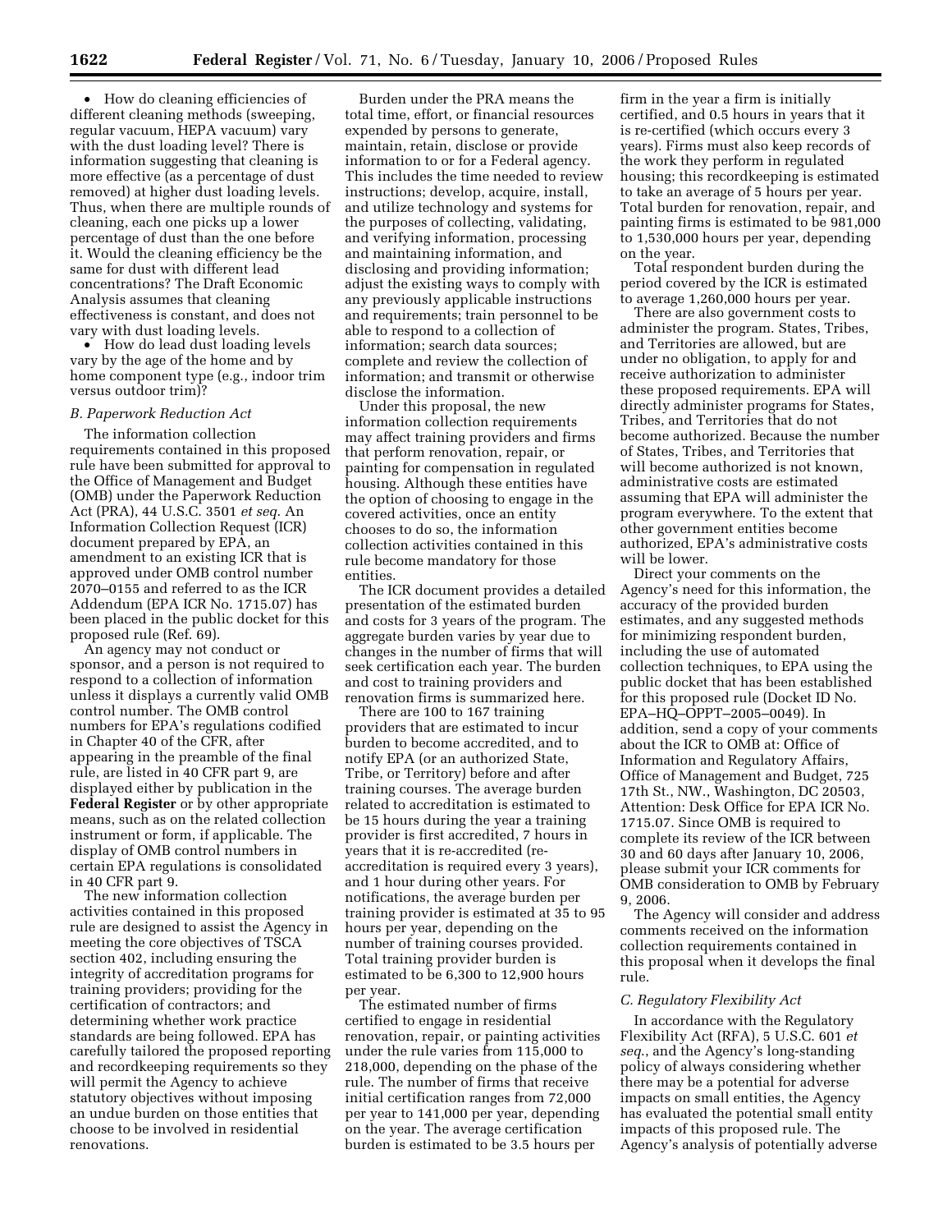• How do cleaning efficiencies of different cleaning methods (sweeping, regular vacuum, HEPA vacuum) vary with the dust loading level? There is information suggesting that cleaning is more effective (as a percentage of dust removed) at higher dust loading levels. Thus, when there are multiple rounds of cleaning, each one picks up a lower percentage of dust than the one before it. Would the cleaning efficiency be the same for dust with different lead concentrations? The Draft Economic Analysis assumes that cleaning effectiveness is constant, and does not vary with dust loading levels.

• How do lead dust loading levels vary by the age of the home and by home component type (e.g., indoor trim versus outdoor trim)?

### *B. Paperwork Reduction Act*

The information collection requirements contained in this proposed rule have been submitted for approval to the Office of Management and Budget (OMB) under the Paperwork Reduction Act (PRA), 44 U.S.C. 3501 *et seq.* An Information Collection Request (ICR) document prepared by EPA, an amendment to an existing ICR that is approved under OMB control number 2070–0155 and referred to as the ICR Addendum (EPA ICR No. 1715.07) has been placed in the public docket for this proposed rule (Ref. 69).

An agency may not conduct or sponsor, and a person is not required to respond to a collection of information unless it displays a currently valid OMB control number. The OMB control numbers for EPA's regulations codified in Chapter 40 of the CFR, after appearing in the preamble of the final rule, are listed in 40 CFR part 9, are displayed either by publication in the **Federal Register** or by other appropriate means, such as on the related collection instrument or form, if applicable. The display of OMB control numbers in certain EPA regulations is consolidated in 40 CFR part 9.

The new information collection activities contained in this proposed rule are designed to assist the Agency in meeting the core objectives of TSCA section 402, including ensuring the integrity of accreditation programs for training providers; providing for the certification of contractors; and determining whether work practice standards are being followed. EPA has carefully tailored the proposed reporting and recordkeeping requirements so they will permit the Agency to achieve statutory objectives without imposing an undue burden on those entities that choose to be involved in residential renovations.

Burden under the PRA means the total time, effort, or financial resources expended by persons to generate, maintain, retain, disclose or provide information to or for a Federal agency. This includes the time needed to review instructions; develop, acquire, install, and utilize technology and systems for the purposes of collecting, validating, and verifying information, processing and maintaining information, and disclosing and providing information; adjust the existing ways to comply with any previously applicable instructions and requirements; train personnel to be able to respond to a collection of information; search data sources; complete and review the collection of information; and transmit or otherwise disclose the information.

Under this proposal, the new information collection requirements may affect training providers and firms that perform renovation, repair, or painting for compensation in regulated housing. Although these entities have the option of choosing to engage in the covered activities, once an entity chooses to do so, the information collection activities contained in this rule become mandatory for those entities.

The ICR document provides a detailed presentation of the estimated burden and costs for 3 years of the program. The aggregate burden varies by year due to changes in the number of firms that will seek certification each year. The burden and cost to training providers and renovation firms is summarized here.

There are 100 to 167 training providers that are estimated to incur burden to become accredited, and to notify EPA (or an authorized State, Tribe, or Territory) before and after training courses. The average burden related to accreditation is estimated to be 15 hours during the year a training provider is first accredited, 7 hours in years that it is re-accredited (re-accreditation is required every 3 years), and 1 hour during other years. For notifications, the average burden per training provider is estimated at 35 to 95 hours per year, depending on the number of training courses provided. Total training provider burden is estimated to be 6,300 to 12,900 hours per year.

The estimated number of firms certified to engage in residential renovation, repair, or painting activities under the rule varies from 115,000 to 218,000, depending on the phase of the rule. The number of firms that receive initial certification ranges from 72,000 per year to 141,000 per year, depending on the year. The average certification burden is estimated to be 3.5 hours per firm in the year a firm is initially certified, and 0.5 hours in years that it is re-certified (which occurs every 3 years). Firms must also keep records of the work they perform in regulated housing; this recordkeeping is estimated to take an average of 5 hours per year. Total burden for renovation, repair, and painting firms is estimated to be 981,000 to 1,530,000 hours per year, depending on the year.

Total respondent burden during the period covered by the ICR is estimated to average 1,260,000 hours per year.

There are also government costs to administer the program. States, Tribes, and Territories are allowed, but are under no obligation, to apply for and receive authorization to administer these proposed requirements. EPA will directly administer programs for States, Tribes, and Territories that do not become authorized. Because the number of States, Tribes, and Territories that will become authorized is not known, administrative costs are estimated assuming that EPA will administer the program everywhere. To the extent that other government entities become authorized, EPA's administrative costs will be lower.

Direct your comments on the Agency's need for this information, the accuracy of the provided burden estimates, and any suggested methods for minimizing respondent burden, including the use of automated collection techniques, to EPA using the public docket that has been established for this proposed rule (Docket ID No. EPA–HQ–OPPT–2005–0049). In addition, send a copy of your comments about the ICR to OMB at: Office of Information and Regulatory Affairs, Office of Management and Budget, 725 17th St., NW., Washington, DC 20503, Attention: Desk Office for EPA ICR No. 1715.07. Since OMB is required to complete its review of the ICR between 30 and 60 days after January 10, 2006, please submit your ICR comments for OMB consideration to OMB by February 9, 2006.

The Agency will consider and address comments received on the information collection requirements contained in this proposal when it develops the final rule.

### *C. Regulatory Flexibility Act*

In accordance with the Regulatory Flexibility Act (RFA), 5 U.S.C. 601 *et seq.*, and the Agency's long-standing policy of always considering whether there may be a potential for adverse impacts on small entities, the Agency has evaluated the potential small entity impacts of this proposed rule. The Agency's analysis of potentially adverse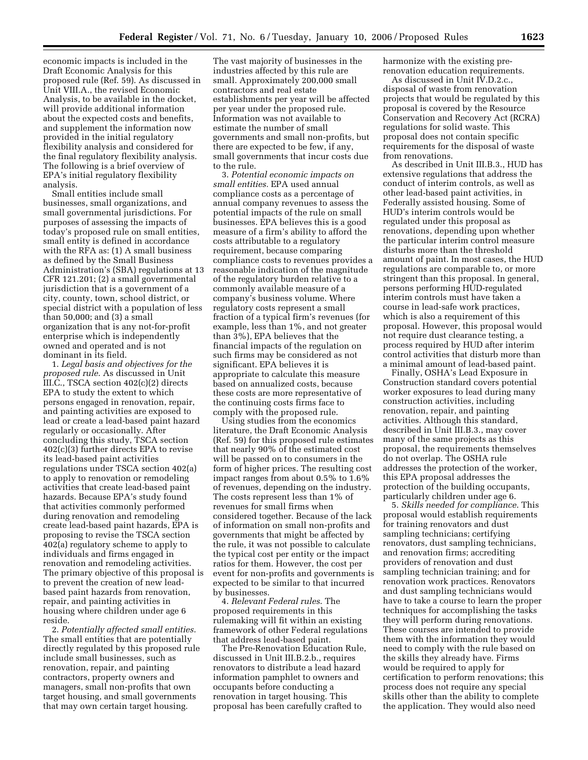economic impacts is included in the Draft Economic Analysis for this proposed rule (Ref. 59). As discussed in Unit VIII.A., the revised Economic Analysis, to be available in the docket, will provide additional information about the expected costs and benefits, and supplement the information now provided in the initial regulatory flexibility analysis and considered for the final regulatory flexibility analysis. The following is a brief overview of EPA's initial regulatory flexibility analysis.

Small entities include small businesses, small organizations, and small governmental jurisdictions. For purposes of assessing the impacts of today's proposed rule on small entities, small entity is defined in accordance with the RFA as: (1) A small business as defined by the Small Business Administration's (SBA) regulations at 13 CFR 121.201; (2) a small governmental jurisdiction that is a government of a city, county, town, school district, or special district with a population of less than 50,000; and (3) a small organization that is any not-for-profit enterprise which is independently owned and operated and is not dominant in its field.

1. *Legal basis and objectives for the proposed rule*. As discussed in Unit III.C., TSCA section 402(c)(2) directs EPA to study the extent to which persons engaged in renovation, repair, and painting activities are exposed to lead or create a lead-based paint hazard regularly or occasionally. After concluding this study, TSCA section 402(c)(3) further directs EPA to revise its lead-based paint activities regulations under TSCA section 402(a) to apply to renovation or remodeling activities that create lead-based paint hazards. Because EPA's study found that activities commonly performed during renovation and remodeling create lead-based paint hazards, EPA is proposing to revise the TSCA section 402(a) regulatory scheme to apply to individuals and firms engaged in renovation and remodeling activities. The primary objective of this proposal is to prevent the creation of new lead-based paint hazards from renovation, repair, and painting activities in housing where children under age 6 reside.

2. *Potentially affected small entities*. The small entities that are potentially directly regulated by this proposed rule include small businesses, such as renovation, repair, and painting contractors, property owners and managers, small non-profits that own target housing, and small governments that may own certain target housing.

The vast majority of businesses in the industries affected by this rule are small. Approximately 200,000 small contractors and real estate establishments per year will be affected per year under the proposed rule. Information was not available to estimate the number of small governments and small non-profits, but there are expected to be few, if any, small governments that incur costs due to the rule.

3. *Potential economic impacts on small entities*. EPA used annual compliance costs as a percentage of annual company revenues to assess the potential impacts of the rule on small businesses. EPA believes this is a good measure of a firm's ability to afford the costs attributable to a regulatory requirement, because comparing compliance costs to revenues provides a reasonable indication of the magnitude of the regulatory burden relative to a commonly available measure of a company's business volume. Where regulatory costs represent a small fraction of a typical firm's revenues (for example, less than 1%, and not greater than 3%), EPA believes that the financial impacts of the regulation on such firms may be considered as not significant. EPA believes it is appropriate to calculate this measure based on annualized costs, because these costs are more representative of the continuing costs firms face to comply with the proposed rule.

Using studies from the economics literature, the Draft Economic Analysis (Ref. 59) for this proposed rule estimates that nearly 90% of the estimated cost will be passed on to consumers in the form of higher prices. The resulting cost impact ranges from about 0.5% to 1.6% of revenues, depending on the industry. The costs represent less than 1% of revenues for small firms when considered together. Because of the lack of information on small non-profits and governments that might be affected by the rule, it was not possible to calculate the typical cost per entity or the impact ratios for them. However, the cost per event for non-profits and governments is expected to be similar to that incurred by businesses.

4. *Relevant Federal rules*. The proposed requirements in this rulemaking will fit within an existing framework of other Federal regulations that address lead-based paint.

The Pre-Renovation Education Rule, discussed in Unit III.B.2.b., requires renovators to distribute a lead hazard information pamphlet to owners and occupants before conducting a renovation in target housing. This proposal has been carefully crafted to harmonize with the existing pre-renovation education requirements.

As discussed in Unit IV.D.2.c., disposal of waste from renovation projects that would be regulated by this proposal is covered by the Resource Conservation and Recovery Act (RCRA) regulations for solid waste. This proposal does not contain specific requirements for the disposal of waste from renovations.

As described in Unit III.B.3., HUD has extensive regulations that address the conduct of interim controls, as well as other lead-based paint activities, in Federally assisted housing. Some of HUD's interim controls would be regulated under this proposal as renovations, depending upon whether the particular interim control measure disturbs more than the threshold amount of paint. In most cases, the HUD regulations are comparable to, or more stringent than this proposal. In general, persons performing HUD-regulated interim controls must have taken a course in lead-safe work practices, which is also a requirement of this proposal. However, this proposal would not require dust clearance testing, a process required by HUD after interim control activities that disturb more than a minimal amount of lead-based paint.

Finally, OSHA's Lead Exposure in Construction standard covers potential worker exposures to lead during many construction activities, including renovation, repair, and painting activities. Although this standard, described in Unit III.B.3., may cover many of the same projects as this proposal, the requirements themselves do not overlap. The OSHA rule addresses the protection of the worker, this EPA proposal addresses the protection of the building occupants, particularly children under age 6.

5. *Skills needed for compliance*. This proposal would establish requirements for training renovators and dust sampling technicians; certifying renovators, dust sampling technicians, and renovation firms; accrediting providers of renovation and dust sampling technician training; and for renovation work practices. Renovators and dust sampling technicians would have to take a course to learn the proper techniques for accomplishing the tasks they will perform during renovations. These courses are intended to provide them with the information they would need to comply with the rule based on the skills they already have. Firms would be required to apply for certification to perform renovations; this process does not require any special skills other than the ability to complete the application. They would also need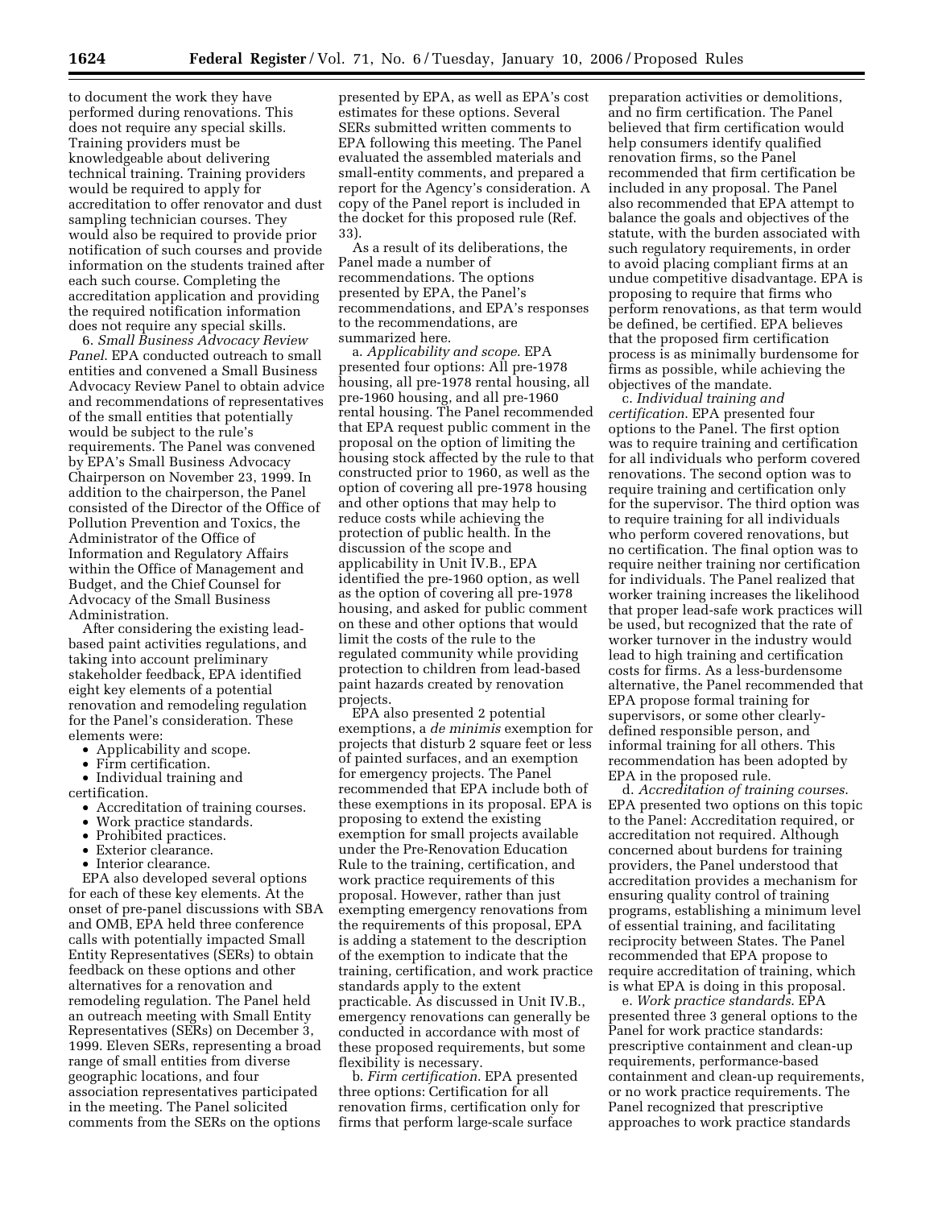to document the work they have performed during renovations. This does not require any special skills. Training providers must be knowledgeable about delivering technical training. Training providers would be required to apply for accreditation to offer renovator and dust sampling technician courses. They would also be required to provide prior notification of such courses and provide information on the students trained after each such course. Completing the accreditation application and providing the required notification information does not require any special skills.

6. *Small Business Advocacy Review Panel*. EPA conducted outreach to small entities and convened a Small Business Advocacy Review Panel to obtain advice and recommendations of representatives of the small entities that potentially would be subject to the rule's requirements. The Panel was convened by EPA's Small Business Advocacy Chairperson on November 23, 1999. In addition to the chairperson, the Panel consisted of the Director of the Office of Pollution Prevention and Toxics, the Administrator of the Office of Information and Regulatory Affairs within the Office of Management and Budget, and the Chief Counsel for Advocacy of the Small Business Administration.

After considering the existing lead-based paint activities regulations, and taking into account preliminary stakeholder feedback, EPA identified eight key elements of a potential renovation and remodeling regulation for the Panel's consideration. These elements were:

- Applicability and scope.
- Firm certification.
- Individual training and certification.
- Accreditation of training courses.
- Work practice standards.
- Prohibited practices.
- Exterior clearance.
- Interior clearance.

EPA also developed several options for each of these key elements. At the onset of pre-panel discussions with SBA and OMB, EPA held three conference calls with potentially impacted Small Entity Representatives (SERs) to obtain feedback on these options and other alternatives for a renovation and remodeling regulation. The Panel held an outreach meeting with Small Entity Representatives (SERs) on December 3, 1999. Eleven SERs, representing a broad range of small entities from diverse geographic locations, and four association representatives participated in the meeting. The Panel solicited comments from the SERs on the options presented by EPA, as well as EPA's cost estimates for these options. Several SERs submitted written comments to EPA following this meeting. The Panel evaluated the assembled materials and small-entity comments, and prepared a report for the Agency's consideration. A copy of the Panel report is included in the docket for this proposed rule (Ref. 33).

As a result of its deliberations, the Panel made a number of recommendations. The options presented by EPA, the Panel's recommendations, and EPA's responses to the recommendations, are summarized here.

a. *Applicability and scope*. EPA presented four options: All pre-1978 housing, all pre-1978 rental housing, all pre-1960 housing, and all pre-1960 rental housing. The Panel recommended that EPA request public comment in the proposal on the option of limiting the housing stock affected by the rule to that constructed prior to 1960, as well as the option of covering all pre-1978 housing and other options that may help to reduce costs while achieving the protection of public health. In the discussion of the scope and applicability in Unit IV.B., EPA identified the pre-1960 option, as well as the option of covering all pre-1978 housing, and asked for public comment on these and other options that would limit the costs of the rule to the regulated community while providing protection to children from lead-based paint hazards created by renovation projects.

EPA also presented 2 potential exemptions, a *de minimis* exemption for projects that disturb 2 square feet or less of painted surfaces, and an exemption for emergency projects. The Panel recommended that EPA include both of these exemptions in its proposal. EPA is proposing to extend the existing exemption for small projects available under the Pre-Renovation Education Rule to the training, certification, and work practice requirements of this proposal. However, rather than just exempting emergency renovations from the requirements of this proposal, EPA is adding a statement to the description of the exemption to indicate that the training, certification, and work practice standards apply to the extent practicable. As discussed in Unit IV.B., emergency renovations can generally be conducted in accordance with most of these proposed requirements, but some flexibility is necessary.

b. *Firm certification*. EPA presented three options: Certification for all renovation firms, certification only for firms that perform large-scale surface preparation activities or demolitions, and no firm certification. The Panel believed that firm certification would help consumers identify qualified renovation firms, so the Panel recommended that firm certification be included in any proposal. The Panel also recommended that EPA attempt to balance the goals and objectives of the statute, with the burden associated with such regulatory requirements, in order to avoid placing compliant firms at an undue competitive disadvantage. EPA is proposing to require that firms who perform renovations, as that term would be defined, be certified. EPA believes that the proposed firm certification process is as minimally burdensome for firms as possible, while achieving the objectives of the mandate.

c. *Individual training and certification*. EPA presented four options to the Panel. The first option was to require training and certification for all individuals who perform covered renovations. The second option was to require training and certification only for the supervisor. The third option was to require training for all individuals who perform covered renovations, but no certification. The final option was to require neither training nor certification for individuals. The Panel realized that worker training increases the likelihood that proper lead-safe work practices will be used, but recognized that the rate of worker turnover in the industry would lead to high training and certification costs for firms. As a less-burdensome alternative, the Panel recommended that EPA propose formal training for supervisors, or some other clearly-defined responsible person, and informal training for all others. This recommendation has been adopted by EPA in the proposed rule.

d. *Accreditation of training courses*. EPA presented two options on this topic to the Panel: Accreditation required, or accreditation not required. Although concerned about burdens for training providers, the Panel understood that accreditation provides a mechanism for ensuring quality control of training programs, establishing a minimum level of essential training, and facilitating reciprocity between States. The Panel recommended that EPA propose to require accreditation of training, which is what EPA is doing in this proposal.

e. *Work practice standards*. EPA presented three 3 general options to the Panel for work practice standards: prescriptive containment and clean-up requirements, performance-based containment and clean-up requirements, or no work practice requirements. The Panel recognized that prescriptive approaches to work practice standards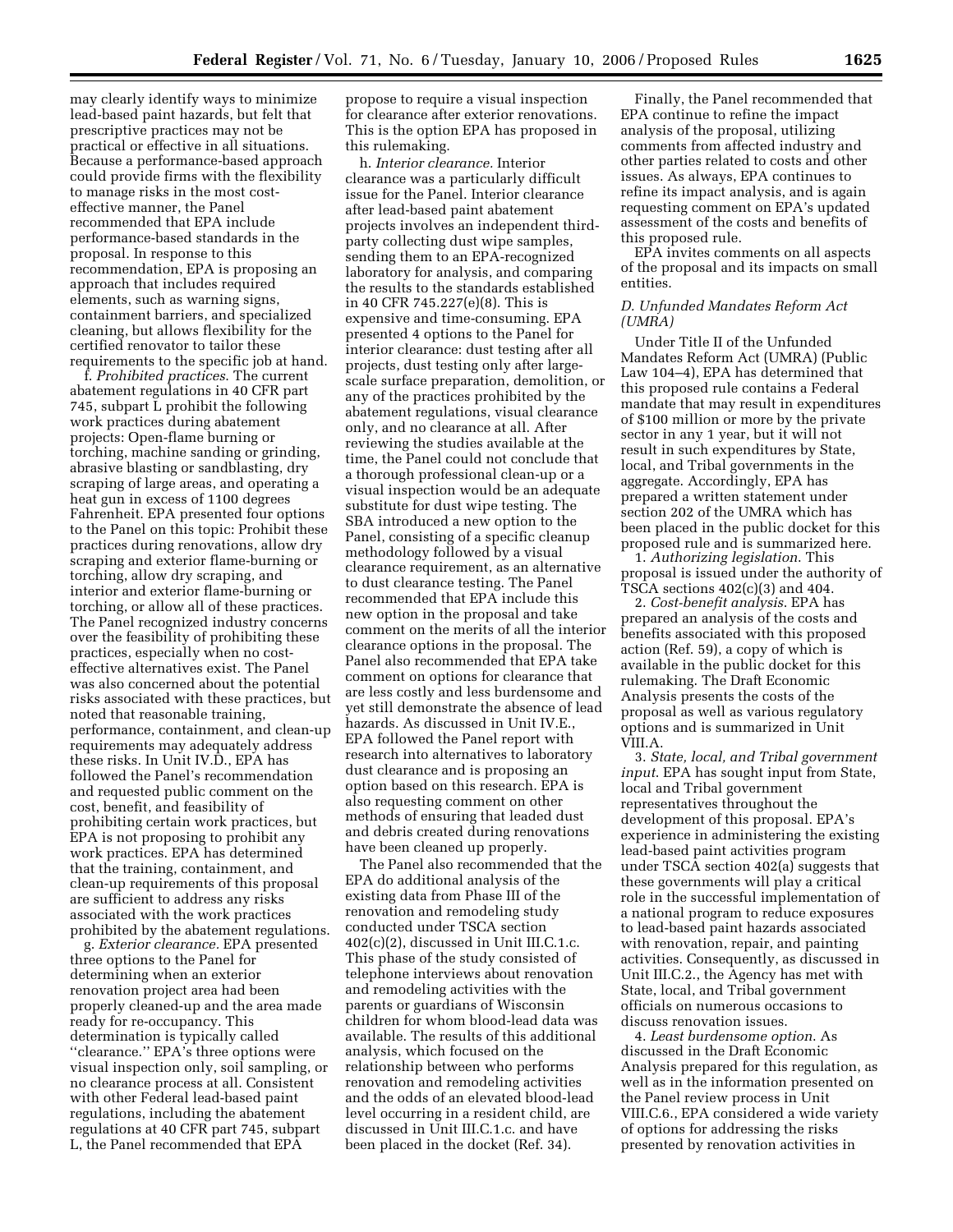may clearly identify ways to minimize lead-based paint hazards, but felt that prescriptive practices may not be practical or effective in all situations. Because a performance-based approach could provide firms with the flexibility to manage risks in the most cost-effective manner, the Panel recommended that EPA include performance-based standards in the proposal. In response to this recommendation, EPA is proposing an approach that includes required elements, such as warning signs, containment barriers, and specialized cleaning, but allows flexibility for the certified renovator to tailor these requirements to the specific job at hand.

f. *Prohibited practices.* The current abatement regulations in 40 CFR part 745, subpart L prohibit the following work practices during abatement projects: Open-flame burning or torching, machine sanding or grinding, abrasive blasting or sandblasting, dry scraping of large areas, and operating a heat gun in excess of 1100 degrees Fahrenheit. EPA presented four options to the Panel on this topic: Prohibit these practices during renovations, allow dry scraping and exterior flame-burning or torching, allow dry scraping, and interior and exterior flame-burning or torching, or allow all of these practices. The Panel recognized industry concerns over the feasibility of prohibiting these practices, especially when no cost-effective alternatives exist. The Panel was also concerned about the potential risks associated with these practices, but noted that reasonable training, performance, containment, and clean-up requirements may adequately address these risks. In Unit IV.D., EPA has followed the Panel's recommendation and requested public comment on the cost, benefit, and feasibility of prohibiting certain work practices, but EPA is not proposing to prohibit any work practices. EPA has determined that the training, containment, and clean-up requirements of this proposal are sufficient to address any risks associated with the work practices prohibited by the abatement regulations.

g. *Exterior clearance.* EPA presented three options to the Panel for determining when an exterior renovation project area had been properly cleaned-up and the area made ready for re-occupancy. This determination is typically called ''clearance.'' EPA's three options were visual inspection only, soil sampling, or no clearance process at all. Consistent with other Federal lead-based paint regulations, including the abatement regulations at 40 CFR part 745, subpart L, the Panel recommended that EPA propose to require a visual inspection for clearance after exterior renovations. This is the option EPA has proposed in this rulemaking.

h. *Interior clearance.* Interior clearance was a particularly difficult issue for the Panel. Interior clearance after lead-based paint abatement projects involves an independent third-party collecting dust wipe samples, sending them to an EPA-recognized laboratory for analysis, and comparing the results to the standards established in 40 CFR 745.227(e)(8). This is expensive and time-consuming. EPA presented 4 options to the Panel for interior clearance: dust testing after all projects, dust testing only after large-scale surface preparation, demolition, or any of the practices prohibited by the abatement regulations, visual clearance only, and no clearance at all. After reviewing the studies available at the time, the Panel could not conclude that a thorough professional clean-up or a visual inspection would be an adequate substitute for dust wipe testing. The SBA introduced a new option to the Panel, consisting of a specific cleanup methodology followed by a visual clearance requirement, as an alternative to dust clearance testing. The Panel recommended that EPA include this new option in the proposal and take comment on the merits of all the interior clearance options in the proposal. The Panel also recommended that EPA take comment on options for clearance that are less costly and less burdensome and yet still demonstrate the absence of lead hazards. As discussed in Unit IV.E., EPA followed the Panel report with research into alternatives to laboratory dust clearance and is proposing an option based on this research. EPA is also requesting comment on other methods of ensuring that leaded dust and debris created during renovations have been cleaned up properly.

The Panel also recommended that the EPA do additional analysis of the existing data from Phase III of the renovation and remodeling study conducted under TSCA section 402(c)(2), discussed in Unit III.C.1.c. This phase of the study consisted of telephone interviews about renovation and remodeling activities with the parents or guardians of Wisconsin children for whom blood-lead data was available. The results of this additional analysis, which focused on the relationship between who performs renovation and remodeling activities and the odds of an elevated blood-lead level occurring in a resident child, are discussed in Unit III.C.1.c. and have been placed in the docket (Ref. 34).

Finally, the Panel recommended that EPA continue to refine the impact analysis of the proposal, utilizing comments from affected industry and other parties related to costs and other issues. As always, EPA continues to refine its impact analysis, and is again requesting comment on EPA's updated assessment of the costs and benefits of this proposed rule.

EPA invites comments on all aspects of the proposal and its impacts on small entities.

### *D. Unfunded Mandates Reform Act (UMRA)*

Under Title II of the Unfunded Mandates Reform Act (UMRA) (Public Law 104–4), EPA has determined that this proposed rule contains a Federal mandate that may result in expenditures of $100 million or more by the private sector in any 1 year, but it will not result in such expenditures by State, local, and Tribal governments in the aggregate. Accordingly, EPA has prepared a written statement under section 202 of the UMRA which has been placed in the public docket for this proposed rule and is summarized here.

1. *Authorizing legislation.* This proposal is issued under the authority of TSCA sections 402(c)(3) and 404.

2. *Cost-benefit analysis.* EPA has prepared an analysis of the costs and benefits associated with this proposed action (Ref. 59), a copy of which is available in the public docket for this rulemaking. The Draft Economic Analysis presents the costs of the proposal as well as various regulatory options and is summarized in Unit VIII.A.

3. *State, local, and Tribal government input.* EPA has sought input from State, local and Tribal government representatives throughout the development of this proposal. EPA's experience in administering the existing lead-based paint activities program under TSCA section 402(a) suggests that these governments will play a critical role in the successful implementation of a national program to reduce exposures to lead-based paint hazards associated with renovation, repair, and painting activities. Consequently, as discussed in Unit III.C.2., the Agency has met with State, local, and Tribal government officials on numerous occasions to discuss renovation issues.

4. *Least burdensome option.* As discussed in the Draft Economic Analysis prepared for this regulation, as well as in the information presented on the Panel review process in Unit VIII.C.6., EPA considered a wide variety of options for addressing the risks presented by renovation activities in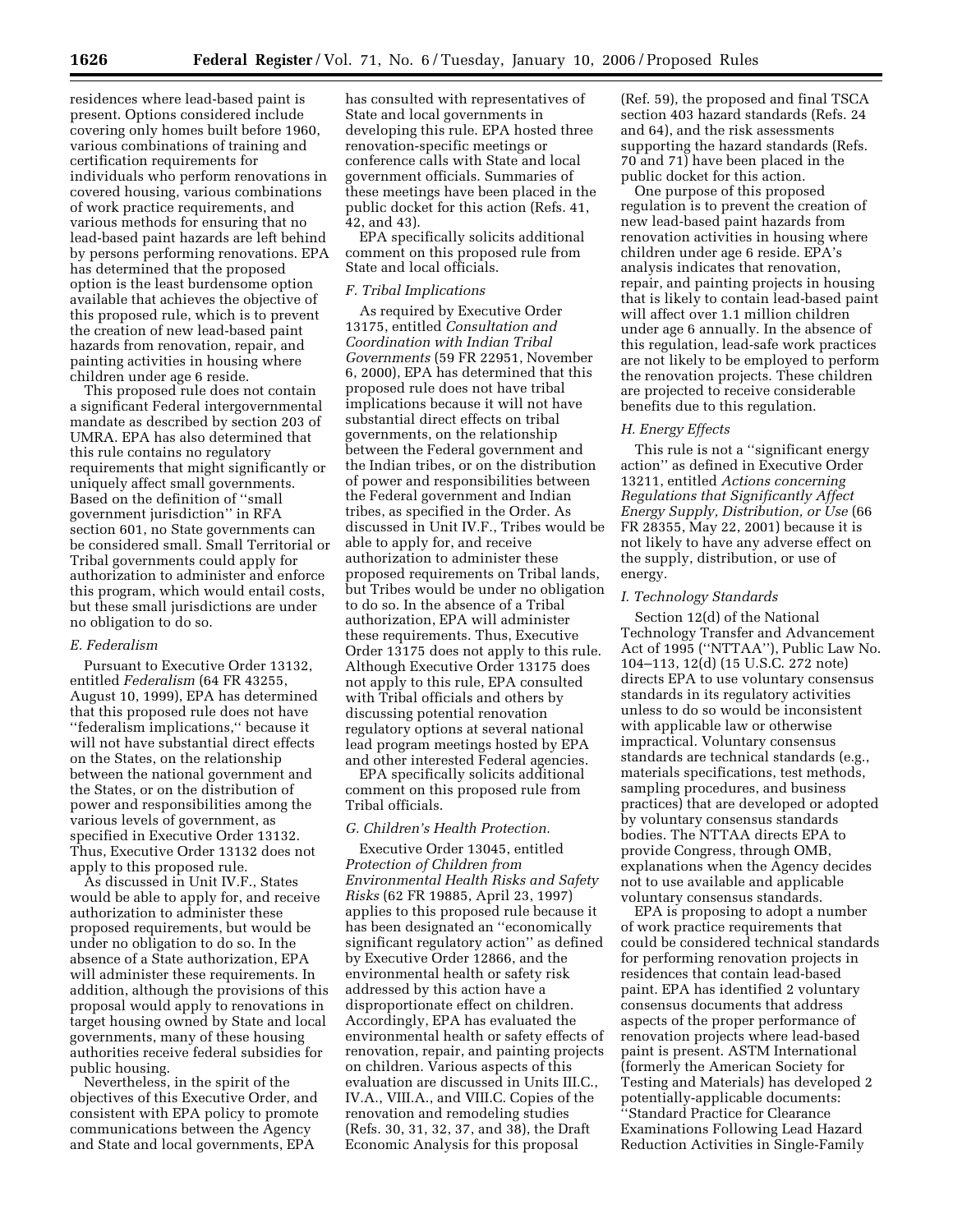residences where lead-based paint is present. Options considered include covering only homes built before 1960, various combinations of training and certification requirements for individuals who perform renovations in covered housing, various combinations of work practice requirements, and various methods for ensuring that no lead-based paint hazards are left behind by persons performing renovations. EPA has determined that the proposed option is the least burdensome option available that achieves the objective of this proposed rule, which is to prevent the creation of new lead-based paint hazards from renovation, repair, and painting activities in housing where children under age 6 reside.

This proposed rule does not contain a significant Federal intergovernmental mandate as described by section 203 of UMRA. EPA has also determined that this rule contains no regulatory requirements that might significantly or uniquely affect small governments. Based on the definition of "small government jurisdiction" in RFA section 601, no State governments can be considered small. Small Territorial or Tribal governments could apply for authorization to administer and enforce this program, which would entail costs, but these small jurisdictions are under no obligation to do so.

### *E. Federalism*

Pursuant to Executive Order 13132, entitled *Federalism* (64 FR 43255, August 10, 1999), EPA has determined that this proposed rule does not have "federalism implications," because it will not have substantial direct effects on the States, on the relationship between the national government and the States, or on the distribution of power and responsibilities among the various levels of government, as specified in Executive Order 13132. Thus, Executive Order 13132 does not apply to this proposed rule.

As discussed in Unit IV.F., States would be able to apply for, and receive authorization to administer these proposed requirements, but would be under no obligation to do so. In the absence of a State authorization, EPA will administer these requirements. In addition, although the provisions of this proposal would apply to renovations in target housing owned by State and local governments, many of these housing authorities receive federal subsidies for public housing.

Nevertheless, in the spirit of the objectives of this Executive Order, and consistent with EPA policy to promote communications between the Agency and State and local governments, EPA has consulted with representatives of State and local governments in developing this rule. EPA hosted three renovation-specific meetings or conference calls with State and local government officials. Summaries of these meetings have been placed in the public docket for this action (Refs. 41, 42, and 43).

EPA specifically solicits additional comment on this proposed rule from State and local officials.

### *F. Tribal Implications*

As required by Executive Order 13175, entitled *Consultation and Coordination with Indian Tribal Governments* (59 FR 22951, November 6, 2000), EPA has determined that this proposed rule does not have tribal implications because it will not have substantial direct effects on tribal governments, on the relationship between the Federal government and the Indian tribes, or on the distribution of power and responsibilities between the Federal government and Indian tribes, as specified in the Order. As discussed in Unit IV.F., Tribes would be able to apply for, and receive authorization to administer these proposed requirements on Tribal lands, but Tribes would be under no obligation to do so. In the absence of a Tribal authorization, EPA will administer these requirements. Thus, Executive Order 13175 does not apply to this rule. Although Executive Order 13175 does not apply to this rule, EPA consulted with Tribal officials and others by discussing potential renovation regulatory options at several national lead program meetings hosted by EPA and other interested Federal agencies.

EPA specifically solicits additional comment on this proposed rule from Tribal officials.

### *G. Children's Health Protection.*

Executive Order 13045, entitled *Protection of Children from Environmental Health Risks and Safety Risks* (62 FR 19885, April 23, 1997) applies to this proposed rule because it has been designated an "economically significant regulatory action" as defined by Executive Order 12866, and the environmental health or safety risk addressed by this action have a disproportionate effect on children. Accordingly, EPA has evaluated the environmental health or safety effects of renovation, repair, and painting projects on children. Various aspects of this evaluation are discussed in Units III.C., IV.A., VIII.A., and VIII.C. Copies of the renovation and remodeling studies (Refs. 30, 31, 32, 37, and 38), the Draft Economic Analysis for this proposal (Ref. 59), the proposed and final TSCA section 403 hazard standards (Refs. 24 and 64), and the risk assessments supporting the hazard standards (Refs. 70 and 71) have been placed in the public docket for this action.

One purpose of this proposed regulation is to prevent the creation of new lead-based paint hazards from renovation activities in housing where children under age 6 reside. EPA's analysis indicates that renovation, repair, and painting projects in housing that is likely to contain lead-based paint will affect over 1.1 million children under age 6 annually. In the absence of this regulation, lead-safe work practices are not likely to be employed to perform the renovation projects. These children are projected to receive considerable benefits due to this regulation.

### *H. Energy Effects*

This rule is not a "significant energy action" as defined in Executive Order 13211, entitled *Actions concerning Regulations that Significantly Affect Energy Supply, Distribution, or Use* (66 FR 28355, May 22, 2001) because it is not likely to have any adverse effect on the supply, distribution, or use of energy.

### *I. Technology Standards*

Section 12(d) of the National Technology Transfer and Advancement Act of 1995 ("NTTAA"), Public Law No. 104–113, 12(d) (15 U.S.C. 272 note) directs EPA to use voluntary consensus standards in its regulatory activities unless to do so would be inconsistent with applicable law or otherwise impractical. Voluntary consensus standards are technical standards (e.g., materials specifications, test methods, sampling procedures, and business practices) that are developed or adopted by voluntary consensus standards bodies. The NTTAA directs EPA to provide Congress, through OMB, explanations when the Agency decides not to use available and applicable voluntary consensus standards.

EPA is proposing to adopt a number of work practice requirements that could be considered technical standards for performing renovation projects in residences that contain lead-based paint. EPA has identified 2 voluntary consensus documents that address aspects of the proper performance of renovation projects where lead-based paint is present. ASTM International (formerly the American Society for Testing and Materials) has developed 2 potentially-applicable documents: "Standard Practice for Clearance Examinations Following Lead Hazard Reduction Activities in Single-Family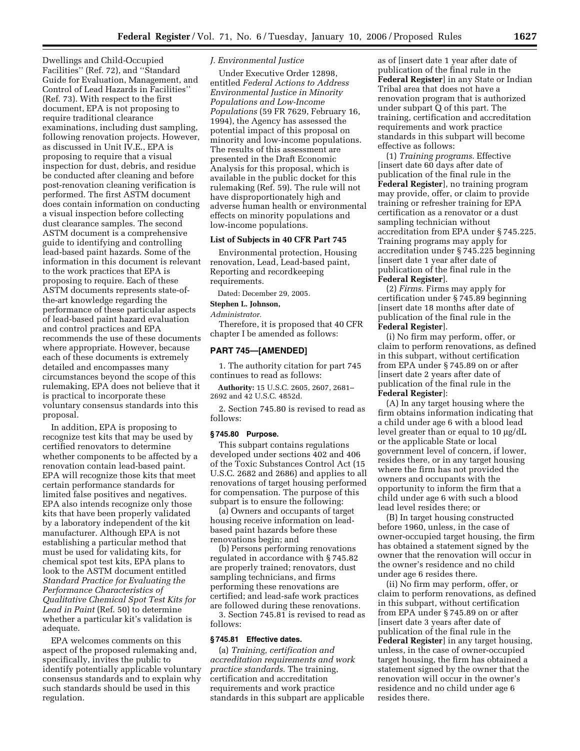Dwellings and Child-Occupied Facilities'' (Ref. 72), and ''Standard Guide for Evaluation, Management, and Control of Lead Hazards in Facilities'' (Ref. 73). With respect to the first document, EPA is not proposing to require traditional clearance examinations, including dust sampling, following renovation projects. However, as discussed in Unit IV.E., EPA is proposing to require that a visual inspection for dust, debris, and residue be conducted after cleaning and before post-renovation cleaning verification is performed. The first ASTM document does contain information on conducting a visual inspection before collecting dust clearance samples. The second ASTM document is a comprehensive guide to identifying and controlling lead-based paint hazards. Some of the information in this document is relevant to the work practices that EPA is proposing to require. Each of these ASTM documents represents state-of-the-art knowledge regarding the performance of these particular aspects of lead-based paint hazard evaluation and control practices and EPA recommends the use of these documents where appropriate. However, because each of these documents is extremely detailed and encompasses many circumstances beyond the scope of this rulemaking, EPA does not believe that it is practical to incorporate these voluntary consensus standards into this proposal.

In addition, EPA is proposing to recognize test kits that may be used by certified renovators to determine whether components to be affected by a renovation contain lead-based paint. EPA will recognize those kits that meet certain performance standards for limited false positives and negatives. EPA also intends recognize only those kits that have been properly validated by a laboratory independent of the kit manufacturer. Although EPA is not establishing a particular method that must be used for validating kits, for chemical spot test kits, EPA plans to look to the ASTM document entitled *Standard Practice for Evaluating the Performance Characteristics of Qualitative Chemical Spot Test Kits for Lead in Paint* (Ref. 50) to determine whether a particular kit's validation is adequate.

EPA welcomes comments on this aspect of the proposed rulemaking and, specifically, invites the public to identify potentially applicable voluntary consensus standards and to explain why such standards should be used in this regulation.

*J. Environmental Justice*

Under Executive Order 12898, entitled *Federal Actions to Address Environmental Justice in Minority Populations and Low-Income Populations* (59 FR 7629, February 16, 1994), the Agency has assessed the potential impact of this proposal on minority and low-income populations. The results of this assessment are presented in the Draft Economic Analysis for this proposal, which is available in the public docket for this rulemaking (Ref. 59). The rule will not have disproportionately high and adverse human health or environmental effects on minority populations and low-income populations.

**List of Subjects in 40 CFR Part 745**

Environmental protection, Housing renovation, Lead, Lead-based paint, Reporting and recordkeeping requirements.

Dated: December 29, 2005.

**Stephen L. Johnson,**

*Administrator.*

Therefore, it is proposed that 40 CFR chapter I be amended as follows:

## PART 745—[AMENDED]

1. The authority citation for part 745 continues to read as follows:

**Authority:** 15 U.S.C. 2605, 2607, 2681–2692 and 42 U.S.C. 4852d.

2. Section 745.80 is revised to read as follows:

### § 745.80 Purpose.

This subpart contains regulations developed under sections 402 and 406 of the Toxic Substances Control Act (15 U.S.C. 2682 and 2686) and applies to all renovations of target housing performed for compensation. The purpose of this subpart is to ensure the following:

(a) Owners and occupants of target housing receive information on lead-based paint hazards before these renovations begin; and

(b) Persons performing renovations regulated in accordance with § 745.82 are properly trained; renovators, dust sampling technicians, and firms performing these renovations are certified; and lead-safe work practices are followed during these renovations.

3. Section 745.81 is revised to read as follows:

### § 745.81 Effective dates.

(a) *Training, certification and accreditation requirements and work practice standards.* The training, certification and accreditation requirements and work practice standards in this subpart are applicable as of [insert date 1 year after date of publication of the final rule in the **Federal Register**] in any State or Indian Tribal area that does not have a renovation program that is authorized under subpart Q of this part. The training, certification and accreditation requirements and work practice standards in this subpart will become effective as follows:

(1) *Training programs.* Effective [insert date 60 days after date of publication of the final rule in the **Federal Register**], no training program may provide, offer, or claim to provide training or refresher training for EPA certification as a renovator or a dust sampling technician without accreditation from EPA under § 745.225. Training programs may apply for accreditation under § 745.225 beginning [insert date 1 year after date of publication of the final rule in the **Federal Register**].

(2) *Firms.* Firms may apply for certification under § 745.89 beginning [insert date 18 months after date of publication of the final rule in the **Federal Register**].

(i) No firm may perform, offer, or claim to perform renovations, as defined in this subpart, without certification from EPA under § 745.89 on or after [insert date 2 years after date of publication of the final rule in the **Federal Register**]:

(A) In any target housing where the firm obtains information indicating that a child under age 6 with a blood lead level greater than or equal to 10 μg/dL or the applicable State or local government level of concern, if lower, resides there, or in any target housing where the firm has not provided the owners and occupants with the opportunity to inform the firm that a child under age 6 with such a blood lead level resides there; or

(B) In target housing constructed before 1960, unless, in the case of owner-occupied target housing, the firm has obtained a statement signed by the owner that the renovation will occur in the owner's residence and no child under age 6 resides there.

(ii) No firm may perform, offer, or claim to perform renovations, as defined in this subpart, without certification from EPA under § 745.89 on or after [insert date 3 years after date of publication of the final rule in the **Federal Register**] in any target housing, unless, in the case of owner-occupied target housing, the firm has obtained a statement signed by the owner that the renovation will occur in the owner's residence and no child under age 6 resides there.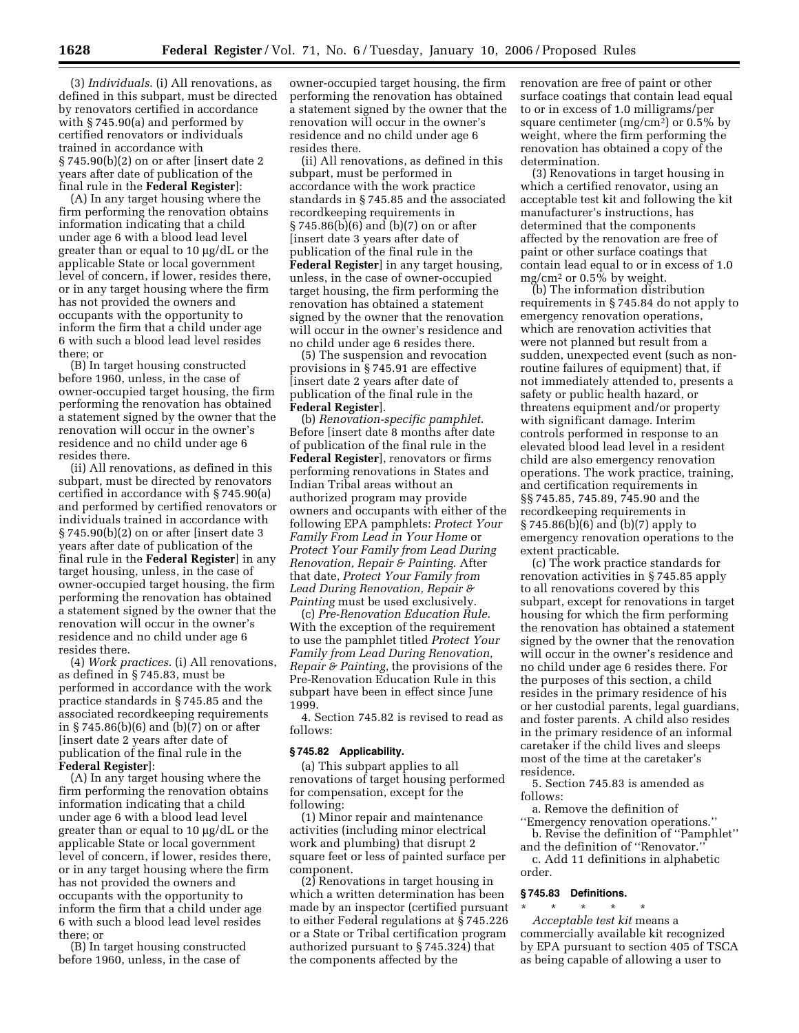(3) *Individuals*. (i) All renovations, as defined in this subpart, must be directed by renovators certified in accordance with § 745.90(a) and performed by certified renovators or individuals trained in accordance with § 745.90(b)(2) on or after [insert date 2 years after date of publication of the final rule in the **Federal Register**]:

(A) In any target housing where the firm performing the renovation obtains information indicating that a child under age 6 with a blood lead level greater than or equal to 10 μg/dL or the applicable State or local government level of concern, if lower, resides there, or in any target housing where the firm has not provided the owners and occupants with the opportunity to inform the firm that a child under age 6 with such a blood lead level resides there; or

(B) In target housing constructed before 1960, unless, in the case of owner-occupied target housing, the firm performing the renovation has obtained a statement signed by the owner that the renovation will occur in the owner's residence and no child under age 6 resides there.

(ii) All renovations, as defined in this subpart, must be directed by renovators certified in accordance with § 745.90(a) and performed by certified renovators or individuals trained in accordance with § 745.90(b)(2) on or after [insert date 3 years after date of publication of the final rule in the **Federal Register**] in any target housing, unless, in the case of owner-occupied target housing, the firm performing the renovation has obtained a statement signed by the owner that the renovation will occur in the owner's residence and no child under age 6 resides there.

(4) *Work practices*. (i) All renovations, as defined in § 745.83, must be performed in accordance with the work practice standards in § 745.85 and the associated recordkeeping requirements in § 745.86(b)(6) and (b)(7) on or after [insert date 2 years after date of publication of the final rule in the **Federal Register**]:

(A) In any target housing where the firm performing the renovation obtains information indicating that a child under age 6 with a blood lead level greater than or equal to 10 μg/dL or the applicable State or local government level of concern, if lower, resides there, or in any target housing where the firm has not provided the owners and occupants with the opportunity to inform the firm that a child under age 6 with such a blood lead level resides there; or

(B) In target housing constructed before 1960, unless, in the case of owner-occupied target housing, the firm performing the renovation has obtained a statement signed by the owner that the renovation will occur in the owner's residence and no child under age 6 resides there.

(ii) All renovations, as defined in this subpart, must be performed in accordance with the work practice standards in § 745.85 and the associated recordkeeping requirements in § 745.86(b)(6) and (b)(7) on or after [insert date 3 years after date of publication of the final rule in the **Federal Register**] in any target housing, unless, in the case of owner-occupied target housing, the firm performing the renovation has obtained a statement signed by the owner that the renovation will occur in the owner's residence and no child under age 6 resides there.

(5) The suspension and revocation provisions in § 745.91 are effective [insert date 2 years after date of publication of the final rule in the **Federal Register**].

(b) *Renovation-specific pamphlet*. Before [insert date 8 months after date of publication of the final rule in the **Federal Register**], renovators or firms performing renovations in States and Indian Tribal areas without an authorized program may provide owners and occupants with either of the following EPA pamphlets: *Protect Your Family From Lead in Your Home* or *Protect Your Family from Lead During Renovation, Repair & Painting*. After that date, *Protect Your Family from Lead During Renovation, Repair & Painting* must be used exclusively.

(c) *Pre-Renovation Education Rule*. With the exception of the requirement to use the pamphlet titled *Protect Your Family from Lead During Renovation, Repair & Painting*, the provisions of the Pre-Renovation Education Rule in this subpart have been in effect since June 1999.

4. Section 745.82 is revised to read as follows:

### § 745.82 Applicability.

(a) This subpart applies to all renovations of target housing performed for compensation, except for the following:

(1) Minor repair and maintenance activities (including minor electrical work and plumbing) that disrupt 2 square feet or less of painted surface per component.

(2) Renovations in target housing in which a written determination has been made by an inspector (certified pursuant to either Federal regulations at § 745.226 or a State or Tribal certification program authorized pursuant to § 745.324) that the components affected by the renovation are free of paint or other surface coatings that contain lead equal to or in excess of 1.0 milligrams/per square centimeter (mg/cm$^2$) or 0.5% by weight, where the firm performing the renovation has obtained a copy of the determination.

(3) Renovations in target housing in which a certified renovator, using an acceptable test kit and following the kit manufacturer's instructions, has determined that the components affected by the renovation are free of paint or other surface coatings that contain lead equal to or in excess of 1.0 mg/cm$^2$ or 0.5% by weight.

(b) The information distribution requirements in § 745.84 do not apply to emergency renovation operations, which are renovation activities that were not planned but result from a sudden, unexpected event (such as non-routine failures of equipment) that, if not immediately attended to, presents a safety or public health hazard, or threatens equipment and/or property with significant damage. Interim controls performed in response to an elevated blood lead level in a resident child are also emergency renovation operations. The work practice, training, and certification requirements in §§ 745.85, 745.89, 745.90 and the recordkeeping requirements in § 745.86(b)(6) and (b)(7) apply to emergency renovation operations to the extent practicable.

(c) The work practice standards for renovation activities in § 745.85 apply to all renovations covered by this subpart, except for renovations in target housing for which the firm performing the renovation has obtained a statement signed by the owner that the renovation will occur in the owner's residence and no child under age 6 resides there. For the purposes of this section, a child resides in the primary residence of his or her custodial parents, legal guardians, and foster parents. A child also resides in the primary residence of an informal caretaker if the child lives and sleeps most of the time at the caretaker's residence.

5. Section 745.83 is amended as follows:

a. Remove the definition of "Emergency renovation operations."

b. Revise the definition of "Pamphlet" and the definition of "Renovator."

c. Add 11 definitions in alphabetic order.

### § 745.83 Definitions.

\* \* \* \* \*

*Acceptable test kit* means a commercially available kit recognized by EPA pursuant to section 405 of TSCA as being capable of allowing a user to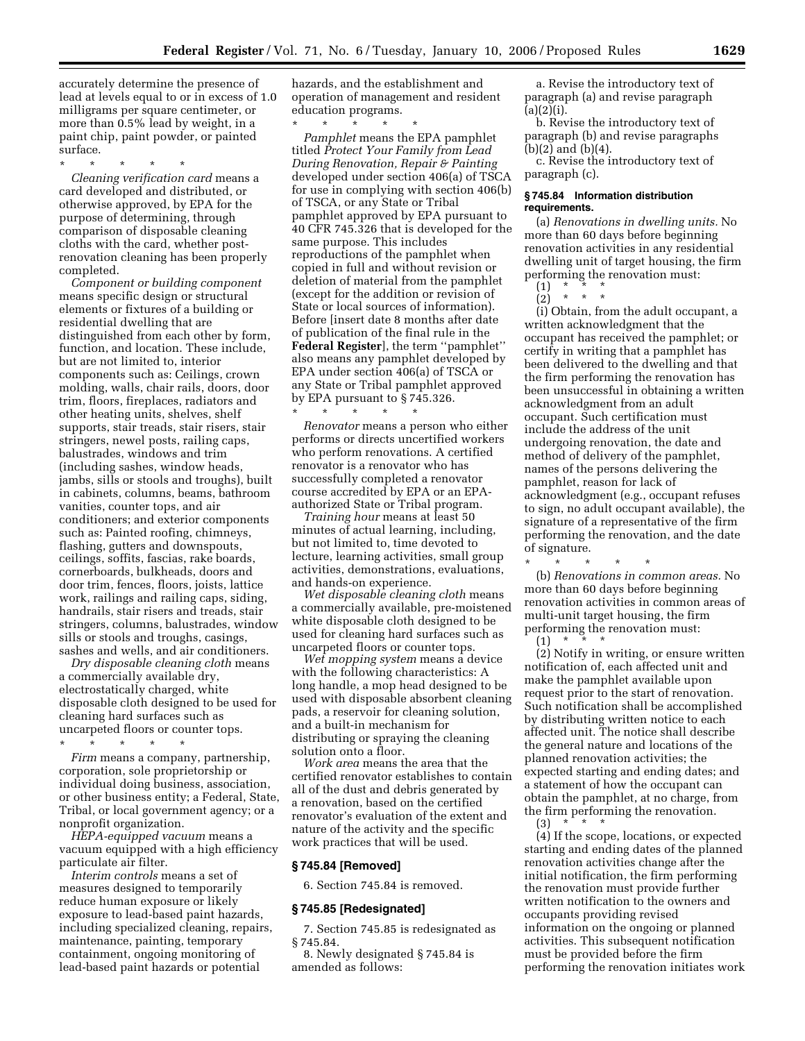accurately determine the presence of lead at levels equal to or in excess of 1.0 milligrams per square centimeter, or more than 0.5% lead by weight, in a paint chip, paint powder, or painted surface.

* * * * *

*Cleaning verification card* means a card developed and distributed, or otherwise approved, by EPA for the purpose of determining, through comparison of disposable cleaning cloths with the card, whether post-renovation cleaning has been properly completed.

*Component or building component* means specific design or structural elements or fixtures of a building or residential dwelling that are distinguished from each other by form, function, and location. These include, but are not limited to, interior components such as: Ceilings, crown molding, walls, chair rails, doors, door trim, floors, fireplaces, radiators and other heating units, shelves, shelf supports, stair treads, stair risers, stair stringers, newel posts, railing caps, balustrades, windows and trim (including sashes, window heads, jambs, sills or stools and troughs), built in cabinets, columns, beams, bathroom vanities, counter tops, and air conditioners; and exterior components such as: Painted roofing, chimneys, flashing, gutters and downspouts, ceilings, soffits, fascias, rake boards, cornerboards, bulkheads, doors and door trim, fences, floors, joists, lattice work, railings and railing caps, siding, handrails, stair risers and treads, stair stringers, columns, balustrades, window sills or stools and troughs, casings, sashes and wells, and air conditioners.

*Dry disposable cleaning cloth* means a commercially available dry, electrostatically charged, white disposable cloth designed to be used for cleaning hard surfaces such as uncarpeted floors or counter tops.

* * * * *

*Firm* means a company, partnership, corporation, sole proprietorship or individual doing business, association, or other business entity; a Federal, State, Tribal, or local government agency; or a nonprofit organization.

*HEPA-equipped vacuum* means a vacuum equipped with a high efficiency particulate air filter.

*Interim controls* means a set of measures designed to temporarily reduce human exposure or likely exposure to lead-based paint hazards, including specialized cleaning, repairs, maintenance, painting, temporary containment, ongoing monitoring of lead-based paint hazards or potential hazards, and the establishment and operation of management and resident education programs.

* * * * *

*Pamphlet* means the EPA pamphlet titled *Protect Your Family from Lead During Renovation, Repair & Painting* developed under section 406(a) of TSCA for use in complying with section 406(b) of TSCA, or any State or Tribal pamphlet approved by EPA pursuant to 40 CFR 745.326 that is developed for the same purpose. This includes reproductions of the pamphlet when copied in full and without revision or deletion of material from the pamphlet (except for the addition or revision of State or local sources of information). Before [insert date 8 months after date of publication of the final rule in the **Federal Register**], the term ''pamphlet'' also means any pamphlet developed by EPA under section 406(a) of TSCA or any State or Tribal pamphlet approved by EPA pursuant to § 745.326.

* * * * *

*Renovator* means a person who either performs or directs uncertified workers who perform renovations. A certified renovator is a renovator who has successfully completed a renovator course accredited by EPA or an EPA-authorized State or Tribal program.

*Training hour* means at least 50 minutes of actual learning, including, but not limited to, time devoted to lecture, learning activities, small group activities, demonstrations, evaluations, and hands-on experience.

*Wet disposable cleaning cloth* means a commercially available, pre-moistened white disposable cloth designed to be used for cleaning hard surfaces such as uncarpeted floors or counter tops.

*Wet mopping system* means a device with the following characteristics: A long handle, a mop head designed to be used with disposable absorbent cleaning pads, a reservoir for cleaning solution, and a built-in mechanism for distributing or spraying the cleaning solution onto a floor.

*Work area* means the area that the certified renovator establishes to contain all of the dust and debris generated by a renovation, based on the certified renovator's evaluation of the extent and nature of the activity and the specific work practices that will be used.

### § 745.84 [Removed]

6. Section 745.84 is removed.

### § 745.85 [Redesignated]

7. Section 745.85 is redesignated as § 745.84.

8. Newly designated § 745.84 is amended as follows:

a. Revise the introductory text of paragraph (a) and revise paragraph (a)(2)(i).

b. Revise the introductory text of paragraph (b) and revise paragraphs (b)(2) and (b)(4).

c. Revise the introductory text of paragraph (c).

### § 745.84 Information distribution requirements.

(a) *Renovations in dwelling units.* No more than 60 days before beginning renovation activities in any residential dwelling unit of target housing, the firm performing the renovation must:

(1) * * *

(2) * * *

(i) Obtain, from the adult occupant, a written acknowledgment that the occupant has received the pamphlet; or certify in writing that a pamphlet has been delivered to the dwelling and that the firm performing the renovation has been unsuccessful in obtaining a written acknowledgment from an adult occupant. Such certification must include the address of the unit undergoing renovation, the date and method of delivery of the pamphlet, names of the persons delivering the pamphlet, reason for lack of acknowledgment (e.g., occupant refuses to sign, no adult occupant available), the signature of a representative of the firm performing the renovation, and the date of signature.

* * * * *

(b) *Renovations in common areas.* No more than 60 days before beginning renovation activities in common areas of multi-unit target housing, the firm performing the renovation must:

(1) * * *

(2) Notify in writing, or ensure written notification of, each affected unit and make the pamphlet available upon request prior to the start of renovation. Such notification shall be accomplished by distributing written notice to each affected unit. The notice shall describe the general nature and locations of the planned renovation activities; the expected starting and ending dates; and a statement of how the occupant can obtain the pamphlet, at no charge, from the firm performing the renovation.

(3) * * *

(4) If the scope, locations, or expected starting and ending dates of the planned renovation activities change after the initial notification, the firm performing the renovation must provide further written notification to the owners and occupants providing revised information on the ongoing or planned activities. This subsequent notification must be provided before the firm performing the renovation initiates work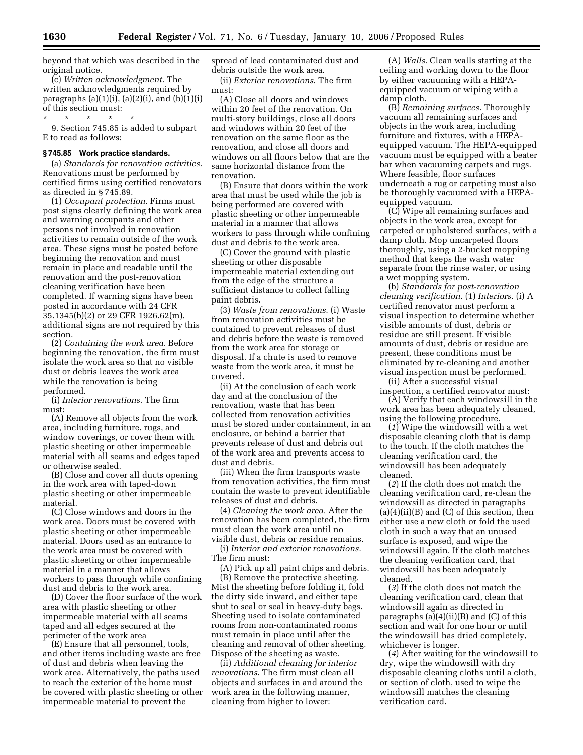beyond that which was described in the original notice.

(c) *Written acknowledgment*. The written acknowledgments required by paragraphs (a)(1)(i), (a)(2)(i), and (b)(1)(i) of this section must:

\* \* \* \* \*

9. Section 745.85 is added to subpart E to read as follows:

### § 745.85 Work practice standards.

(a) *Standards for renovation activities*. Renovations must be performed by certified firms using certified renovators as directed in § 745.89.

(1) *Occupant protection*. Firms must post signs clearly defining the work area and warning occupants and other persons not involved in renovation activities to remain outside of the work area. These signs must be posted before beginning the renovation and must remain in place and readable until the renovation and the post-renovation cleaning verification have been completed. If warning signs have been posted in accordance with 24 CFR 35.1345(b)(2) or 29 CFR 1926.62(m), additional signs are not required by this section.

(2) *Containing the work area*. Before beginning the renovation, the firm must isolate the work area so that no visible dust or debris leaves the work area while the renovation is being performed.

(i) *Interior renovations*. The firm must:

(A) Remove all objects from the work area, including furniture, rugs, and window coverings, or cover them with plastic sheeting or other impermeable material with all seams and edges taped or otherwise sealed.

(B) Close and cover all ducts opening in the work area with taped-down plastic sheeting or other impermeable material.

(C) Close windows and doors in the work area. Doors must be covered with plastic sheeting or other impermeable material. Doors used as an entrance to the work area must be covered with plastic sheeting or other impermeable material in a manner that allows workers to pass through while confining dust and debris to the work area.

(D) Cover the floor surface of the work area with plastic sheeting or other impermeable material with all seams taped and all edges secured at the perimeter of the work area

(E) Ensure that all personnel, tools, and other items including waste are free of dust and debris when leaving the work area. Alternatively, the paths used to reach the exterior of the home must be covered with plastic sheeting or other impermeable material to prevent the spread of lead contaminated dust and debris outside the work area.

(ii) *Exterior renovations*. The firm must:

(A) Close all doors and windows within 20 feet of the renovation. On multi-story buildings, close all doors and windows within 20 feet of the renovation on the same floor as the renovation, and close all doors and windows on all floors below that are the same horizontal distance from the renovation.

(B) Ensure that doors within the work area that must be used while the job is being performed are covered with plastic sheeting or other impermeable material in a manner that allows workers to pass through while confining dust and debris to the work area.

(C) Cover the ground with plastic sheeting or other disposable impermeable material extending out from the edge of the structure a sufficient distance to collect falling paint debris.

(3) *Waste from renovations*. (i) Waste from renovation activities must be contained to prevent releases of dust and debris before the waste is removed from the work area for storage or disposal. If a chute is used to remove waste from the work area, it must be covered.

(ii) At the conclusion of each work day and at the conclusion of the renovation, waste that has been collected from renovation activities must be stored under containment, in an enclosure, or behind a barrier that prevents release of dust and debris out of the work area and prevents access to dust and debris.

(iii) When the firm transports waste from renovation activities, the firm must contain the waste to prevent identifiable releases of dust and debris.

(4) *Cleaning the work area*. After the renovation has been completed, the firm must clean the work area until no visible dust, debris or residue remains.

(i) *Interior and exterior renovations*. The firm must:

(A) Pick up all paint chips and debris.

(B) Remove the protective sheeting. Mist the sheeting before folding it, fold the dirty side inward, and either tape shut to seal or seal in heavy-duty bags. Sheeting used to isolate contaminated rooms from non-contaminated rooms must remain in place until after the cleaning and removal of other sheeting. Dispose of the sheeting as waste.

(ii) *Additional cleaning for interior renovations*. The firm must clean all objects and surfaces in and around the work area in the following manner, cleaning from higher to lower:

(A) *Walls*. Clean walls starting at the ceiling and working down to the floor by either vacuuming with a HEPA-equipped vacuum or wiping with a damp cloth.

(B) *Remaining surfaces*. Thoroughly vacuum all remaining surfaces and objects in the work area, including furniture and fixtures, with a HEPA-equipped vacuum. The HEPA-equipped vacuum must be equipped with a beater bar when vacuuming carpets and rugs. Where feasible, floor surfaces underneath a rug or carpeting must also be thoroughly vacuumed with a HEPA-equipped vacuum.

(C) Wipe all remaining surfaces and objects in the work area, except for carpeted or upholstered surfaces, with a damp cloth. Mop uncarpeted floors thoroughly, using a 2-bucket mopping method that keeps the wash water separate from the rinse water, or using a wet mopping system.

(b) *Standards for post-renovation cleaning verification*. (1) *Interiors*. (i) A certified renovator must perform a visual inspection to determine whether visible amounts of dust, debris or residue are still present. If visible amounts of dust, debris or residue are present, these conditions must be eliminated by re-cleaning and another visual inspection must be performed.

(ii) After a successful visual inspection, a certified renovator must:

(A) Verify that each windowsill in the work area has been adequately cleaned, using the following procedure.

(*1*) Wipe the windowsill with a wet disposable cleaning cloth that is damp to the touch. If the cloth matches the cleaning verification card, the windowsill has been adequately cleaned.

(*2*) If the cloth does not match the cleaning verification card, re-clean the windowsill as directed in paragraphs (a)(4)(ii)(B) and (C) of this section, then either use a new cloth or fold the used cloth in such a way that an unused surface is exposed, and wipe the windowsill again. If the cloth matches the cleaning verification card, that windowsill has been adequately cleaned.

(*3*) If the cloth does not match the cleaning verification card, clean that windowsill again as directed in paragraphs (a)(4)(ii)(B) and (C) of this section and wait for one hour or until the windowsill has dried completely, whichever is longer.

(*4*) After waiting for the windowsill to dry, wipe the windowsill with dry disposable cleaning cloths until a cloth, or section of cloth, used to wipe the windowsill matches the cleaning verification card.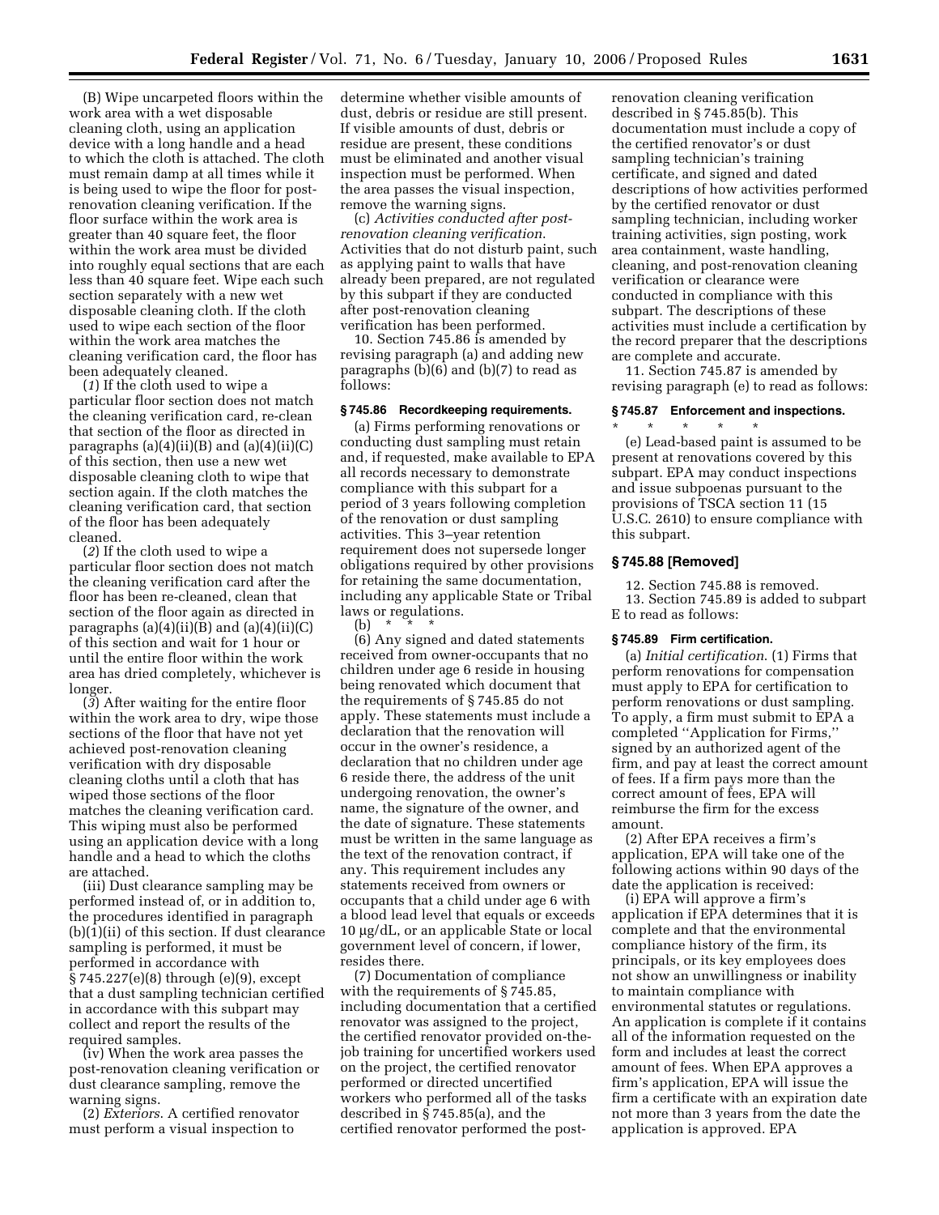(B) Wipe uncarpeted floors within the work area with a wet disposable cleaning cloth, using an application device with a long handle and a head to which the cloth is attached. The cloth must remain damp at all times while it is being used to wipe the floor for post-renovation cleaning verification. If the floor surface within the work area is greater than 40 square feet, the floor within the work area must be divided into roughly equal sections that are each less than 40 square feet. Wipe each such section separately with a new wet disposable cleaning cloth. If the cloth used to wipe each section of the floor within the work area matches the cleaning verification card, the floor has been adequately cleaned.

(*1*) If the cloth used to wipe a particular floor section does not match the cleaning verification card, re-clean that section of the floor as directed in paragraphs (a)(4)(ii)(B) and (a)(4)(ii)(C) of this section, then use a new wet disposable cleaning cloth to wipe that section again. If the cloth matches the cleaning verification card, that section of the floor has been adequately cleaned.

(*2*) If the cloth used to wipe a particular floor section does not match the cleaning verification card after the floor has been re-cleaned, clean that section of the floor again as directed in paragraphs (a)(4)(ii)(B) and (a)(4)(ii)(C) of this section and wait for 1 hour or until the entire floor within the work area has dried completely, whichever is longer.

(*3*) After waiting for the entire floor within the work area to dry, wipe those sections of the floor that have not yet achieved post-renovation cleaning verification with dry disposable cleaning cloths until a cloth that has wiped those sections of the floor matches the cleaning verification card. This wiping must also be performed using an application device with a long handle and a head to which the cloths are attached.

(iii) Dust clearance sampling may be performed instead of, or in addition to, the procedures identified in paragraph (b)(1)(ii) of this section. If dust clearance sampling is performed, it must be performed in accordance with § 745.227(e)(8) through (e)(9), except that a dust sampling technician certified in accordance with this subpart may collect and report the results of the required samples.

(iv) When the work area passes the post-renovation cleaning verification or dust clearance sampling, remove the warning signs.

(2) *Exteriors.* A certified renovator must perform a visual inspection to determine whether visible amounts of dust, debris or residue are still present. If visible amounts of dust, debris or residue are present, these conditions must be eliminated and another visual inspection must be performed. When the area passes the visual inspection, remove the warning signs.

(c) *Activities conducted after post-renovation cleaning verification.* Activities that do not disturb paint, such as applying paint to walls that have already been prepared, are not regulated by this subpart if they are conducted after post-renovation cleaning verification has been performed.

10. Section 745.86 is amended by revising paragraph (a) and adding new paragraphs (b)(6) and (b)(7) to read as follows:

### § 745.86 Recordkeeping requirements.

(a) Firms performing renovations or conducting dust sampling must retain and, if requested, make available to EPA all records necessary to demonstrate compliance with this subpart for a period of 3 years following completion of the renovation or dust sampling activities. This 3–year retention requirement does not supersede longer obligations required by other provisions for retaining the same documentation, including any applicable State or Tribal laws or regulations.

(b) * * *

(6) Any signed and dated statements received from owner-occupants that no children under age 6 reside in housing being renovated which document that the requirements of § 745.85 do not apply. These statements must include a declaration that the renovation will occur in the owner's residence, a declaration that no children under age 6 reside there, the address of the unit undergoing renovation, the owner's name, the signature of the owner, and the date of signature. These statements must be written in the same language as the text of the renovation contract, if any. This requirement includes any statements received from owners or occupants that a child under age 6 with a blood lead level that equals or exceeds 10 µg/dL, or an applicable State or local government level of concern, if lower, resides there.

(7) Documentation of compliance with the requirements of § 745.85, including documentation that a certified renovator was assigned to the project, the certified renovator provided on-the-job training for uncertified workers used on the project, the certified renovator performed or directed uncertified workers who performed all of the tasks described in § 745.85(a), and the certified renovator performed the post-renovation cleaning verification described in § 745.85(b). This documentation must include a copy of the certified renovator's or dust sampling technician's training certificate, and signed and dated descriptions of how activities performed by the certified renovator or dust sampling technician, including worker training activities, sign posting, work area containment, waste handling, cleaning, and post-renovation cleaning verification or clearance were conducted in compliance with this subpart. The descriptions of these activities must include a certification by the record preparer that the descriptions are complete and accurate.

11. Section 745.87 is amended by revising paragraph (e) to read as follows:

### § 745.87 Enforcement and inspections.

\* \* \* \* \*

(e) Lead-based paint is assumed to be present at renovations covered by this subpart. EPA may conduct inspections and issue subpoenas pursuant to the provisions of TSCA section 11 (15 U.S.C. 2610) to ensure compliance with this subpart.

### § 745.88 [Removed]

12. Section 745.88 is removed.

13. Section 745.89 is added to subpart E to read as follows:

### § 745.89 Firm certification.

(a) *Initial certification.* (1) Firms that perform renovations for compensation must apply to EPA for certification to perform renovations or dust sampling. To apply, a firm must submit to EPA a completed "Application for Firms," signed by an authorized agent of the firm, and pay at least the correct amount of fees. If a firm pays more than the correct amount of fees, EPA will reimburse the firm for the excess amount.

(2) After EPA receives a firm's application, EPA will take one of the following actions within 90 days of the date the application is received:

(i) EPA will approve a firm's application if EPA determines that it is complete and that the environmental compliance history of the firm, its principals, or its key employees does not show an unwillingness or inability to maintain compliance with environmental statutes or regulations. An application is complete if it contains all of the information requested on the form and includes at least the correct amount of fees. When EPA approves a firm's application, EPA will issue the firm a certificate with an expiration date not more than 3 years from the date the application is approved. EPA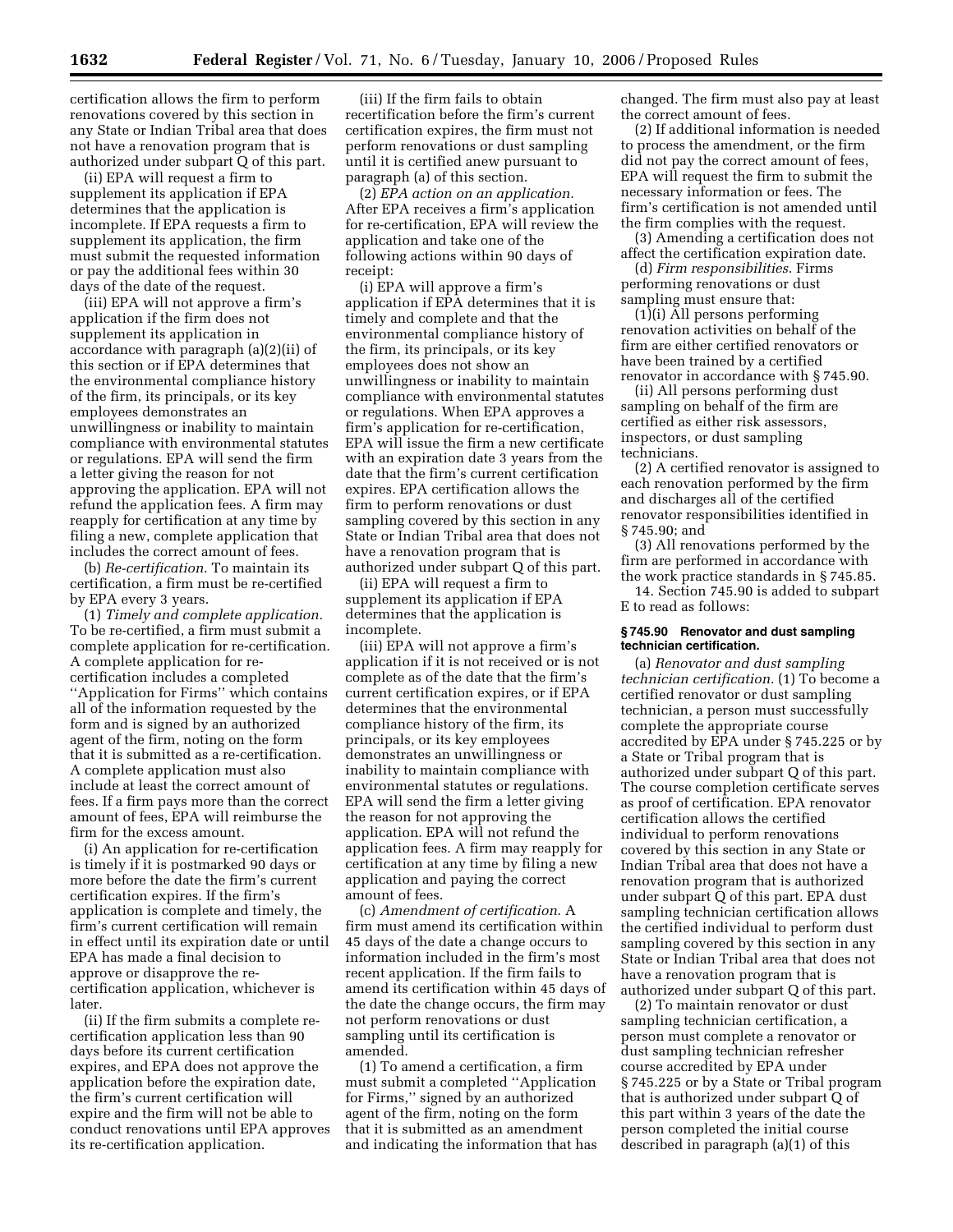certification allows the firm to perform renovations covered by this section in any State or Indian Tribal area that does not have a renovation program that is authorized under subpart Q of this part.

(ii) EPA will request a firm to supplement its application if EPA determines that the application is incomplete. If EPA requests a firm to supplement its application, the firm must submit the requested information or pay the additional fees within 30 days of the date of the request.

(iii) EPA will not approve a firm's application if the firm does not supplement its application in accordance with paragraph (a)(2)(ii) of this section or if EPA determines that the environmental compliance history of the firm, its principals, or its key employees demonstrates an unwillingness or inability to maintain compliance with environmental statutes or regulations. EPA will send the firm a letter giving the reason for not approving the application. EPA will not refund the application fees. A firm may reapply for certification at any time by filing a new, complete application that includes the correct amount of fees.

(b) *Re-certification*. To maintain its certification, a firm must be re-certified by EPA every 3 years.

(1) *Timely and complete application.* To be re-certified, a firm must submit a complete application for re-certification. A complete application for re-certification includes a completed ''Application for Firms'' which contains all of the information requested by the form and is signed by an authorized agent of the firm, noting on the form that it is submitted as a re-certification. A complete application must also include at least the correct amount of fees. If a firm pays more than the correct amount of fees, EPA will reimburse the firm for the excess amount.

(i) An application for re-certification is timely if it is postmarked 90 days or more before the date the firm's current certification expires. If the firm's application is complete and timely, the firm's current certification will remain in effect until its expiration date or until EPA has made a final decision to approve or disapprove the re-certification application, whichever is later.

(ii) If the firm submits a complete re-certification application less than 90 days before its current certification expires, and EPA does not approve the application before the expiration date, the firm's current certification will expire and the firm will not be able to conduct renovations until EPA approves its re-certification application.

(iii) If the firm fails to obtain recertification before the firm's current certification expires, the firm must not perform renovations or dust sampling until it is certified anew pursuant to paragraph (a) of this section.

(2) *EPA action on an application.* After EPA receives a firm's application for re-certification, EPA will review the application and take one of the following actions within 90 days of receipt:

(i) EPA will approve a firm's application if EPA determines that it is timely and complete and that the environmental compliance history of the firm, its principals, or its key employees does not show an unwillingness or inability to maintain compliance with environmental statutes or regulations. When EPA approves a firm's application for re-certification, EPA will issue the firm a new certificate with an expiration date 3 years from the date that the firm's current certification expires. EPA certification allows the firm to perform renovations or dust sampling covered by this section in any State or Indian Tribal area that does not have a renovation program that is authorized under subpart Q of this part.

(ii) EPA will request a firm to supplement its application if EPA determines that the application is incomplete.

(iii) EPA will not approve a firm's application if it is not received or is not complete as of the date that the firm's current certification expires, or if EPA determines that the environmental compliance history of the firm, its principals, or its key employees demonstrates an unwillingness or inability to maintain compliance with environmental statutes or regulations. EPA will send the firm a letter giving the reason for not approving the application. EPA will not refund the application fees. A firm may reapply for certification at any time by filing a new application and paying the correct amount of fees.

(c) *Amendment of certification*. A firm must amend its certification within 45 days of the date a change occurs to information included in the firm's most recent application. If the firm fails to amend its certification within 45 days of the date the change occurs, the firm may not perform renovations or dust sampling until its certification is amended.

(1) To amend a certification, a firm must submit a completed ''Application for Firms,'' signed by an authorized agent of the firm, noting on the form that it is submitted as an amendment and indicating the information that has changed. The firm must also pay at least the correct amount of fees.

(2) If additional information is needed to process the amendment, or the firm did not pay the correct amount of fees, EPA will request the firm to submit the necessary information or fees. The firm's certification is not amended until the firm complies with the request.

(3) Amending a certification does not affect the certification expiration date.

(d) *Firm responsibilities*. Firms performing renovations or dust sampling must ensure that:

(1)(i) All persons performing renovation activities on behalf of the firm are either certified renovators or have been trained by a certified renovator in accordance with § 745.90.

(ii) All persons performing dust sampling on behalf of the firm are certified as either risk assessors, inspectors, or dust sampling technicians.

(2) A certified renovator is assigned to each renovation performed by the firm and discharges all of the certified renovator responsibilities identified in § 745.90; and

(3) All renovations performed by the firm are performed in accordance with the work practice standards in § 745.85.

14. Section 745.90 is added to subpart E to read as follows:

### § 745.90 Renovator and dust sampling technician certification.

(a) *Renovator and dust sampling technician certification.* (1) To become a certified renovator or dust sampling technician, a person must successfully complete the appropriate course accredited by EPA under § 745.225 or by a State or Tribal program that is authorized under subpart Q of this part. The course completion certificate serves as proof of certification. EPA renovator certification allows the certified individual to perform renovations covered by this section in any State or Indian Tribal area that does not have a renovation program that is authorized under subpart Q of this part. EPA dust sampling technician certification allows the certified individual to perform dust sampling covered by this section in any State or Indian Tribal area that does not have a renovation program that is authorized under subpart Q of this part.

(2) To maintain renovator or dust sampling technician certification, a person must complete a renovator or dust sampling technician refresher course accredited by EPA under § 745.225 or by a State or Tribal program that is authorized under subpart Q of this part within 3 years of the date the person completed the initial course described in paragraph (a)(1) of this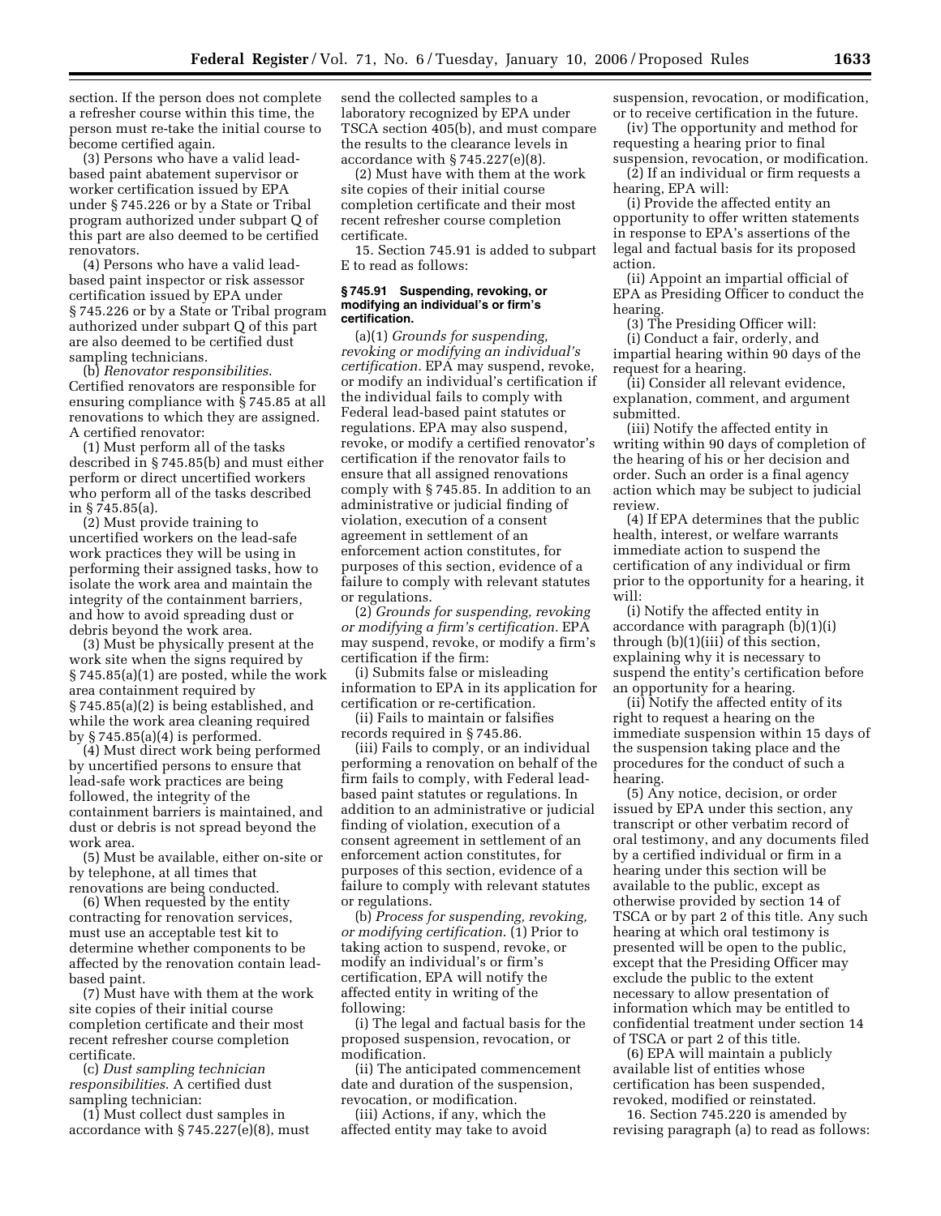section. If the person does not complete a refresher course within this time, the person must re-take the initial course to become certified again.

(3) Persons who have a valid lead-based paint abatement supervisor or worker certification issued by EPA under § 745.226 or by a State or Tribal program authorized under subpart Q of this part are also deemed to be certified renovators.

(4) Persons who have a valid lead-based paint inspector or risk assessor certification issued by EPA under § 745.226 or by a State or Tribal program authorized under subpart Q of this part are also deemed to be certified dust sampling technicians.

(b) *Renovator responsibilities.* Certified renovators are responsible for ensuring compliance with § 745.85 at all renovations to which they are assigned. A certified renovator:

(1) Must perform all of the tasks described in § 745.85(b) and must either perform or direct uncertified workers who perform all of the tasks described in § 745.85(a).

(2) Must provide training to uncertified workers on the lead-safe work practices they will be using in performing their assigned tasks, how to isolate the work area and maintain the integrity of the containment barriers, and how to avoid spreading dust or debris beyond the work area.

(3) Must be physically present at the work site when the signs required by § 745.85(a)(1) are posted, while the work area containment required by § 745.85(a)(2) is being established, and while the work area cleaning required by § 745.85(a)(4) is performed.

(4) Must direct work being performed by uncertified persons to ensure that lead-safe work practices are being followed, the integrity of the containment barriers is maintained, and dust or debris is not spread beyond the work area.

(5) Must be available, either on-site or by telephone, at all times that renovations are being conducted.

(6) When requested by the entity contracting for renovation services, must use an acceptable test kit to determine whether components to be affected by the renovation contain lead-based paint.

(7) Must have with them at the work site copies of their initial course completion certificate and their most recent refresher course completion certificate.

(c) *Dust sampling technician responsibilities*. A certified dust sampling technician:

(1) Must collect dust samples in accordance with § 745.227(e)(8), must send the collected samples to a laboratory recognized by EPA under TSCA section 405(b), and must compare the results to the clearance levels in accordance with § 745.227(e)(8).

(2) Must have with them at the work site copies of their initial course completion certificate and their most recent refresher course completion certificate.

15. Section 745.91 is added to subpart E to read as follows:

#### § 745.91 Suspending, revoking, or modifying an individual's or firm's certification.

(a)(1) *Grounds for suspending, revoking or modifying an individual's certification.* EPA may suspend, revoke, or modify an individual's certification if the individual fails to comply with Federal lead-based paint statutes or regulations. EPA may also suspend, revoke, or modify a certified renovator's certification if the renovator fails to ensure that all assigned renovations comply with § 745.85. In addition to an administrative or judicial finding of violation, execution of a consent agreement in settlement of an enforcement action constitutes, for purposes of this section, evidence of a failure to comply with relevant statutes or regulations.

(2) *Grounds for suspending, revoking or modifying a firm's certification.* EPA may suspend, revoke, or modify a firm's certification if the firm:

(i) Submits false or misleading information to EPA in its application for certification or re-certification.

(ii) Fails to maintain or falsifies records required in § 745.86.

(iii) Fails to comply, or an individual performing a renovation on behalf of the firm fails to comply, with Federal lead-based paint statutes or regulations. In addition to an administrative or judicial finding of violation, execution of a consent agreement in settlement of an enforcement action constitutes, for purposes of this section, evidence of a failure to comply with relevant statutes or regulations.

(b) *Process for suspending, revoking, or modifying certification*. (1) Prior to taking action to suspend, revoke, or modify an individual's or firm's certification, EPA will notify the affected entity in writing of the following:

(i) The legal and factual basis for the proposed suspension, revocation, or modification.

(ii) The anticipated commencement date and duration of the suspension, revocation, or modification.

(iii) Actions, if any, which the affected entity may take to avoid suspension, revocation, or modification, or to receive certification in the future.

(iv) The opportunity and method for requesting a hearing prior to final suspension, revocation, or modification.

(2) If an individual or firm requests a hearing, EPA will:

(i) Provide the affected entity an opportunity to offer written statements in response to EPA's assertions of the legal and factual basis for its proposed action.

(ii) Appoint an impartial official of EPA as Presiding Officer to conduct the hearing.

(3) The Presiding Officer will:

(i) Conduct a fair, orderly, and impartial hearing within 90 days of the request for a hearing.

(ii) Consider all relevant evidence, explanation, comment, and argument submitted.

(iii) Notify the affected entity in writing within 90 days of completion of the hearing of his or her decision and order. Such an order is a final agency action which may be subject to judicial review.

(4) If EPA determines that the public health, interest, or welfare warrants immediate action to suspend the certification of any individual or firm prior to the opportunity for a hearing, it will:

(i) Notify the affected entity in accordance with paragraph (b)(1)(i) through (b)(1)(iii) of this section, explaining why it is necessary to suspend the entity's certification before an opportunity for a hearing.

(ii) Notify the affected entity of its right to request a hearing on the immediate suspension within 15 days of the suspension taking place and the procedures for the conduct of such a hearing.

(5) Any notice, decision, or order issued by EPA under this section, any transcript or other verbatim record of oral testimony, and any documents filed by a certified individual or firm in a hearing under this section will be available to the public, except as otherwise provided by section 14 of TSCA or by part 2 of this title. Any such hearing at which oral testimony is presented will be open to the public, except that the Presiding Officer may exclude the public to the extent necessary to allow presentation of information which may be entitled to confidential treatment under section 14 of TSCA or part 2 of this title.

(6) EPA will maintain a publicly available list of entities whose certification has been suspended, revoked, modified or reinstated.

16. Section 745.220 is amended by revising paragraph (a) to read as follows: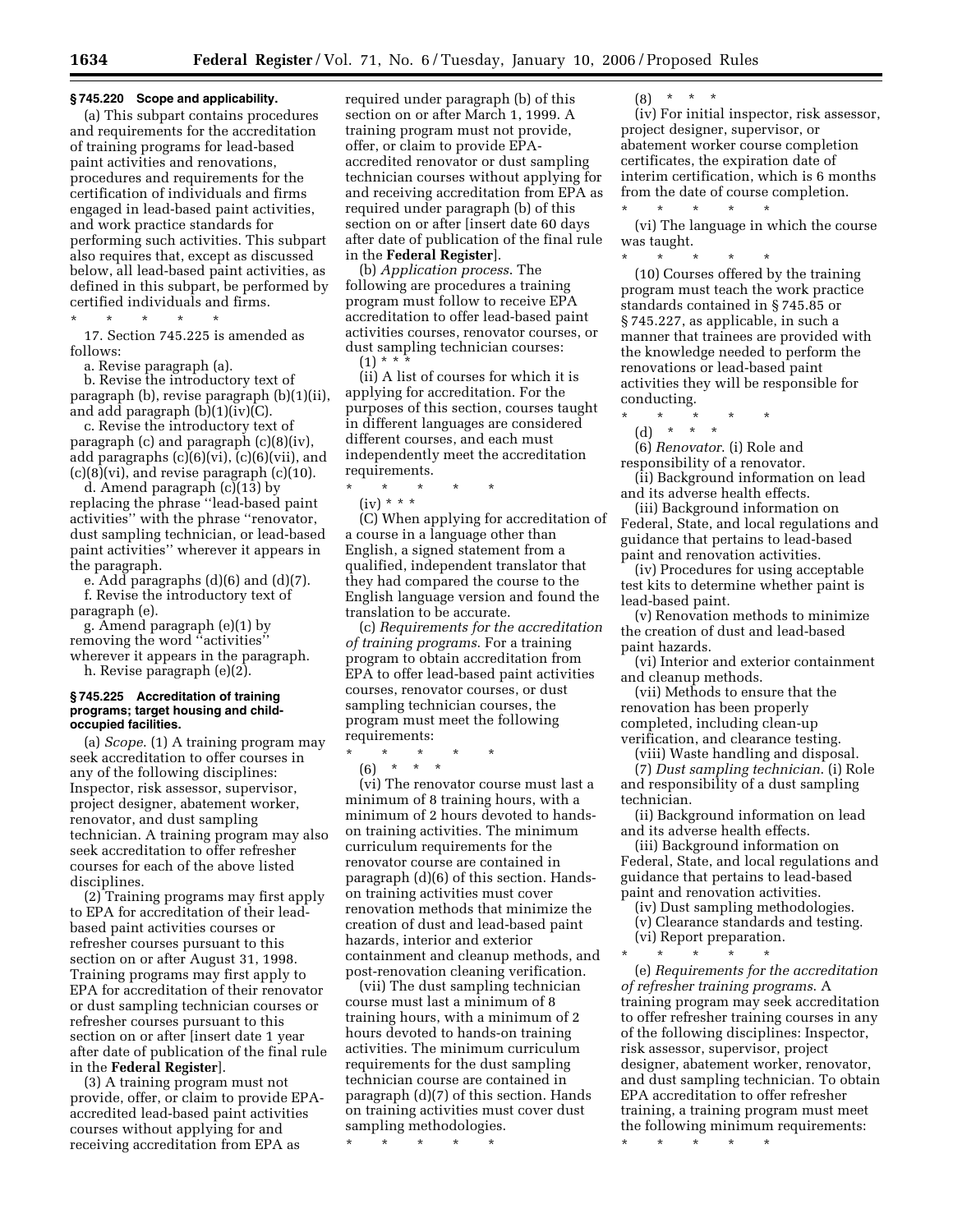**§ 745.220 Scope and applicability.**

(a) This subpart contains procedures and requirements for the accreditation of training programs for lead-based paint activities and renovations, procedures and requirements for the certification of individuals and firms engaged in lead-based paint activities, and work practice standards for performing such activities. This subpart also requires that, except as discussed below, all lead-based paint activities, as defined in this subpart, be performed by certified individuals and firms.

\* \* \* \* \*

17. Section 745.225 is amended as follows:

a. Revise paragraph (a).

b. Revise the introductory text of paragraph (b), revise paragraph (b)(1)(ii), and add paragraph (b)(1)(iv)(C).

c. Revise the introductory text of paragraph (c) and paragraph (c)(8)(iv), add paragraphs (c)(6)(vi), (c)(6)(vii), and (c)(8)(vi), and revise paragraph (c)(10).

d. Amend paragraph (c)(13) by replacing the phrase "lead-based paint activities" with the phrase "renovator, dust sampling technician, or lead-based paint activities" wherever it appears in the paragraph.

e. Add paragraphs (d)(6) and (d)(7).

f. Revise the introductory text of paragraph (e).

g. Amend paragraph (e)(1) by removing the word "activities" wherever it appears in the paragraph.

h. Revise paragraph (e)(2).

**§ 745.225 Accreditation of training programs; target housing and child-occupied facilities.**

(a) *Scope.* (1) A training program may seek accreditation to offer courses in any of the following disciplines: Inspector, risk assessor, supervisor, project designer, abatement worker, renovator, and dust sampling technician. A training program may also seek accreditation to offer refresher courses for each of the above listed disciplines.

(2) Training programs may first apply to EPA for accreditation of their lead-based paint activities courses or refresher courses pursuant to this section on or after August 31, 1998. Training programs may first apply to EPA for accreditation of their renovator or dust sampling technician courses or refresher courses pursuant to this section on or after [insert date 1 year after date of publication of the final rule in the **Federal Register**].

(3) A training program must not provide, offer, or claim to provide EPA-accredited lead-based paint activities courses without applying for and receiving accreditation from EPA as required under paragraph (b) of this section on or after March 1, 1999. A training program must not provide, offer, or claim to provide EPA-accredited renovator or dust sampling technician courses without applying for and receiving accreditation from EPA as required under paragraph (b) of this section on or after [insert date 60 days after date of publication of the final rule in the **Federal Register**].

(b) *Application process.* The following are procedures a training program must follow to receive EPA accreditation to offer lead-based paint activities courses, renovator courses, or dust sampling technician courses:

(1) \* \* \*

(ii) A list of courses for which it is applying for accreditation. For the purposes of this section, courses taught in different languages are considered different courses, and each must independently meet the accreditation requirements.

\* \* \* \* \*

(iv) \* \* \*

(C) When applying for accreditation of a course in a language other than English, a signed statement from a qualified, independent translator that they had compared the course to the English language version and found the translation to be accurate.

(c) *Requirements for the accreditation of training programs.* For a training program to obtain accreditation from EPA to offer lead-based paint activities courses, renovator courses, or dust sampling technician courses, the program must meet the following requirements:

\* \* \* \* \*

(6) \* \* \*

(vi) The renovator course must last a minimum of 8 training hours, with a minimum of 2 hours devoted to hands-on training activities. The minimum curriculum requirements for the renovator course are contained in paragraph (d)(6) of this section. Hands-on training activities must cover renovation methods that minimize the creation of dust and lead-based paint hazards, interior and exterior containment and cleanup methods, and post-renovation cleaning verification.

(vii) The dust sampling technician course must last a minimum of 8 training hours, with a minimum of 2 hours devoted to hands-on training activities. The minimum curriculum requirements for the dust sampling technician course are contained in paragraph (d)(7) of this section. Hands on training activities must cover dust sampling methodologies.

\* \* \* \* \*

(8) \* \* \*

(iv) For initial inspector, risk assessor, project designer, supervisor, or abatement worker course completion certificates, the expiration date of interim certification, which is 6 months from the date of course completion.

\* \* \* \* \*

(vi) The language in which the course was taught.

\* \* \* \* \*

(10) Courses offered by the training program must teach the work practice standards contained in § 745.85 or § 745.227, as applicable, in such a manner that trainees are provided with the knowledge needed to perform the renovations or lead-based paint activities they will be responsible for conducting.

\* \* \* \* \*

(d) \* \* \*

(6) *Renovator.* (i) Role and responsibility of a renovator.

(ii) Background information on lead and its adverse health effects.

(iii) Background information on Federal, State, and local regulations and guidance that pertains to lead-based paint and renovation activities.

(iv) Procedures for using acceptable test kits to determine whether paint is lead-based paint.

(v) Renovation methods to minimize the creation of dust and lead-based paint hazards.

(vi) Interior and exterior containment and cleanup methods.

(vii) Methods to ensure that the renovation has been properly completed, including clean-up verification, and clearance testing.

(viii) Waste handling and disposal.

(7) *Dust sampling technician.* (i) Role and responsibility of a dust sampling technician.

(ii) Background information on lead and its adverse health effects.

(iii) Background information on Federal, State, and local regulations and guidance that pertains to lead-based paint and renovation activities.

(iv) Dust sampling methodologies.

(v) Clearance standards and testing.

(vi) Report preparation.

\* \* \* \* \*

(e) *Requirements for the accreditation of refresher training programs.* A training program may seek accreditation to offer refresher training courses in any of the following disciplines: Inspector, risk assessor, supervisor, project designer, abatement worker, renovator, and dust sampling technician. To obtain EPA accreditation to offer refresher training, a training program must meet the following minimum requirements:

\* \* \* \* \*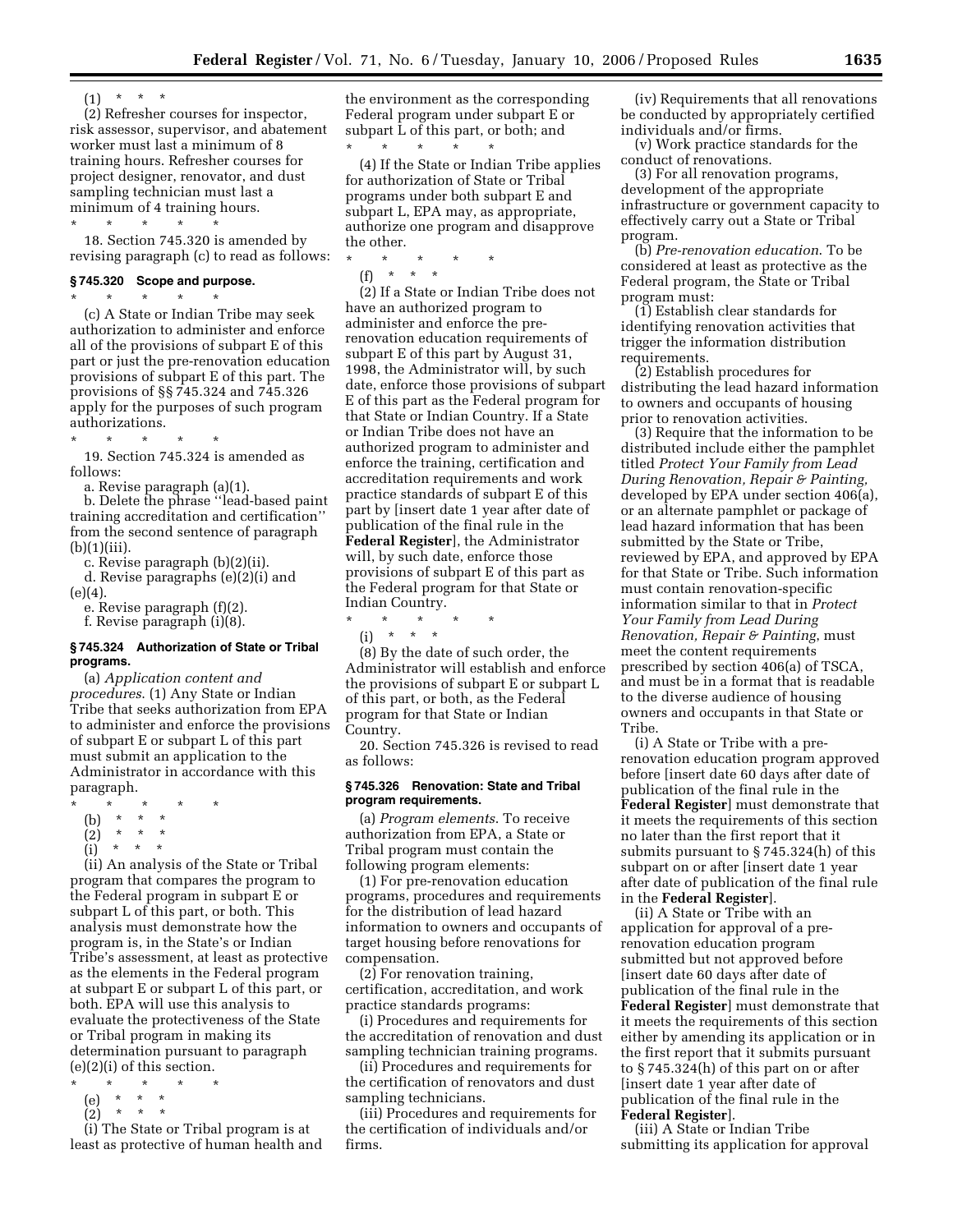(1) * * *

(2) Refresher courses for inspector, risk assessor, supervisor, and abatement worker must last a minimum of 8 training hours. Refresher courses for project designer, renovator, and dust sampling technician must last a minimum of 4 training hours.

\* * * * *

18. Section 745.320 is amended by revising paragraph (c) to read as follows:

### § 745.320 Scope and purpose.

\* * * * *

(c) A State or Indian Tribe may seek authorization to administer and enforce all of the provisions of subpart E of this part or just the pre-renovation education provisions of subpart E of this part. The provisions of §§ 745.324 and 745.326 apply for the purposes of such program authorizations.

\* * * * *

19. Section 745.324 is amended as follows:

a. Revise paragraph (a)(1).

b. Delete the phrase ''lead-based paint training accreditation and certification'' from the second sentence of paragraph (b)(1)(iii).

c. Revise paragraph (b)(2)(ii).

d. Revise paragraphs (e)(2)(i) and (e)(4).

e. Revise paragraph (f)(2).

f. Revise paragraph (i)(8).

### § 745.324 Authorization of State or Tribal programs.

(a) *Application content and procedures.* (1) Any State or Indian Tribe that seeks authorization from EPA to administer and enforce the provisions of subpart E or subpart L of this part must submit an application to the Administrator in accordance with this paragraph.

\* * * * *

(b) * * *

(2) * * *

(i) * * *

(ii) An analysis of the State or Tribal program that compares the program to the Federal program in subpart E or subpart L of this part, or both. This analysis must demonstrate how the program is, in the State's or Indian Tribe's assessment, at least as protective as the elements in the Federal program at subpart E or subpart L of this part, or both. EPA will use this analysis to evaluate the protectiveness of the State or Tribal program in making its determination pursuant to paragraph (e)(2)(i) of this section.

\* * * * *

(e) * * *

(2) * * *

(i) The State or Tribal program is at least as protective of human health and the environment as the corresponding Federal program under subpart E or subpart L of this part, or both; and

\* * * * *

(4) If the State or Indian Tribe applies for authorization of State or Tribal programs under both subpart E and subpart L, EPA may, as appropriate, authorize one program and disapprove the other.

\* * * * *

(f) * * *

(2) If a State or Indian Tribe does not have an authorized program to administer and enforce the pre-renovation education requirements of subpart E of this part by August 31, 1998, the Administrator will, by such date, enforce those provisions of subpart E of this part as the Federal program for that State or Indian Country. If a State or Indian Tribe does not have an authorized program to administer and enforce the training, certification and accreditation requirements and work practice standards of subpart E of this part by [insert date 1 year after date of publication of the final rule in the **Federal Register**], the Administrator will, by such date, enforce those provisions of subpart E of this part as the Federal program for that State or Indian Country.

\* * * * *

(i) * * *

(8) By the date of such order, the Administrator will establish and enforce the provisions of subpart E or subpart L of this part, or both, as the Federal program for that State or Indian Country.

20. Section 745.326 is revised to read as follows:

### § 745.326 Renovation: State and Tribal program requirements.

(a) *Program elements.* To receive authorization from EPA, a State or Tribal program must contain the following program elements:

(1) For pre-renovation education programs, procedures and requirements for the distribution of lead hazard information to owners and occupants of target housing before renovations for compensation.

(2) For renovation training, certification, accreditation, and work practice standards programs:

(i) Procedures and requirements for the accreditation of renovation and dust sampling technician training programs.

(ii) Procedures and requirements for the certification of renovators and dust sampling technicians.

(iii) Procedures and requirements for the certification of individuals and/or firms.

(iv) Requirements that all renovations be conducted by appropriately certified individuals and/or firms.

(v) Work practice standards for the conduct of renovations.

(3) For all renovation programs, development of the appropriate infrastructure or government capacity to effectively carry out a State or Tribal program.

(b) *Pre-renovation education.* To be considered at least as protective as the Federal program, the State or Tribal program must:

(1) Establish clear standards for identifying renovation activities that trigger the information distribution requirements.

(2) Establish procedures for distributing the lead hazard information to owners and occupants of housing prior to renovation activities.

(3) Require that the information to be distributed include either the pamphlet titled *Protect Your Family from Lead During Renovation, Repair & Painting,* developed by EPA under section 406(a), or an alternate pamphlet or package of lead hazard information that has been submitted by the State or Tribe, reviewed by EPA, and approved by EPA for that State or Tribe. Such information must contain renovation-specific information similar to that in *Protect Your Family from Lead During Renovation, Repair & Painting*, must meet the content requirements prescribed by section 406(a) of TSCA, and must be in a format that is readable to the diverse audience of housing owners and occupants in that State or Tribe.

(i) A State or Tribe with a pre-renovation education program approved before [insert date 60 days after date of publication of the final rule in the **Federal Register**] must demonstrate that it meets the requirements of this section no later than the first report that it submits pursuant to § 745.324(h) of this subpart on or after [insert date 1 year after date of publication of the final rule in the **Federal Register**].

(ii) A State or Tribe with an application for approval of a pre-renovation education program submitted but not approved before [insert date 60 days after date of publication of the final rule in the **Federal Register**] must demonstrate that it meets the requirements of this section either by amending its application or in the first report that it submits pursuant to § 745.324(h) of this part on or after [insert date 1 year after date of publication of the final rule in the **Federal Register**].

(iii) A State or Indian Tribe submitting its application for approval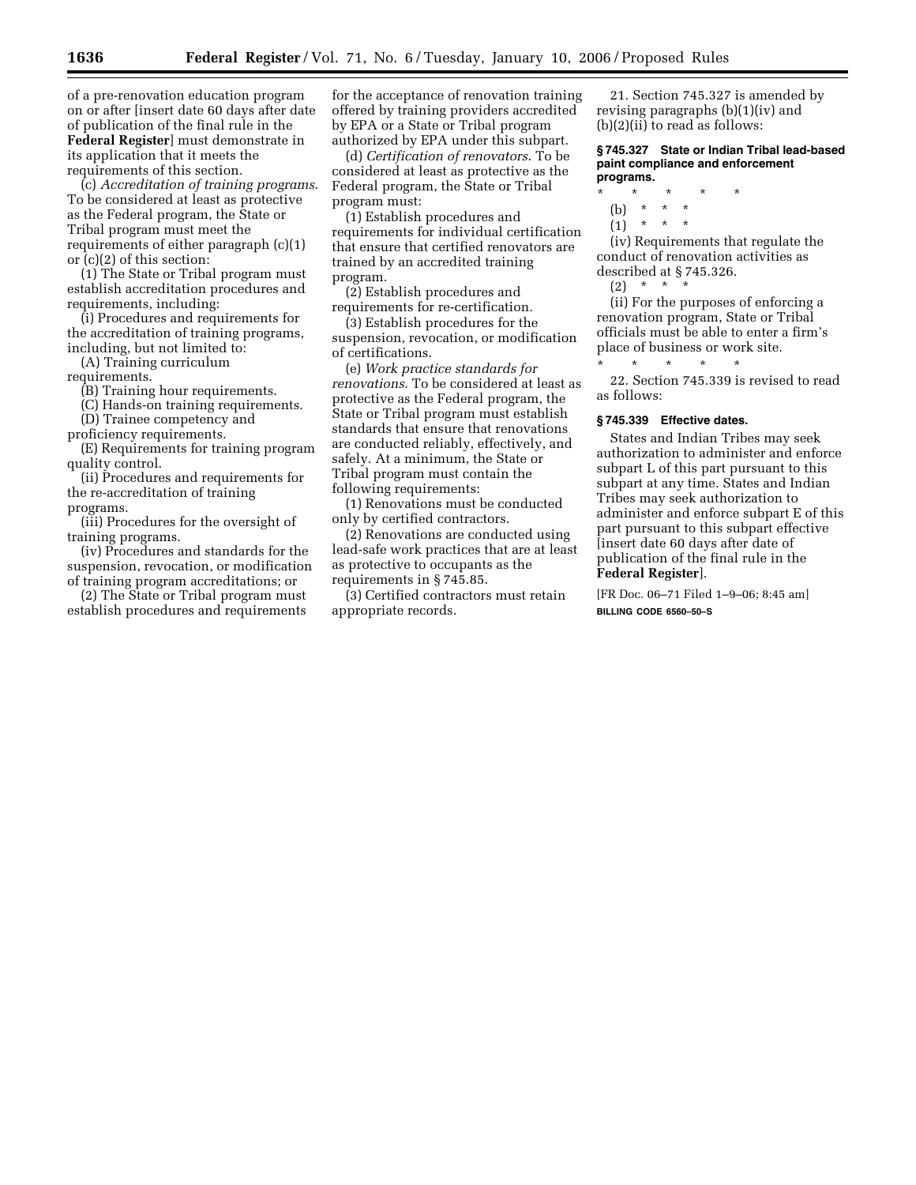of a pre-renovation education program on or after [insert date 60 days after date of publication of the final rule in the **Federal Register**] must demonstrate in its application that it meets the requirements of this section.

(c) *Accreditation of training programs*. To be considered at least as protective as the Federal program, the State or Tribal program must meet the requirements of either paragraph (c)(1) or (c)(2) of this section:

(1) The State or Tribal program must establish accreditation procedures and requirements, including:

(i) Procedures and requirements for the accreditation of training programs, including, but not limited to:

(A) Training curriculum requirements.

(B) Training hour requirements.

(C) Hands-on training requirements.

(D) Trainee competency and proficiency requirements.

(E) Requirements for training program quality control.

(ii) Procedures and requirements for the re-accreditation of training programs.

(iii) Procedures for the oversight of training programs.

(iv) Procedures and standards for the suspension, revocation, or modification of training program accreditations; or

(2) The State or Tribal program must establish procedures and requirements for the acceptance of renovation training offered by training providers accredited by EPA or a State or Tribal program authorized by EPA under this subpart.

(d) *Certification of renovators*. To be considered at least as protective as the Federal program, the State or Tribal program must:

(1) Establish procedures and requirements for individual certification that ensure that certified renovators are trained by an accredited training program.

(2) Establish procedures and requirements for re-certification.

(3) Establish procedures for the suspension, revocation, or modification of certifications.

(e) *Work practice standards for renovations*. To be considered at least as protective as the Federal program, the State or Tribal program must establish standards that ensure that renovations are conducted reliably, effectively, and safely. At a minimum, the State or Tribal program must contain the following requirements:

(1) Renovations must be conducted only by certified contractors.

(2) Renovations are conducted using lead-safe work practices that are at least as protective to occupants as the requirements in § 745.85.

(3) Certified contractors must retain appropriate records.

21. Section 745.327 is amended by revising paragraphs (b)(1)(iv) and (b)(2)(ii) to read as follows:

**§ 745.327 State or Indian Tribal lead-based paint compliance and enforcement programs.**

\* \* \* \* \*

(b) \* \* \*

(1) \* \* \*

(iv) Requirements that regulate the conduct of renovation activities as described at § 745.326.

(2) \* \* \*

(ii) For the purposes of enforcing a renovation program, State or Tribal officials must be able to enter a firm's place of business or work site.

\* \* \* \* \*

22. Section 745.339 is revised to read as follows:

**§ 745.339 Effective dates.**

States and Indian Tribes may seek authorization to administer and enforce subpart L of this part pursuant to this subpart at any time. States and Indian Tribes may seek authorization to administer and enforce subpart E of this part pursuant to this subpart effective [insert date 60 days after date of publication of the final rule in the **Federal Register**].

[FR Doc. 06–71 Filed 1–9–06; 8:45 am]

**BILLING CODE 6560–50–S**